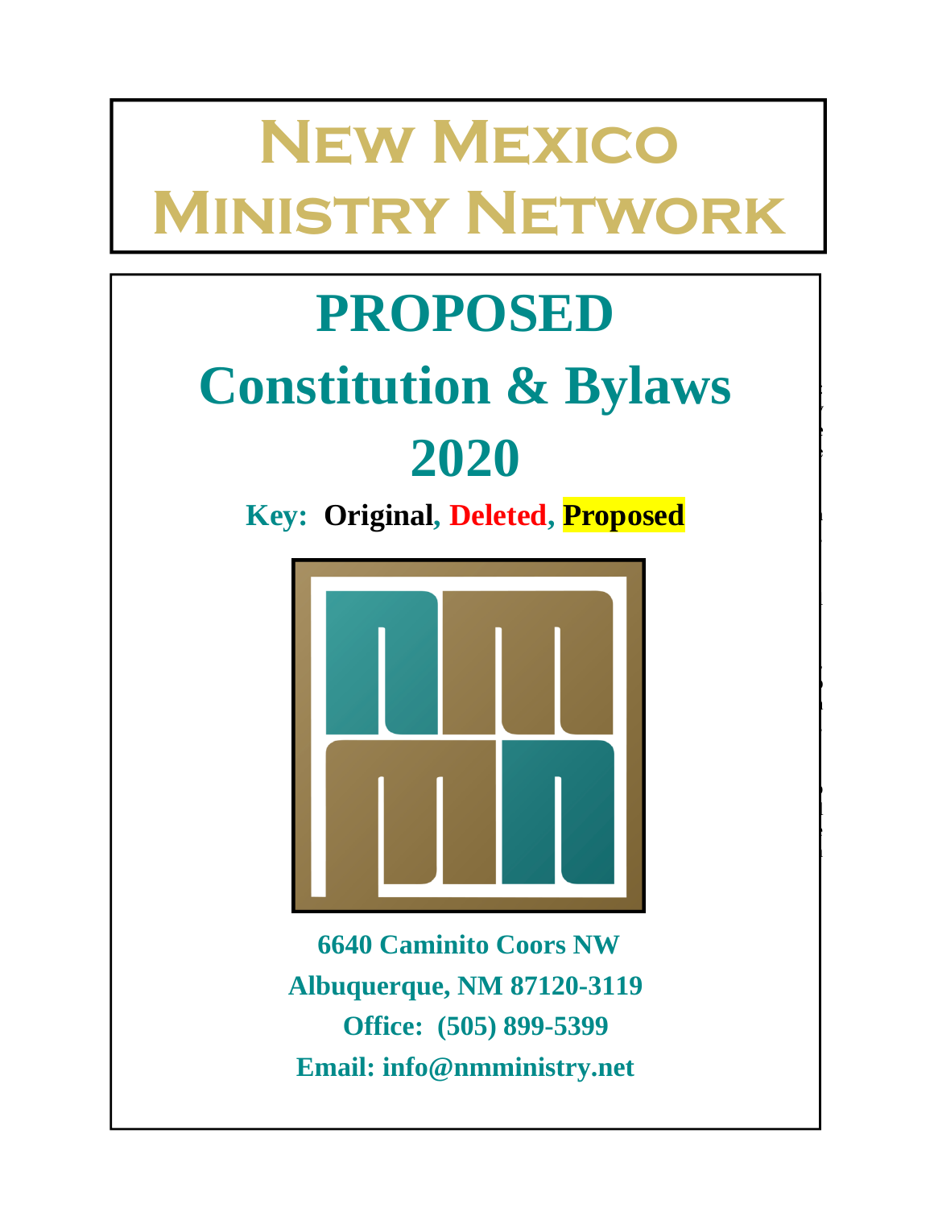# New Mexico Ministry Network

# PROPOSED

# Constitution & Bylaws

# 2020

**Key: Original, Deleted, Proposed**

**6640 Caminito Coors NW**

**Albuquerque, NM 87120-3119**

**Office: (505) 899-5399**

**Email: info@nmministry.net**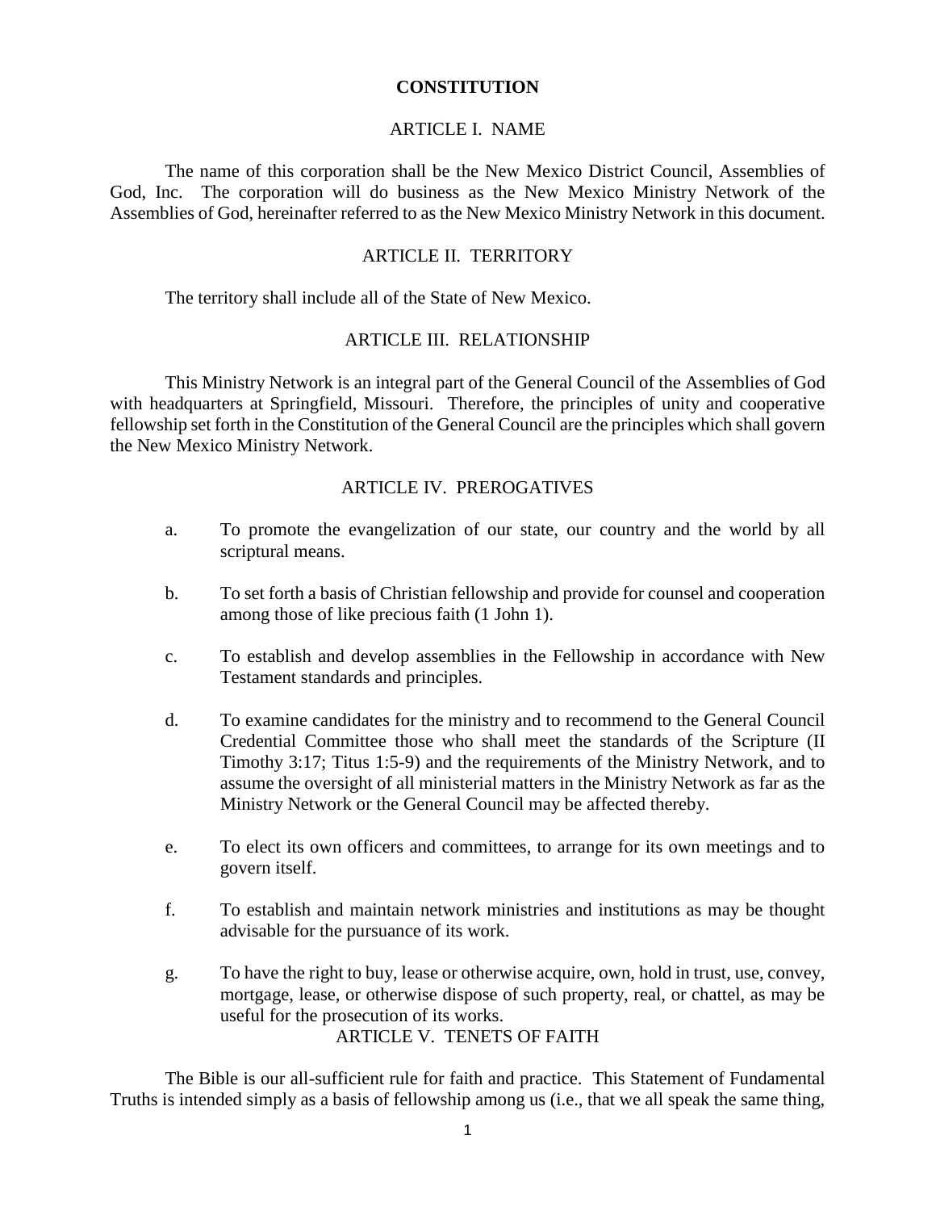# CONSTITUTION

## ARTICLE I. NAME

The name of this corporation shall be the New Mexico District Council, Assemblies of God, Inc. The corporation will do business as the New Mexico Ministry Network of the Assemblies of God, hereinafter referred to as the New Mexico Ministry Network in this document.

## ARTICLE II. TERRITORY

The territory shall include all of the State of New Mexico.

## ARTICLE III. RELATIONSHIP

This Ministry Network is an integral part of the General Council of the Assemblies of God with headquarters at Springfield, Missouri. Therefore, the principles of unity and cooperative fellowship set forth in the Constitution of the General Council are the principles which shall govern the New Mexico Ministry Network.

## ARTICLE IV. PREROGATIVES

a. To promote the evangelization of our state, our country and the world by all scriptural means.

b. To set forth a basis of Christian fellowship and provide for counsel and cooperation among those of like precious faith (1 John 1).

c. To establish and develop assemblies in the Fellowship in accordance with New Testament standards and principles.

d. To examine candidates for the ministry and to recommend to the General Council Credential Committee those who shall meet the standards of the Scripture (II Timothy 3:17; Titus 1:5-9) and the requirements of the Ministry Network, and to assume the oversight of all ministerial matters in the Ministry Network as far as the Ministry Network or the General Council may be affected thereby.

e. To elect its own officers and committees, to arrange for its own meetings and to govern itself.

f. To establish and maintain network ministries and institutions as may be thought advisable for the pursuance of its work.

g. To have the right to buy, lease or otherwise acquire, own, hold in trust, use, convey, mortgage, lease, or otherwise dispose of such property, real, or chattel, as may be useful for the prosecution of its works.

## ARTICLE V. TENETS OF FAITH

The Bible is our all-sufficient rule for faith and practice. This Statement of Fundamental Truths is intended simply as a basis of fellowship among us (i.e., that we all speak the same thing,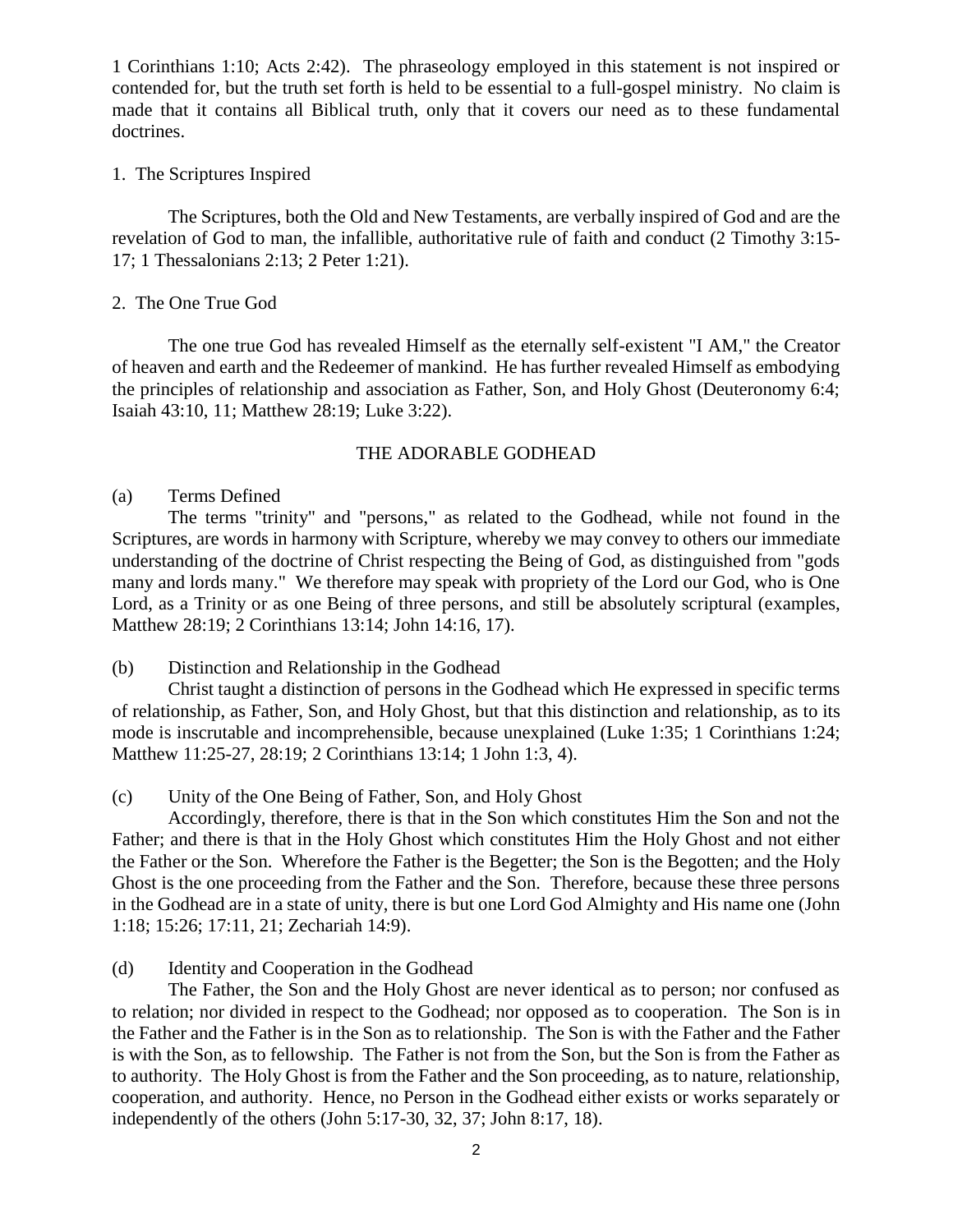1 Corinthians 1:10; Acts 2:42). The phraseology employed in this statement is not inspired or contended for, but the truth set forth is held to be essential to a full-gospel ministry. No claim is made that it contains all Biblical truth, only that it covers our need as to these fundamental doctrines.

1. The Scriptures Inspired

The Scriptures, both the Old and New Testaments, are verbally inspired of God and are the revelation of God to man, the infallible, authoritative rule of faith and conduct (2 Timothy 3:15-17; 1 Thessalonians 2:13; 2 Peter 1:21).

2. The One True God

The one true God has revealed Himself as the eternally self-existent "I AM," the Creator of heaven and earth and the Redeemer of mankind. He has further revealed Himself as embodying the principles of relationship and association as Father, Son, and Holy Ghost (Deuteronomy 6:4; Isaiah 43:10, 11; Matthew 28:19; Luke 3:22).

## THE ADORABLE GODHEAD

(a) Terms Defined

The terms "trinity" and "persons," as related to the Godhead, while not found in the Scriptures, are words in harmony with Scripture, whereby we may convey to others our immediate understanding of the doctrine of Christ respecting the Being of God, as distinguished from "gods many and lords many." We therefore may speak with propriety of the Lord our God, who is One Lord, as a Trinity or as one Being of three persons, and still be absolutely scriptural (examples, Matthew 28:19; 2 Corinthians 13:14; John 14:16, 17).

(b) Distinction and Relationship in the Godhead

Christ taught a distinction of persons in the Godhead which He expressed in specific terms of relationship, as Father, Son, and Holy Ghost, but that this distinction and relationship, as to its mode is inscrutable and incomprehensible, because unexplained (Luke 1:35; 1 Corinthians 1:24; Matthew 11:25-27, 28:19; 2 Corinthians 13:14; 1 John 1:3, 4).

(c) Unity of the One Being of Father, Son, and Holy Ghost

Accordingly, therefore, there is that in the Son which constitutes Him the Son and not the Father; and there is that in the Holy Ghost which constitutes Him the Holy Ghost and not either the Father or the Son. Wherefore the Father is the Begetter; the Son is the Begotten; and the Holy Ghost is the one proceeding from the Father and the Son. Therefore, because these three persons in the Godhead are in a state of unity, there is but one Lord God Almighty and His name one (John 1:18; 15:26; 17:11, 21; Zechariah 14:9).

(d) Identity and Cooperation in the Godhead

The Father, the Son and the Holy Ghost are never identical as to person; nor confused as to relation; nor divided in respect to the Godhead; nor opposed as to cooperation. The Son is in the Father and the Father is in the Son as to relationship. The Son is with the Father and the Father is with the Son, as to fellowship. The Father is not from the Son, but the Son is from the Father as to authority. The Holy Ghost is from the Father and the Son proceeding, as to nature, relationship, cooperation, and authority. Hence, no Person in the Godhead either exists or works separately or independently of the others (John 5:17-30, 32, 37; John 8:17, 18).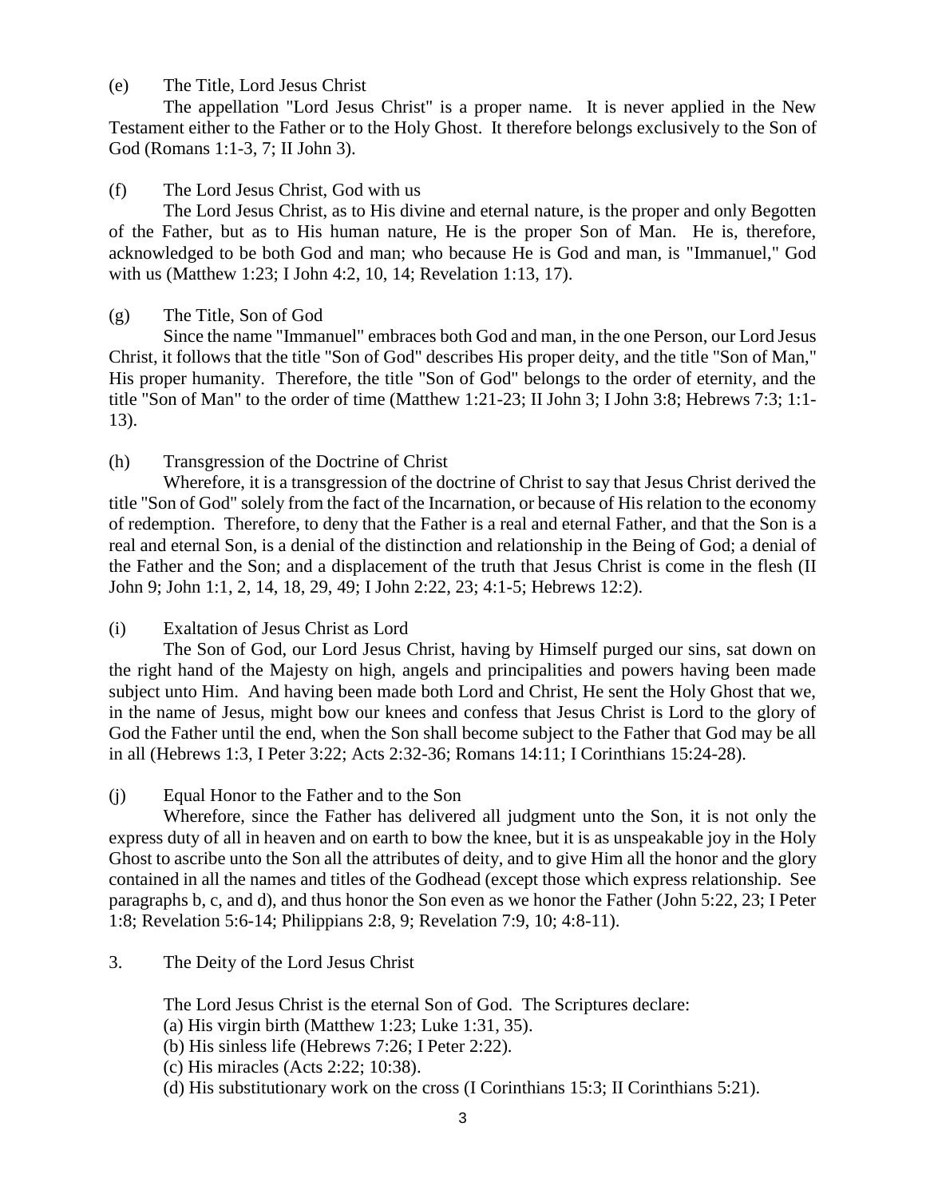(e) The Title, Lord Jesus Christ

The appellation "Lord Jesus Christ" is a proper name. It is never applied in the New Testament either to the Father or to the Holy Ghost. It therefore belongs exclusively to the Son of God (Romans 1:1-3, 7; II John 3).

(f) The Lord Jesus Christ, God with us

The Lord Jesus Christ, as to His divine and eternal nature, is the proper and only Begotten of the Father, but as to His human nature, He is the proper Son of Man. He is, therefore, acknowledged to be both God and man; who because He is God and man, is "Immanuel," God with us (Matthew 1:23; I John 4:2, 10, 14; Revelation 1:13, 17).

(g) The Title, Son of God

Since the name "Immanuel" embraces both God and man, in the one Person, our Lord Jesus Christ, it follows that the title "Son of God" describes His proper deity, and the title "Son of Man," His proper humanity. Therefore, the title "Son of God" belongs to the order of eternity, and the title "Son of Man" to the order of time (Matthew 1:21-23; II John 3; I John 3:8; Hebrews 7:3; 1:1-13).

(h) Transgression of the Doctrine of Christ

Wherefore, it is a transgression of the doctrine of Christ to say that Jesus Christ derived the title "Son of God" solely from the fact of the Incarnation, or because of His relation to the economy of redemption. Therefore, to deny that the Father is a real and eternal Father, and that the Son is a real and eternal Son, is a denial of the distinction and relationship in the Being of God; a denial of the Father and the Son; and a displacement of the truth that Jesus Christ is come in the flesh (II John 9; John 1:1, 2, 14, 18, 29, 49; I John 2:22, 23; 4:1-5; Hebrews 12:2).

(i) Exaltation of Jesus Christ as Lord

The Son of God, our Lord Jesus Christ, having by Himself purged our sins, sat down on the right hand of the Majesty on high, angels and principalities and powers having been made subject unto Him. And having been made both Lord and Christ, He sent the Holy Ghost that we, in the name of Jesus, might bow our knees and confess that Jesus Christ is Lord to the glory of God the Father until the end, when the Son shall become subject to the Father that God may be all in all (Hebrews 1:3, I Peter 3:22; Acts 2:32-36; Romans 14:11; I Corinthians 15:24-28).

(j) Equal Honor to the Father and to the Son

Wherefore, since the Father has delivered all judgment unto the Son, it is not only the express duty of all in heaven and on earth to bow the knee, but it is as unspeakable joy in the Holy Ghost to ascribe unto the Son all the attributes of deity, and to give Him all the honor and the glory contained in all the names and titles of the Godhead (except those which express relationship. See paragraphs b, c, and d), and thus honor the Son even as we honor the Father (John 5:22, 23; I Peter 1:8; Revelation 5:6-14; Philippians 2:8, 9; Revelation 7:9, 10; 4:8-11).

3. The Deity of the Lord Jesus Christ

The Lord Jesus Christ is the eternal Son of God. The Scriptures declare:

(a) His virgin birth (Matthew 1:23; Luke 1:31, 35).
(b) His sinless life (Hebrews 7:26; I Peter 2:22).
(c) His miracles (Acts 2:22; 10:38).
(d) His substitutionary work on the cross (I Corinthians 15:3; II Corinthians 5:21).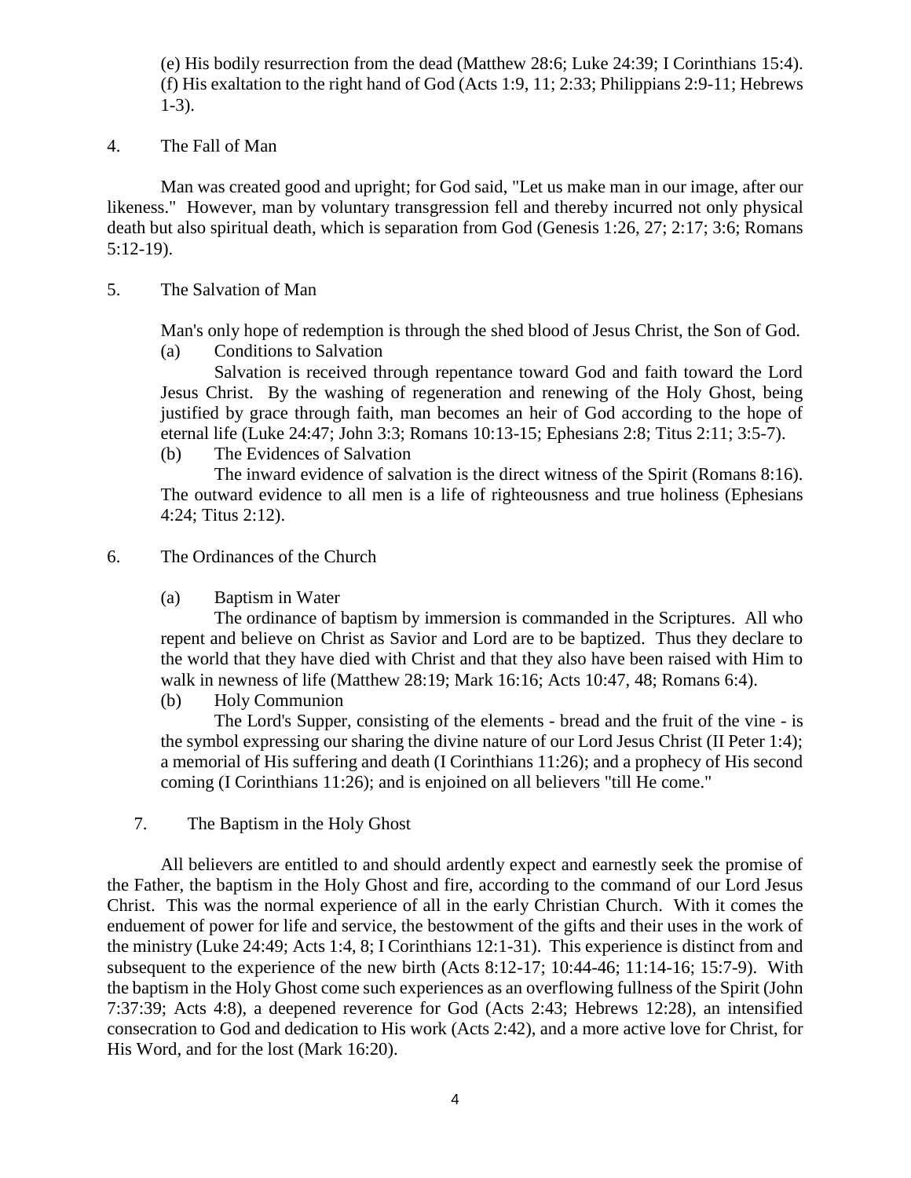(e) His bodily resurrection from the dead (Matthew 28:6; Luke 24:39; I Corinthians 15:4).
(f) His exaltation to the right hand of God (Acts 1:9, 11; 2:33; Philippians 2:9-11; Hebrews 1-3).

## 4. The Fall of Man

Man was created good and upright; for God said, "Let us make man in our image, after our likeness." However, man by voluntary transgression fell and thereby incurred not only physical death but also spiritual death, which is separation from God (Genesis 1:26, 27; 2:17; 3:6; Romans 5:12-19).

## 5. The Salvation of Man

Man's only hope of redemption is through the shed blood of Jesus Christ, the Son of God.

(a) Conditions to Salvation

Salvation is received through repentance toward God and faith toward the Lord Jesus Christ. By the washing of regeneration and renewing of the Holy Ghost, being justified by grace through faith, man becomes an heir of God according to the hope of eternal life (Luke 24:47; John 3:3; Romans 10:13-15; Ephesians 2:8; Titus 2:11; 3:5-7).

(b) The Evidences of Salvation

The inward evidence of salvation is the direct witness of the Spirit (Romans 8:16). The outward evidence to all men is a life of righteousness and true holiness (Ephesians 4:24; Titus 2:12).

## 6. The Ordinances of the Church

(a) Baptism in Water

The ordinance of baptism by immersion is commanded in the Scriptures. All who repent and believe on Christ as Savior and Lord are to be baptized. Thus they declare to the world that they have died with Christ and that they also have been raised with Him to walk in newness of life (Matthew 28:19; Mark 16:16; Acts 10:47, 48; Romans 6:4).

(b) Holy Communion

The Lord's Supper, consisting of the elements - bread and the fruit of the vine - is the symbol expressing our sharing the divine nature of our Lord Jesus Christ (II Peter 1:4); a memorial of His suffering and death (I Corinthians 11:26); and a prophecy of His second coming (I Corinthians 11:26); and is enjoined on all believers "till He come."

## 7. The Baptism in the Holy Ghost

All believers are entitled to and should ardently expect and earnestly seek the promise of the Father, the baptism in the Holy Ghost and fire, according to the command of our Lord Jesus Christ. This was the normal experience of all in the early Christian Church. With it comes the enduement of power for life and service, the bestowment of the gifts and their uses in the work of the ministry (Luke 24:49; Acts 1:4, 8; I Corinthians 12:1-31). This experience is distinct from and subsequent to the experience of the new birth (Acts 8:12-17; 10:44-46; 11:14-16; 15:7-9). With the baptism in the Holy Ghost come such experiences as an overflowing fullness of the Spirit (John 7:37:39; Acts 4:8), a deepened reverence for God (Acts 2:43; Hebrews 12:28), an intensified consecration to God and dedication to His work (Acts 2:42), and a more active love for Christ, for His Word, and for the lost (Mark 16:20).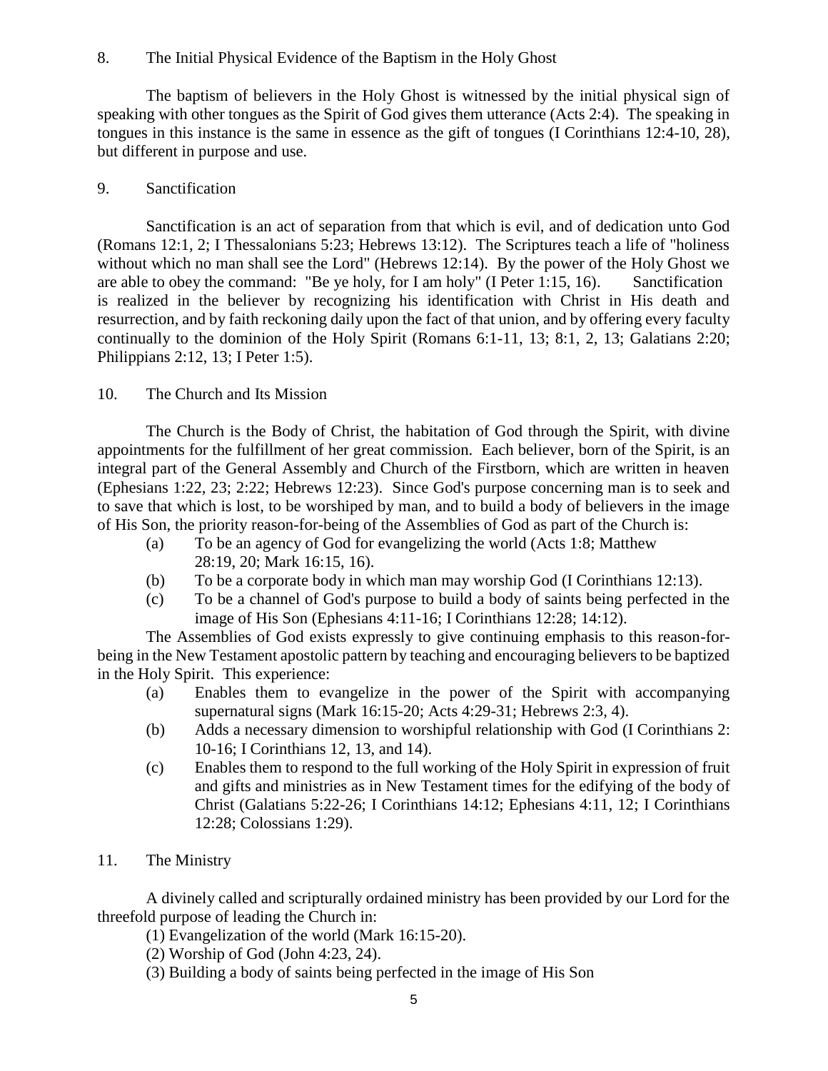## 8. The Initial Physical Evidence of the Baptism in the Holy Ghost

The baptism of believers in the Holy Ghost is witnessed by the initial physical sign of speaking with other tongues as the Spirit of God gives them utterance (Acts 2:4). The speaking in tongues in this instance is the same in essence as the gift of tongues (I Corinthians 12:4-10, 28), but different in purpose and use.

## 9. Sanctification

Sanctification is an act of separation from that which is evil, and of dedication unto God (Romans 12:1, 2; I Thessalonians 5:23; Hebrews 13:12). The Scriptures teach a life of "holiness without which no man shall see the Lord" (Hebrews 12:14). By the power of the Holy Ghost we are able to obey the command: "Be ye holy, for I am holy" (I Peter 1:15, 16). Sanctification is realized in the believer by recognizing his identification with Christ in His death and resurrection, and by faith reckoning daily upon the fact of that union, and by offering every faculty continually to the dominion of the Holy Spirit (Romans 6:1-11, 13; 8:1, 2, 13; Galatians 2:20; Philippians 2:12, 13; I Peter 1:5).

## 10. The Church and Its Mission

The Church is the Body of Christ, the habitation of God through the Spirit, with divine appointments for the fulfillment of her great commission. Each believer, born of the Spirit, is an integral part of the General Assembly and Church of the Firstborn, which are written in heaven (Ephesians 1:22, 23; 2:22; Hebrews 12:23). Since God's purpose concerning man is to seek and to save that which is lost, to be worshiped by man, and to build a body of believers in the image of His Son, the priority reason-for-being of the Assemblies of God as part of the Church is:

- (a) To be an agency of God for evangelizing the world (Acts 1:8; Matthew 28:19, 20; Mark 16:15, 16).
- (b) To be a corporate body in which man may worship God (I Corinthians 12:13).
- (c) To be a channel of God's purpose to build a body of saints being perfected in the image of His Son (Ephesians 4:11-16; I Corinthians 12:28; 14:12).

The Assemblies of God exists expressly to give continuing emphasis to this reason-for-being in the New Testament apostolic pattern by teaching and encouraging believers to be baptized in the Holy Spirit. This experience:

- (a) Enables them to evangelize in the power of the Spirit with accompanying supernatural signs (Mark 16:15-20; Acts 4:29-31; Hebrews 2:3, 4).
- (b) Adds a necessary dimension to worshipful relationship with God (I Corinthians 2: 10-16; I Corinthians 12, 13, and 14).
- (c) Enables them to respond to the full working of the Holy Spirit in expression of fruit and gifts and ministries as in New Testament times for the edifying of the body of Christ (Galatians 5:22-26; I Corinthians 14:12; Ephesians 4:11, 12; I Corinthians 12:28; Colossians 1:29).

## 11. The Ministry

A divinely called and scripturally ordained ministry has been provided by our Lord for the threefold purpose of leading the Church in:

(1) Evangelization of the world (Mark 16:15-20).

(2) Worship of God (John 4:23, 24).

(3) Building a body of saints being perfected in the image of His Son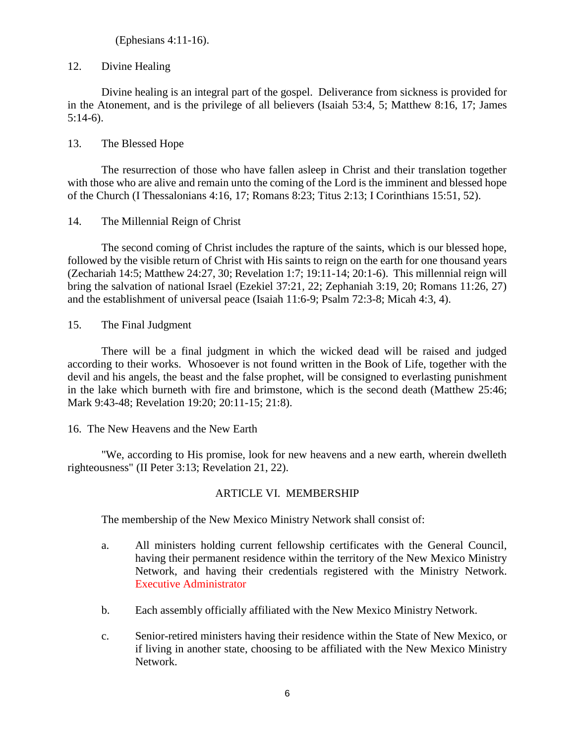(Ephesians 4:11-16).

12. Divine Healing

Divine healing is an integral part of the gospel. Deliverance from sickness is provided for in the Atonement, and is the privilege of all believers (Isaiah 53:4, 5; Matthew 8:16, 17; James 5:14-6).

13. The Blessed Hope

The resurrection of those who have fallen asleep in Christ and their translation together with those who are alive and remain unto the coming of the Lord is the imminent and blessed hope of the Church (I Thessalonians 4:16, 17; Romans 8:23; Titus 2:13; I Corinthians 15:51, 52).

14. The Millennial Reign of Christ

The second coming of Christ includes the rapture of the saints, which is our blessed hope, followed by the visible return of Christ with His saints to reign on the earth for one thousand years (Zechariah 14:5; Matthew 24:27, 30; Revelation 1:7; 19:11-14; 20:1-6). This millennial reign will bring the salvation of national Israel (Ezekiel 37:21, 22; Zephaniah 3:19, 20; Romans 11:26, 27) and the establishment of universal peace (Isaiah 11:6-9; Psalm 72:3-8; Micah 4:3, 4).

15. The Final Judgment

There will be a final judgment in which the wicked dead will be raised and judged according to their works. Whosoever is not found written in the Book of Life, together with the devil and his angels, the beast and the false prophet, will be consigned to everlasting punishment in the lake which burneth with fire and brimstone, which is the second death (Matthew 25:46; Mark 9:43-48; Revelation 19:20; 20:11-15; 21:8).

16. The New Heavens and the New Earth

"We, according to His promise, look for new heavens and a new earth, wherein dwelleth righteousness" (II Peter 3:13; Revelation 21, 22).

## ARTICLE VI. MEMBERSHIP

The membership of the New Mexico Ministry Network shall consist of:

a. All ministers holding current fellowship certificates with the General Council, having their permanent residence within the territory of the New Mexico Ministry Network, and having their credentials registered with the Ministry Network. Executive Administrator

b. Each assembly officially affiliated with the New Mexico Ministry Network.

c. Senior-retired ministers having their residence within the State of New Mexico, or if living in another state, choosing to be affiliated with the New Mexico Ministry Network.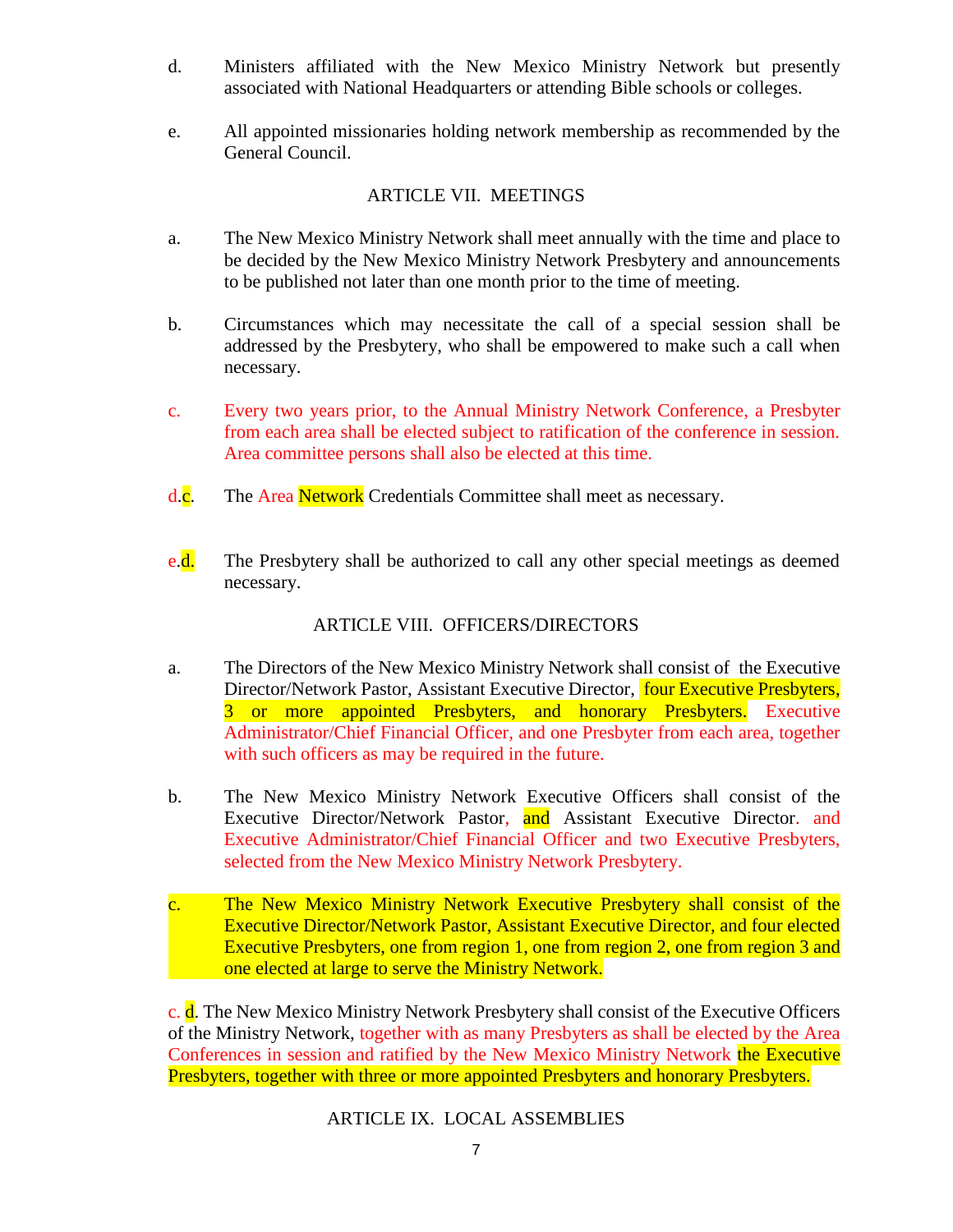d. Ministers affiliated with the New Mexico Ministry Network but presently associated with National Headquarters or attending Bible schools or colleges.

e. All appointed missionaries holding network membership as recommended by the General Council.

ARTICLE VII. MEETINGS

a. The New Mexico Ministry Network shall meet annually with the time and place to be decided by the New Mexico Ministry Network Presbytery and announcements to be published not later than one month prior to the time of meeting.

b. Circumstances which may necessitate the call of a special session shall be addressed by the Presbytery, who shall be empowered to make such a call when necessary.

c. Every two years prior, to the Annual Ministry Network Conference, a Presbyter from each area shall be elected subject to ratification of the conference in session. Area committee persons shall also be elected at this time.

d.c. The Area Network Credentials Committee shall meet as necessary.

e.d. The Presbytery shall be authorized to call any other special meetings as deemed necessary.

ARTICLE VIII. OFFICERS/DIRECTORS

a. The Directors of the New Mexico Ministry Network shall consist of the Executive Director/Network Pastor, Assistant Executive Director, four Executive Presbyters, 3 or more appointed Presbyters, and honorary Presbyters. Executive Administrator/Chief Financial Officer, and one Presbyter from each area, together with such officers as may be required in the future.

b. The New Mexico Ministry Network Executive Officers shall consist of the Executive Director/Network Pastor, and Assistant Executive Director. and Executive Administrator/Chief Financial Officer and two Executive Presbyters, selected from the New Mexico Ministry Network Presbytery.

c. The New Mexico Ministry Network Executive Presbytery shall consist of the Executive Director/Network Pastor, Assistant Executive Director, and four elected Executive Presbyters, one from region 1, one from region 2, one from region 3 and one elected at large to serve the Ministry Network.

c. d. The New Mexico Ministry Network Presbytery shall consist of the Executive Officers of the Ministry Network, together with as many Presbyters as shall be elected by the Area Conferences in session and ratified by the New Mexico Ministry Network the Executive Presbyters, together with three or more appointed Presbyters and honorary Presbyters.

ARTICLE IX. LOCAL ASSEMBLIES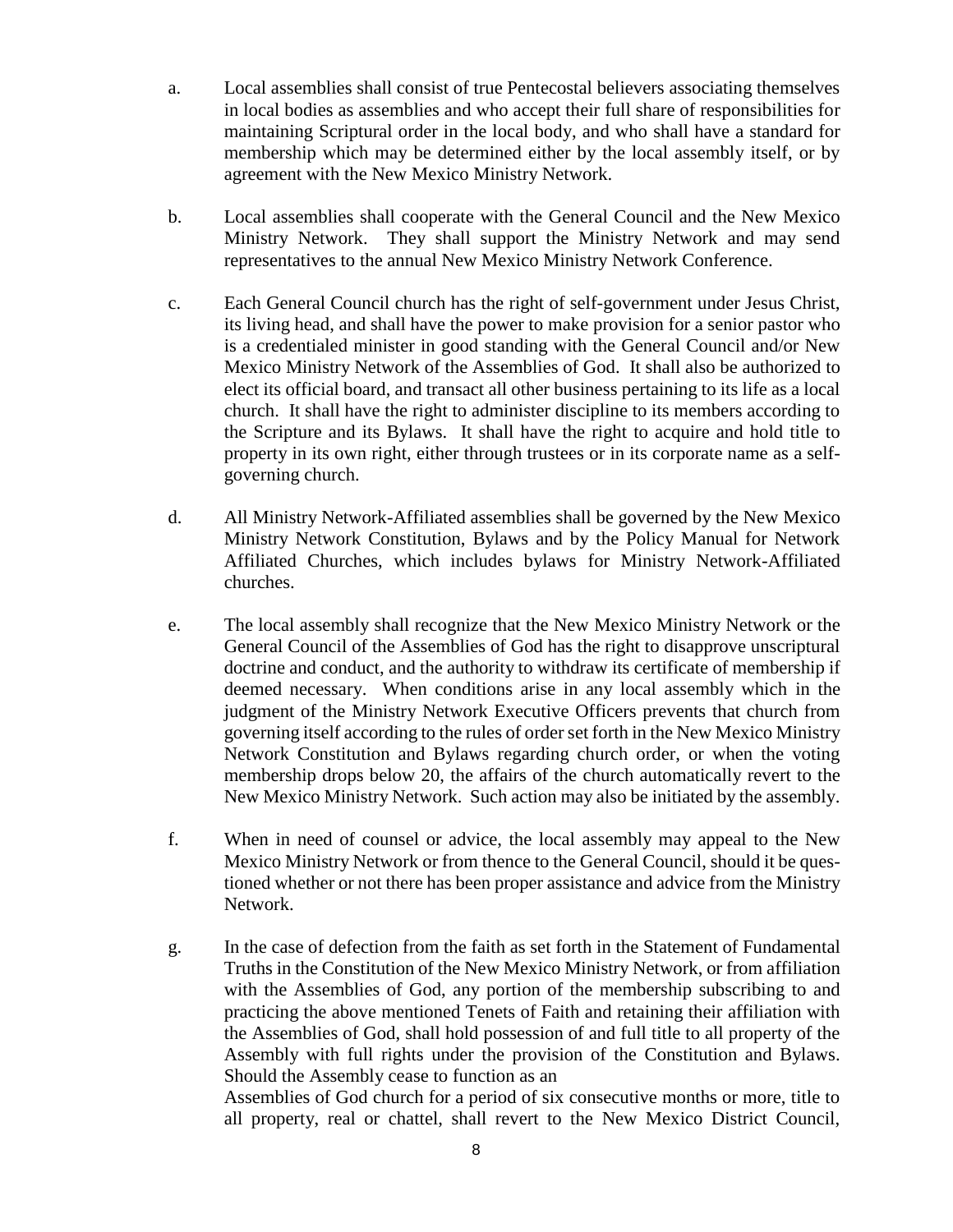a. Local assemblies shall consist of true Pentecostal believers associating themselves in local bodies as assemblies and who accept their full share of responsibilities for maintaining Scriptural order in the local body, and who shall have a standard for membership which may be determined either by the local assembly itself, or by agreement with the New Mexico Ministry Network.

b. Local assemblies shall cooperate with the General Council and the New Mexico Ministry Network. They shall support the Ministry Network and may send representatives to the annual New Mexico Ministry Network Conference.

c. Each General Council church has the right of self-government under Jesus Christ, its living head, and shall have the power to make provision for a senior pastor who is a credentialed minister in good standing with the General Council and/or New Mexico Ministry Network of the Assemblies of God. It shall also be authorized to elect its official board, and transact all other business pertaining to its life as a local church. It shall have the right to administer discipline to its members according to the Scripture and its Bylaws. It shall have the right to acquire and hold title to property in its own right, either through trustees or in its corporate name as a self-governing church.

d. All Ministry Network-Affiliated assemblies shall be governed by the New Mexico Ministry Network Constitution, Bylaws and by the Policy Manual for Network Affiliated Churches, which includes bylaws for Ministry Network-Affiliated churches.

e. The local assembly shall recognize that the New Mexico Ministry Network or the General Council of the Assemblies of God has the right to disapprove unscriptural doctrine and conduct, and the authority to withdraw its certificate of membership if deemed necessary. When conditions arise in any local assembly which in the judgment of the Ministry Network Executive Officers prevents that church from governing itself according to the rules of order set forth in the New Mexico Ministry Network Constitution and Bylaws regarding church order, or when the voting membership drops below 20, the affairs of the church automatically revert to the New Mexico Ministry Network. Such action may also be initiated by the assembly.

f. When in need of counsel or advice, the local assembly may appeal to the New Mexico Ministry Network or from thence to the General Council, should it be questioned whether or not there has been proper assistance and advice from the Ministry Network.

g. In the case of defection from the faith as set forth in the Statement of Fundamental Truths in the Constitution of the New Mexico Ministry Network, or from affiliation with the Assemblies of God, any portion of the membership subscribing to and practicing the above mentioned Tenets of Faith and retaining their affiliation with the Assemblies of God, shall hold possession of and full title to all property of the Assembly with full rights under the provision of the Constitution and Bylaws. Should the Assembly cease to function as an Assemblies of God church for a period of six consecutive months or more, title to all property, real or chattel, shall revert to the New Mexico District Council,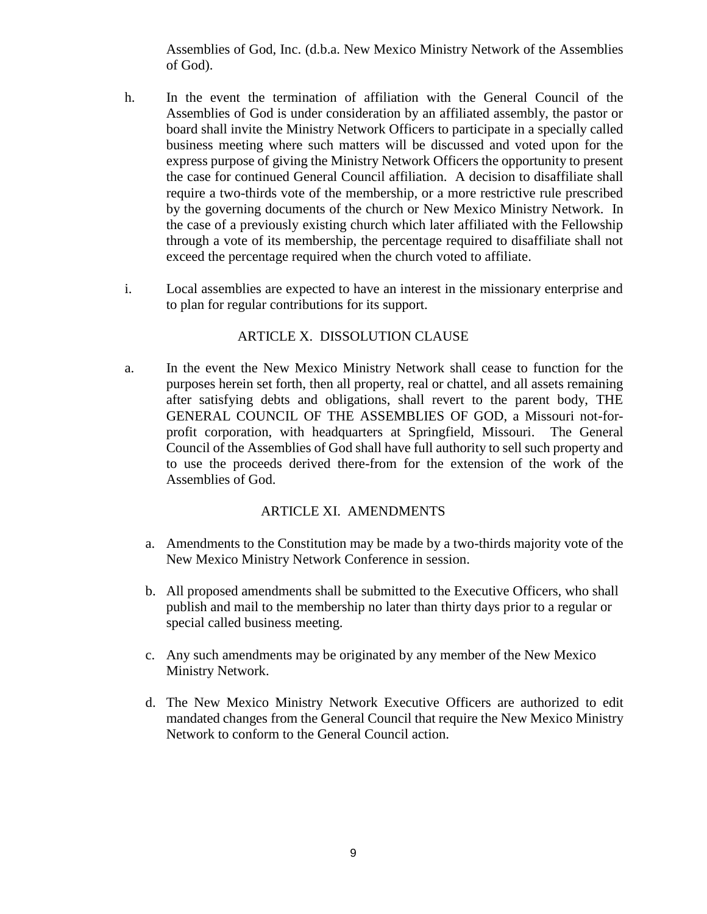Assemblies of God, Inc. (d.b.a. New Mexico Ministry Network of the Assemblies of God).

h. In the event the termination of affiliation with the General Council of the Assemblies of God is under consideration by an affiliated assembly, the pastor or board shall invite the Ministry Network Officers to participate in a specially called business meeting where such matters will be discussed and voted upon for the express purpose of giving the Ministry Network Officers the opportunity to present the case for continued General Council affiliation. A decision to disaffiliate shall require a two-thirds vote of the membership, or a more restrictive rule prescribed by the governing documents of the church or New Mexico Ministry Network. In the case of a previously existing church which later affiliated with the Fellowship through a vote of its membership, the percentage required to disaffiliate shall not exceed the percentage required when the church voted to affiliate.

i. Local assemblies are expected to have an interest in the missionary enterprise and to plan for regular contributions for its support.

## ARTICLE X. DISSOLUTION CLAUSE

a. In the event the New Mexico Ministry Network shall cease to function for the purposes herein set forth, then all property, real or chattel, and all assets remaining after satisfying debts and obligations, shall revert to the parent body, THE GENERAL COUNCIL OF THE ASSEMBLIES OF GOD, a Missouri not-for-profit corporation, with headquarters at Springfield, Missouri. The General Council of the Assemblies of God shall have full authority to sell such property and to use the proceeds derived there-from for the extension of the work of the Assemblies of God.

## ARTICLE XI. AMENDMENTS

a. Amendments to the Constitution may be made by a two-thirds majority vote of the New Mexico Ministry Network Conference in session.

b. All proposed amendments shall be submitted to the Executive Officers, who shall publish and mail to the membership no later than thirty days prior to a regular or special called business meeting.

c. Any such amendments may be originated by any member of the New Mexico Ministry Network.

d. The New Mexico Ministry Network Executive Officers are authorized to edit mandated changes from the General Council that require the New Mexico Ministry Network to conform to the General Council action.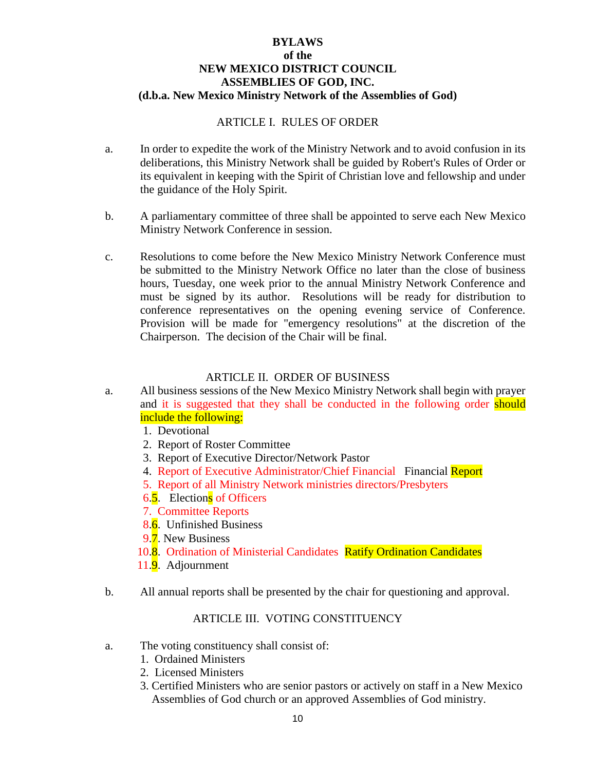**BYLAWS**
**of the**
**NEW MEXICO DISTRICT COUNCIL**
**ASSEMBLIES OF GOD, INC.**
**(d.b.a. New Mexico Ministry Network of the Assemblies of God)**

ARTICLE I. RULES OF ORDER

a. In order to expedite the work of the Ministry Network and to avoid confusion in its deliberations, this Ministry Network shall be guided by Robert's Rules of Order or its equivalent in keeping with the Spirit of Christian love and fellowship and under the guidance of the Holy Spirit.

b. A parliamentary committee of three shall be appointed to serve each New Mexico Ministry Network Conference in session.

c. Resolutions to come before the New Mexico Ministry Network Conference must be submitted to the Ministry Network Office no later than the close of business hours, Tuesday, one week prior to the annual Ministry Network Conference and must be signed by its author. Resolutions will be ready for distribution to conference representatives on the opening evening service of Conference. Provision will be made for "emergency resolutions" at the discretion of the Chairperson. The decision of the Chair will be final.

ARTICLE II. ORDER OF BUSINESS

a. All business sessions of the New Mexico Ministry Network shall begin with prayer and it is suggested that they shall be conducted in the following order should include the following:
   1. Devotional
   2. Report of Roster Committee
   3. Report of Executive Director/Network Pastor
   4. Report of Executive Administrator/Chief Financial Financial Report
   5. Report of all Ministry Network ministries directors/Presbyters
   6.5. Elections of Officers
   7. Committee Reports
   8.6. Unfinished Business
   9.7. New Business
   10.8. Ordination of Ministerial Candidates Ratify Ordination Candidates
   11.9. Adjournment

b. All annual reports shall be presented by the chair for questioning and approval.

ARTICLE III. VOTING CONSTITUENCY

a. The voting constituency shall consist of:
   1. Ordained Ministers
   2. Licensed Ministers
   3. Certified Ministers who are senior pastors or actively on staff in a New Mexico Assemblies of God church or an approved Assemblies of God ministry.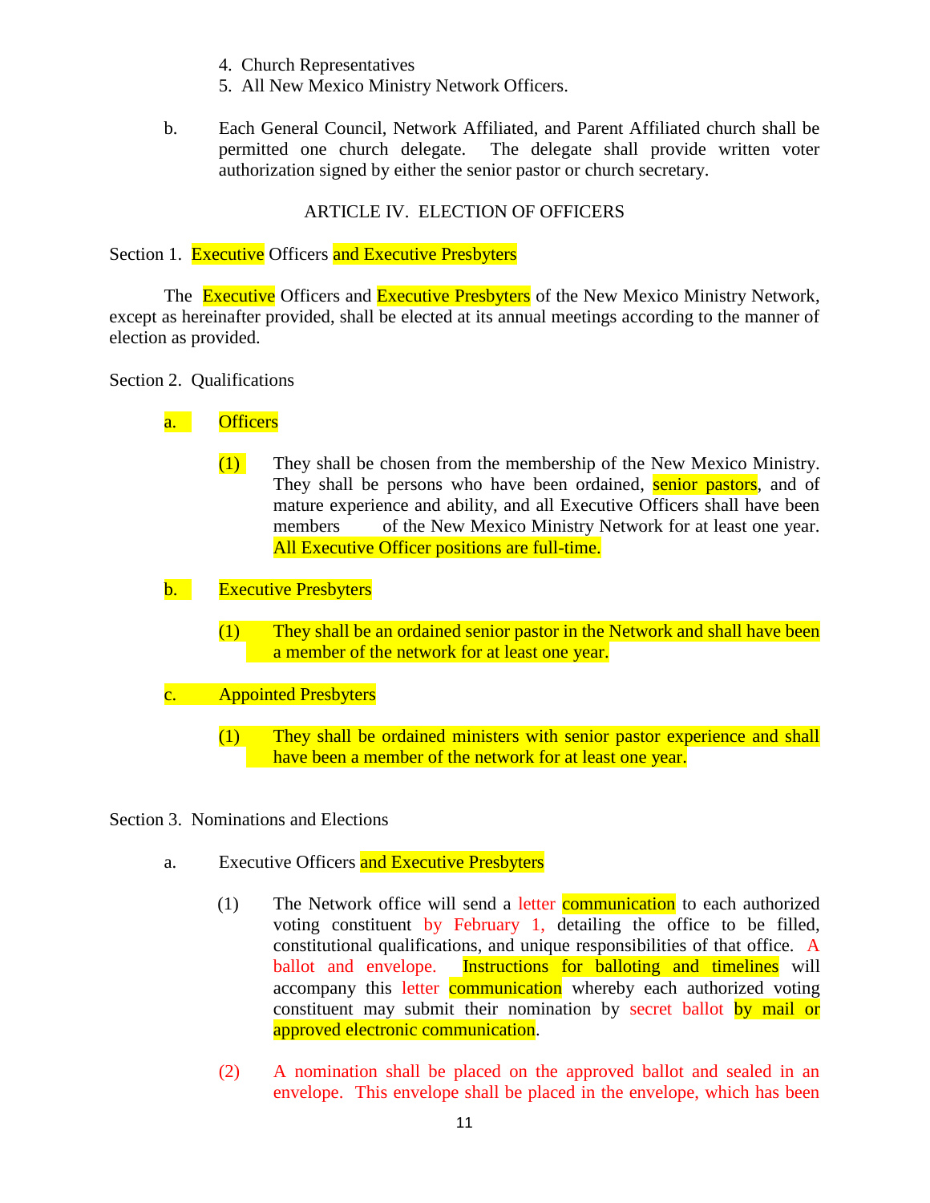4. Church Representatives
5. All New Mexico Ministry Network Officers.

b. Each General Council, Network Affiliated, and Parent Affiliated church shall be permitted one church delegate. The delegate shall provide written voter authorization signed by either the senior pastor or church secretary.

## ARTICLE IV. ELECTION OF OFFICERS

### Section 1. Executive Officers and Executive Presbyters

The Executive Officers and Executive Presbyters of the New Mexico Ministry Network, except as hereinafter provided, shall be elected at its annual meetings according to the manner of election as provided.

### Section 2. Qualifications

a. Officers

(1) They shall be chosen from the membership of the New Mexico Ministry. They shall be persons who have been ordained, senior pastors, and of mature experience and ability, and all Executive Officers shall have been members of the New Mexico Ministry Network for at least one year. All Executive Officer positions are full-time.

b. Executive Presbyters

(1) They shall be an ordained senior pastor in the Network and shall have been a member of the network for at least one year.

c. Appointed Presbyters

(1) They shall be ordained ministers with senior pastor experience and shall have been a member of the network for at least one year.

### Section 3. Nominations and Elections

a. Executive Officers and Executive Presbyters

(1) The Network office will send a letter communication to each authorized voting constituent by February 1, detailing the office to be filled, constitutional qualifications, and unique responsibilities of that office. A ballot and envelope. Instructions for balloting and timelines will accompany this letter communication whereby each authorized voting constituent may submit their nomination by secret ballot by mail or approved electronic communication.

(2) A nomination shall be placed on the approved ballot and sealed in an envelope. This envelope shall be placed in the envelope, which has been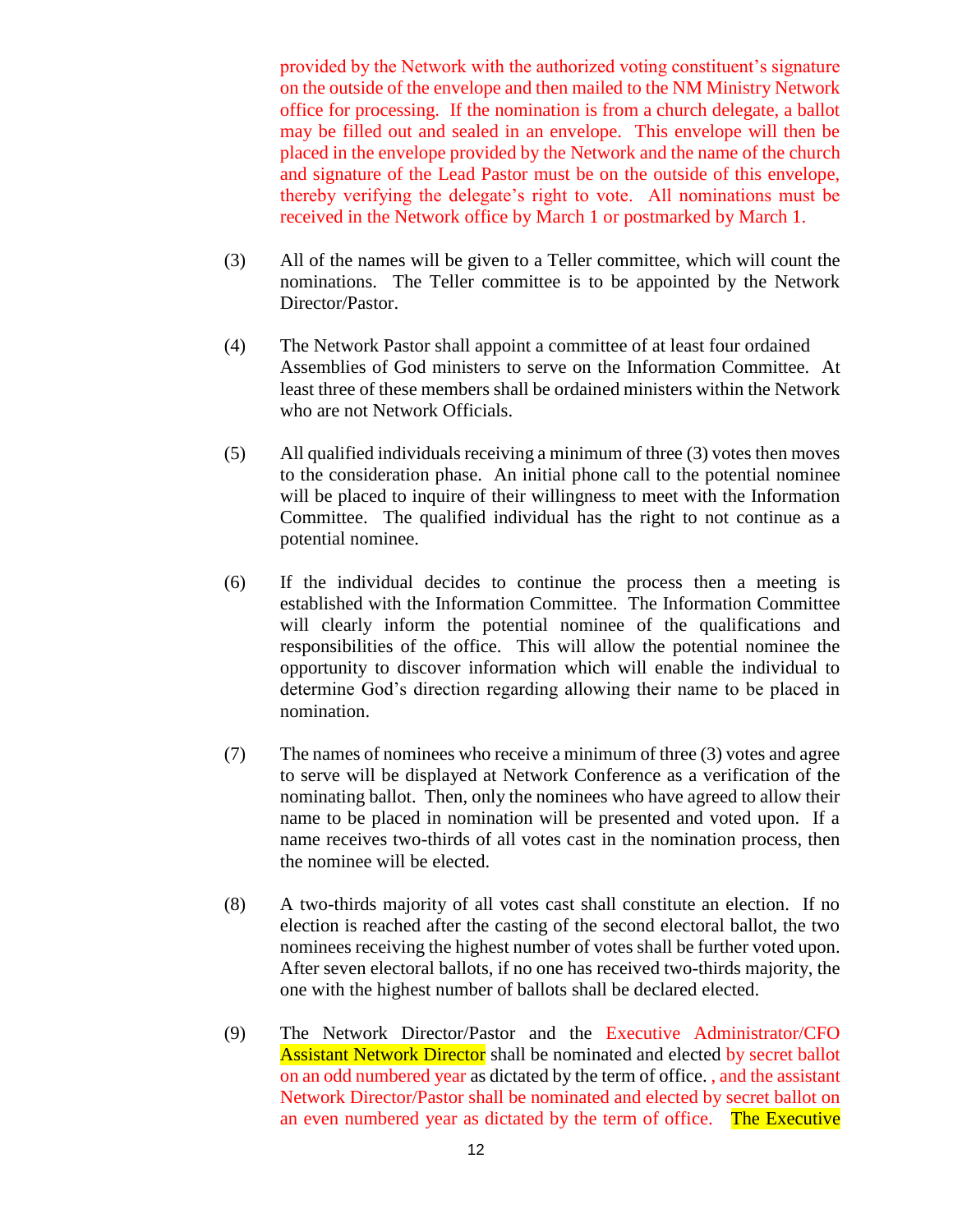provided by the Network with the authorized voting constituent's signature on the outside of the envelope and then mailed to the NM Ministry Network office for processing. If the nomination is from a church delegate, a ballot may be filled out and sealed in an envelope. This envelope will then be placed in the envelope provided by the Network and the name of the church and signature of the Lead Pastor must be on the outside of this envelope, thereby verifying the delegate's right to vote. All nominations must be received in the Network office by March 1 or postmarked by March 1.

(3) All of the names will be given to a Teller committee, which will count the nominations. The Teller committee is to be appointed by the Network Director/Pastor.

(4) The Network Pastor shall appoint a committee of at least four ordained Assemblies of God ministers to serve on the Information Committee. At least three of these members shall be ordained ministers within the Network who are not Network Officials.

(5) All qualified individuals receiving a minimum of three (3) votes then moves to the consideration phase. An initial phone call to the potential nominee will be placed to inquire of their willingness to meet with the Information Committee. The qualified individual has the right to not continue as a potential nominee.

(6) If the individual decides to continue the process then a meeting is established with the Information Committee. The Information Committee will clearly inform the potential nominee of the qualifications and responsibilities of the office. This will allow the potential nominee the opportunity to discover information which will enable the individual to determine God's direction regarding allowing their name to be placed in nomination.

(7) The names of nominees who receive a minimum of three (3) votes and agree to serve will be displayed at Network Conference as a verification of the nominating ballot. Then, only the nominees who have agreed to allow their name to be placed in nomination will be presented and voted upon. If a name receives two-thirds of all votes cast in the nomination process, then the nominee will be elected.

(8) A two-thirds majority of all votes cast shall constitute an election. If no election is reached after the casting of the second electoral ballot, the two nominees receiving the highest number of votes shall be further voted upon. After seven electoral ballots, if no one has received two-thirds majority, the one with the highest number of ballots shall be declared elected.

(9) The Network Director/Pastor and the Executive Administrator/CFO Assistant Network Director shall be nominated and elected by secret ballot on an odd numbered year as dictated by the term of office. , and the assistant Network Director/Pastor shall be nominated and elected by secret ballot on an even numbered year as dictated by the term of office. The Executive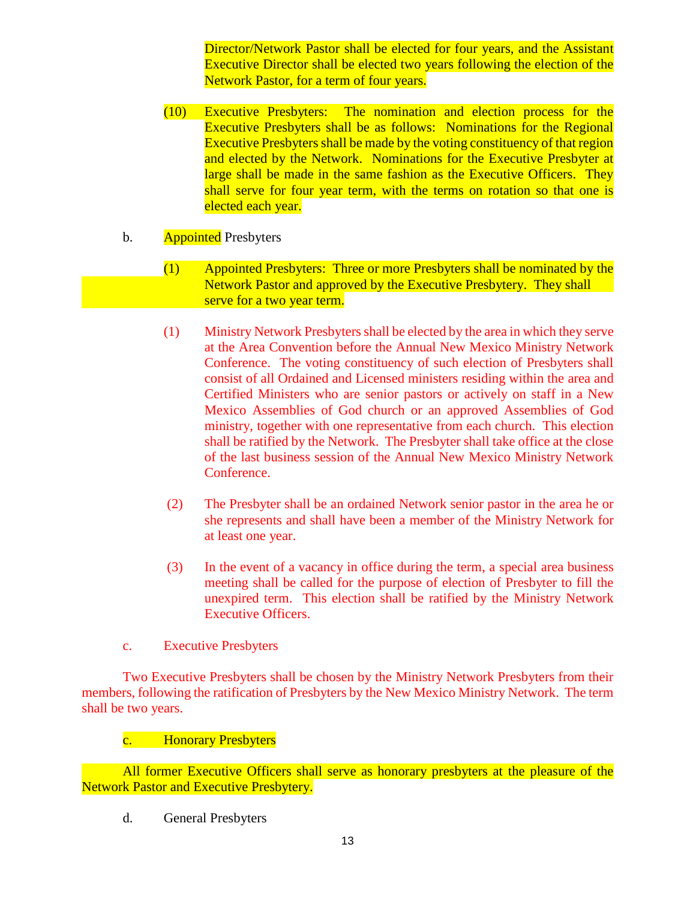Director/Network Pastor shall be elected for four years, and the Assistant Executive Director shall be elected two years following the election of the Network Pastor, for a term of four years.

(10) Executive Presbyters: The nomination and election process for the Executive Presbyters shall be as follows: Nominations for the Regional Executive Presbyters shall be made by the voting constituency of that region and elected by the Network. Nominations for the Executive Presbyter at large shall be made in the same fashion as the Executive Officers. They shall serve for four year term, with the terms on rotation so that one is elected each year.

b. Appointed Presbyters

(1) Appointed Presbyters: Three or more Presbyters shall be nominated by the Network Pastor and approved by the Executive Presbytery. They shall serve for a two year term.

(1) Ministry Network Presbyters shall be elected by the area in which they serve at the Area Convention before the Annual New Mexico Ministry Network Conference. The voting constituency of such election of Presbyters shall consist of all Ordained and Licensed ministers residing within the area and Certified Ministers who are senior pastors or actively on staff in a New Mexico Assemblies of God church or an approved Assemblies of God ministry, together with one representative from each church. This election shall be ratified by the Network. The Presbyter shall take office at the close of the last business session of the Annual New Mexico Ministry Network Conference.

(2) The Presbyter shall be an ordained Network senior pastor in the area he or she represents and shall have been a member of the Ministry Network for at least one year.

(3) In the event of a vacancy in office during the term, a special area business meeting shall be called for the purpose of election of Presbyter to fill the unexpired term. This election shall be ratified by the Ministry Network Executive Officers.

c. Executive Presbyters

Two Executive Presbyters shall be chosen by the Ministry Network Presbyters from their members, following the ratification of Presbyters by the New Mexico Ministry Network. The term shall be two years.

c. Honorary Presbyters

All former Executive Officers shall serve as honorary presbyters at the pleasure of the Network Pastor and Executive Presbytery.

d. General Presbyters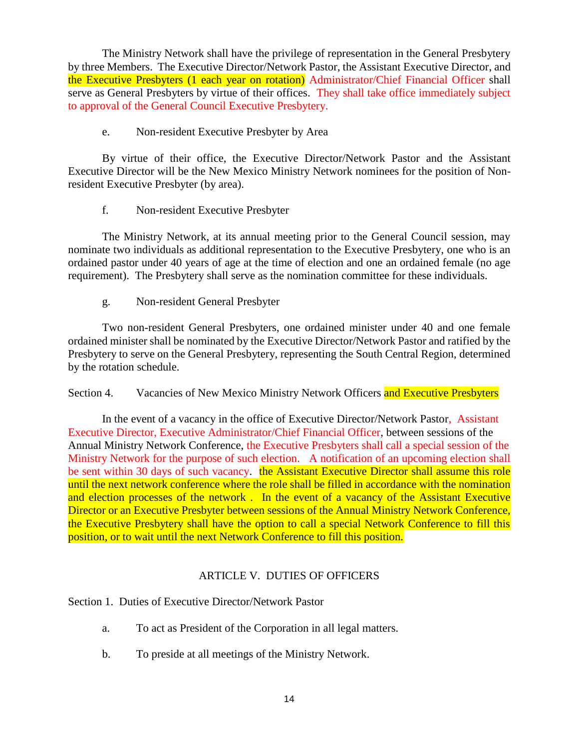The Ministry Network shall have the privilege of representation in the General Presbytery by three Members. The Executive Director/Network Pastor, the Assistant Executive Director, and the Executive Presbyters (1 each year on rotation) Administrator/Chief Financial Officer shall serve as General Presbyters by virtue of their offices. They shall take office immediately subject to approval of the General Council Executive Presbytery.

e. Non-resident Executive Presbyter by Area

By virtue of their office, the Executive Director/Network Pastor and the Assistant Executive Director will be the New Mexico Ministry Network nominees for the position of Non-resident Executive Presbyter (by area).

f. Non-resident Executive Presbyter

The Ministry Network, at its annual meeting prior to the General Council session, may nominate two individuals as additional representation to the Executive Presbytery, one who is an ordained pastor under 40 years of age at the time of election and one an ordained female (no age requirement). The Presbytery shall serve as the nomination committee for these individuals.

g. Non-resident General Presbyter

Two non-resident General Presbyters, one ordained minister under 40 and one female ordained minister shall be nominated by the Executive Director/Network Pastor and ratified by the Presbytery to serve on the General Presbytery, representing the South Central Region, determined by the rotation schedule.

Section 4. Vacancies of New Mexico Ministry Network Officers and Executive Presbyters

In the event of a vacancy in the office of Executive Director/Network Pastor, Assistant Executive Director, Executive Administrator/Chief Financial Officer, between sessions of the Annual Ministry Network Conference, the Executive Presbyters shall call a special session of the Ministry Network for the purpose of such election. A notification of an upcoming election shall be sent within 30 days of such vacancy. the Assistant Executive Director shall assume this role until the next network conference where the role shall be filled in accordance with the nomination and election processes of the network . In the event of a vacancy of the Assistant Executive Director or an Executive Presbyter between sessions of the Annual Ministry Network Conference, the Executive Presbytery shall have the option to call a special Network Conference to fill this position, or to wait until the next Network Conference to fill this position.

## ARTICLE V. DUTIES OF OFFICERS

Section 1. Duties of Executive Director/Network Pastor

a. To act as President of the Corporation in all legal matters.

b. To preside at all meetings of the Ministry Network.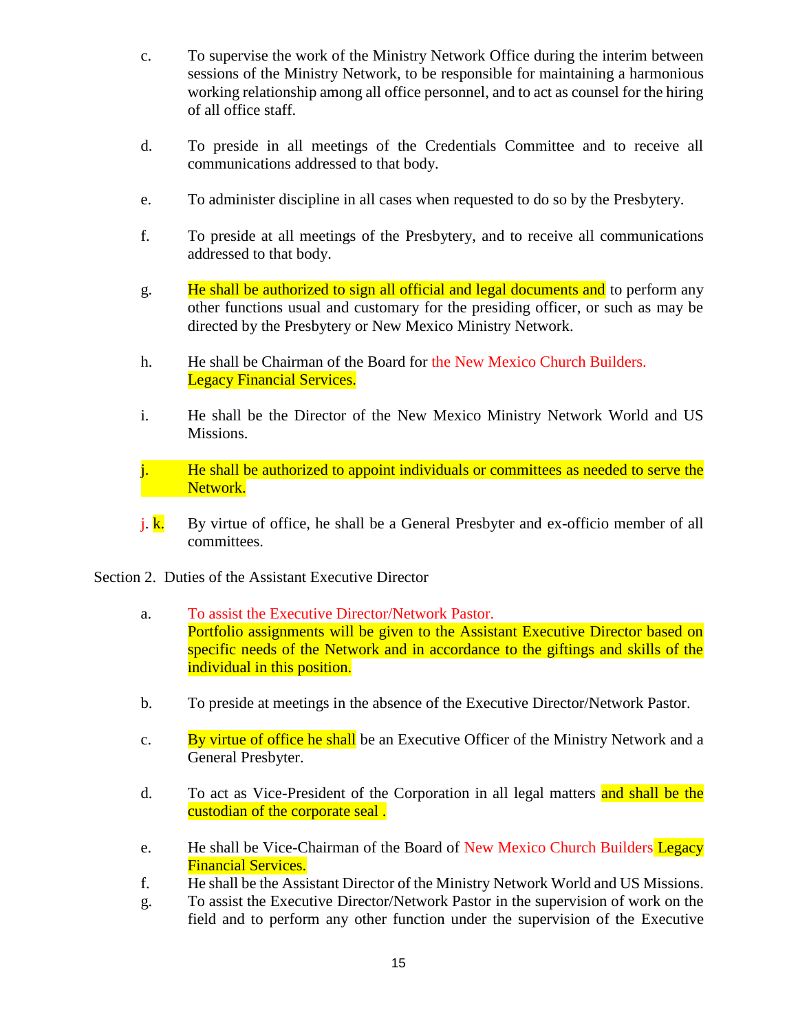c. To supervise the work of the Ministry Network Office during the interim between sessions of the Ministry Network, to be responsible for maintaining a harmonious working relationship among all office personnel, and to act as counsel for the hiring of all office staff.

d. To preside in all meetings of the Credentials Committee and to receive all communications addressed to that body.

e. To administer discipline in all cases when requested to do so by the Presbytery.

f. To preside at all meetings of the Presbytery, and to receive all communications addressed to that body.

g. He shall be authorized to sign all official and legal documents and to perform any other functions usual and customary for the presiding officer, or such as may be directed by the Presbytery or New Mexico Ministry Network.

h. He shall be Chairman of the Board for the New Mexico Church Builders. Legacy Financial Services.

i. He shall be the Director of the New Mexico Ministry Network World and US Missions.

j. He shall be authorized to appoint individuals or committees as needed to serve the Network.

j. k. By virtue of office, he shall be a General Presbyter and ex-officio member of all committees.

Section 2. Duties of the Assistant Executive Director

a. To assist the Executive Director/Network Pastor. Portfolio assignments will be given to the Assistant Executive Director based on specific needs of the Network and in accordance to the giftings and skills of the individual in this position.

b. To preside at meetings in the absence of the Executive Director/Network Pastor.

c. By virtue of office he shall be an Executive Officer of the Ministry Network and a General Presbyter.

d. To act as Vice-President of the Corporation in all legal matters and shall be the custodian of the corporate seal .

e. He shall be Vice-Chairman of the Board of New Mexico Church Builders Legacy Financial Services.

f. He shall be the Assistant Director of the Ministry Network World and US Missions.

g. To assist the Executive Director/Network Pastor in the supervision of work on the field and to perform any other function under the supervision of the Executive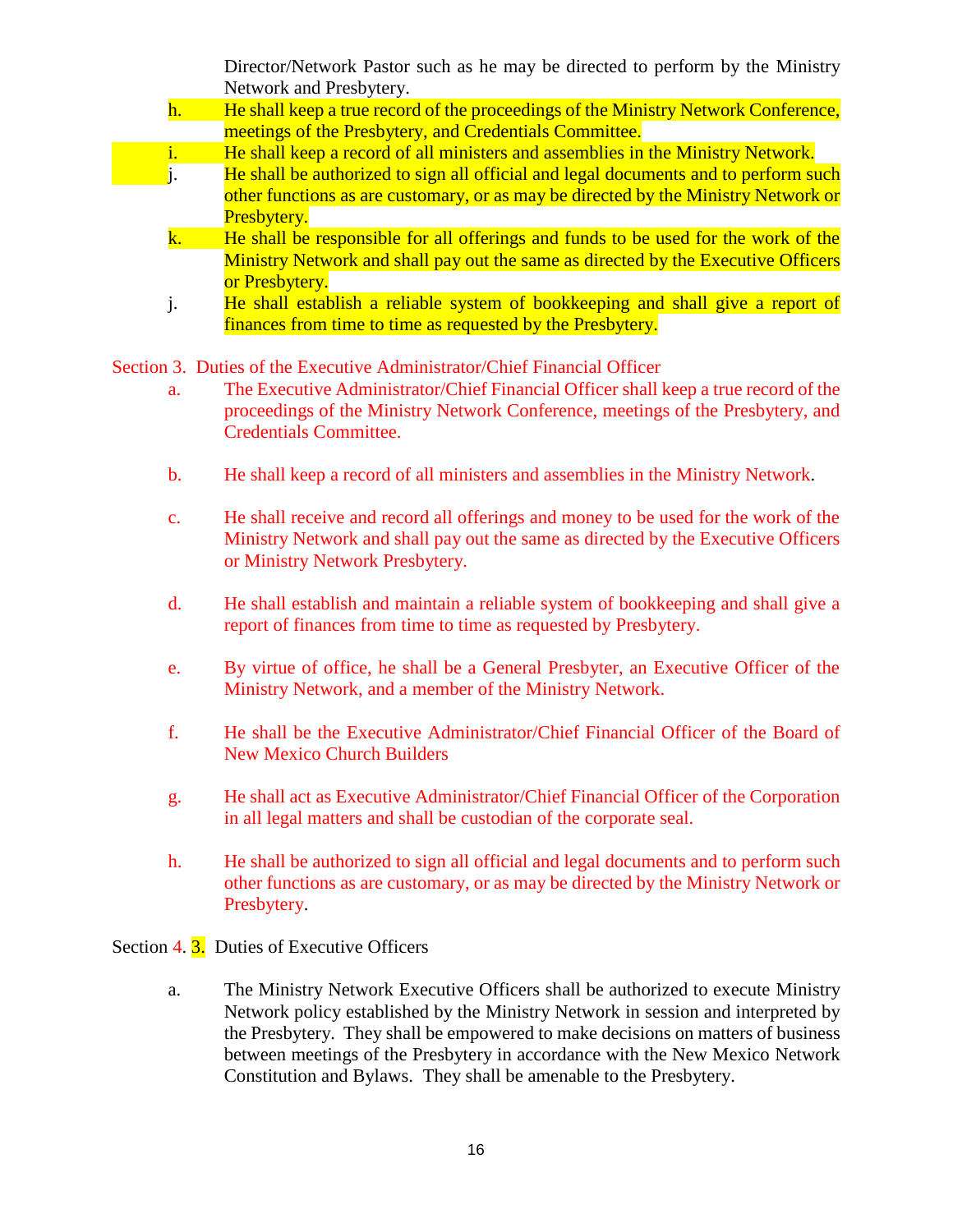Director/Network Pastor such as he may be directed to perform by the Ministry Network and Presbytery.

h. He shall keep a true record of the proceedings of the Ministry Network Conference, meetings of the Presbytery, and Credentials Committee.

i. He shall keep a record of all ministers and assemblies in the Ministry Network.

j. He shall be authorized to sign all official and legal documents and to perform such other functions as are customary, or as may be directed by the Ministry Network or Presbytery.

k. He shall be responsible for all offerings and funds to be used for the work of the Ministry Network and shall pay out the same as directed by the Executive Officers or Presbytery.

j. He shall establish a reliable system of bookkeeping and shall give a report of finances from time to time as requested by the Presbytery.

Section 3. Duties of the Executive Administrator/Chief Financial Officer

a. The Executive Administrator/Chief Financial Officer shall keep a true record of the proceedings of the Ministry Network Conference, meetings of the Presbytery, and Credentials Committee.

b. He shall keep a record of all ministers and assemblies in the Ministry Network.

c. He shall receive and record all offerings and money to be used for the work of the Ministry Network and shall pay out the same as directed by the Executive Officers or Ministry Network Presbytery.

d. He shall establish and maintain a reliable system of bookkeeping and shall give a report of finances from time to time as requested by Presbytery.

e. By virtue of office, he shall be a General Presbyter, an Executive Officer of the Ministry Network, and a member of the Ministry Network.

f. He shall be the Executive Administrator/Chief Financial Officer of the Board of New Mexico Church Builders

g. He shall act as Executive Administrator/Chief Financial Officer of the Corporation in all legal matters and shall be custodian of the corporate seal.

h. He shall be authorized to sign all official and legal documents and to perform such other functions as are customary, or as may be directed by the Ministry Network or Presbytery.

Section 4. 3. Duties of Executive Officers

a. The Ministry Network Executive Officers shall be authorized to execute Ministry Network policy established by the Ministry Network in session and interpreted by the Presbytery. They shall be empowered to make decisions on matters of business between meetings of the Presbytery in accordance with the New Mexico Network Constitution and Bylaws. They shall be amenable to the Presbytery.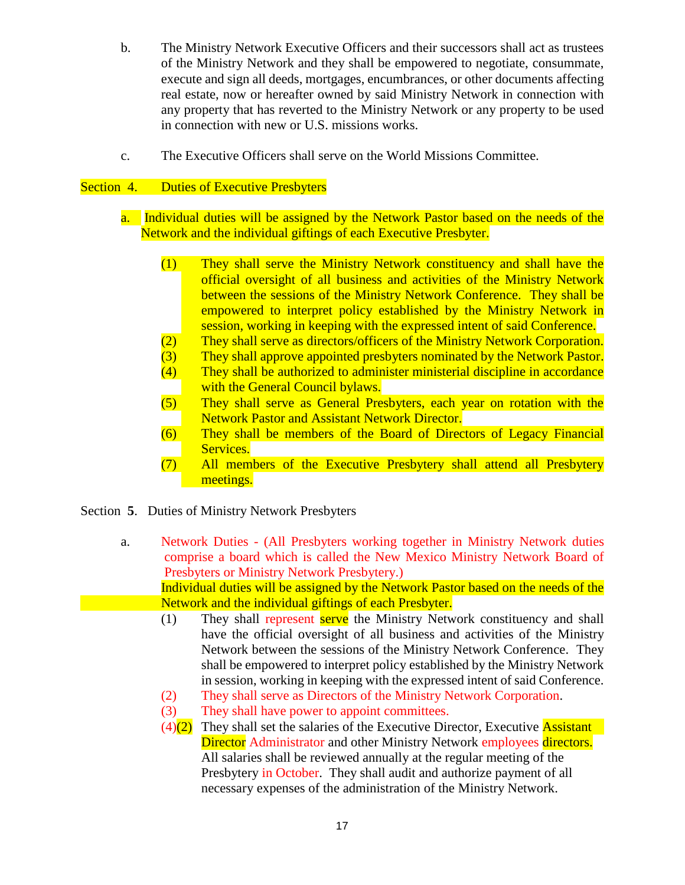b. The Ministry Network Executive Officers and their successors shall act as trustees of the Ministry Network and they shall be empowered to negotiate, consummate, execute and sign all deeds, mortgages, encumbrances, or other documents affecting real estate, now or hereafter owned by said Ministry Network in connection with any property that has reverted to the Ministry Network or any property to be used in connection with new or U.S. missions works.

c. The Executive Officers shall serve on the World Missions Committee.

Section 4. Duties of Executive Presbyters

a. Individual duties will be assigned by the Network Pastor based on the needs of the Network and the individual giftings of each Executive Presbyter.

(1) They shall serve the Ministry Network constituency and shall have the official oversight of all business and activities of the Ministry Network between the sessions of the Ministry Network Conference. They shall be empowered to interpret policy established by the Ministry Network in session, working in keeping with the expressed intent of said Conference.

(2) They shall serve as directors/officers of the Ministry Network Corporation.

(3) They shall approve appointed presbyters nominated by the Network Pastor.

(4) They shall be authorized to administer ministerial discipline in accordance with the General Council bylaws.

(5) They shall serve as General Presbyters, each year on rotation with the Network Pastor and Assistant Network Director.

(6) They shall be members of the Board of Directors of Legacy Financial Services.

(7) All members of the Executive Presbytery shall attend all Presbytery meetings.

Section **5**. Duties of Ministry Network Presbyters

a. Network Duties - (All Presbyters working together in Ministry Network duties comprise a board which is called the New Mexico Ministry Network Board of Presbyters or Ministry Network Presbytery.)
Individual duties will be assigned by the Network Pastor based on the needs of the Network and the individual giftings of each Presbyter.

(1) They shall represent serve the Ministry Network constituency and shall have the official oversight of all business and activities of the Ministry Network between the sessions of the Ministry Network Conference. They shall be empowered to interpret policy established by the Ministry Network in session, working in keeping with the expressed intent of said Conference.

(2) They shall serve as Directors of the Ministry Network Corporation.

(3) They shall have power to appoint committees.

(4)(2) They shall set the salaries of the Executive Director, Executive Assistant Director Administrator and other Ministry Network employees directors. All salaries shall be reviewed annually at the regular meeting of the Presbytery in October. They shall audit and authorize payment of all necessary expenses of the administration of the Ministry Network.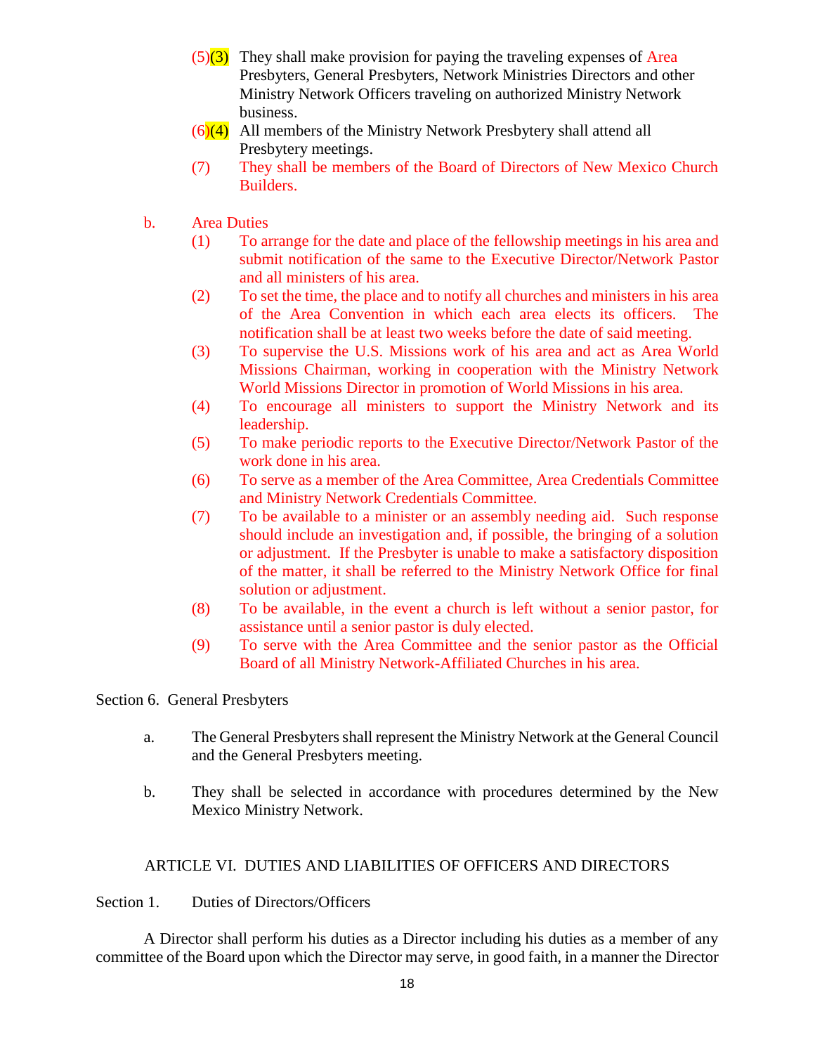(5)(3) They shall make provision for paying the traveling expenses of Area Presbyters, General Presbyters, Network Ministries Directors and other Ministry Network Officers traveling on authorized Ministry Network business.

(6)(4) All members of the Ministry Network Presbytery shall attend all Presbytery meetings.

(7) They shall be members of the Board of Directors of New Mexico Church Builders.

b. Area Duties

(1) To arrange for the date and place of the fellowship meetings in his area and submit notification of the same to the Executive Director/Network Pastor and all ministers of his area.

(2) To set the time, the place and to notify all churches and ministers in his area of the Area Convention in which each area elects its officers. The notification shall be at least two weeks before the date of said meeting.

(3) To supervise the U.S. Missions work of his area and act as Area World Missions Chairman, working in cooperation with the Ministry Network World Missions Director in promotion of World Missions in his area.

(4) To encourage all ministers to support the Ministry Network and its leadership.

(5) To make periodic reports to the Executive Director/Network Pastor of the work done in his area.

(6) To serve as a member of the Area Committee, Area Credentials Committee and Ministry Network Credentials Committee.

(7) To be available to a minister or an assembly needing aid. Such response should include an investigation and, if possible, the bringing of a solution or adjustment. If the Presbyter is unable to make a satisfactory disposition of the matter, it shall be referred to the Ministry Network Office for final solution or adjustment.

(8) To be available, in the event a church is left without a senior pastor, for assistance until a senior pastor is duly elected.

(9) To serve with the Area Committee and the senior pastor as the Official Board of all Ministry Network-Affiliated Churches in his area.

Section 6. General Presbyters

a. The General Presbyters shall represent the Ministry Network at the General Council and the General Presbyters meeting.

b. They shall be selected in accordance with procedures determined by the New Mexico Ministry Network.

## ARTICLE VI. DUTIES AND LIABILITIES OF OFFICERS AND DIRECTORS

Section 1. Duties of Directors/Officers

A Director shall perform his duties as a Director including his duties as a member of any committee of the Board upon which the Director may serve, in good faith, in a manner the Director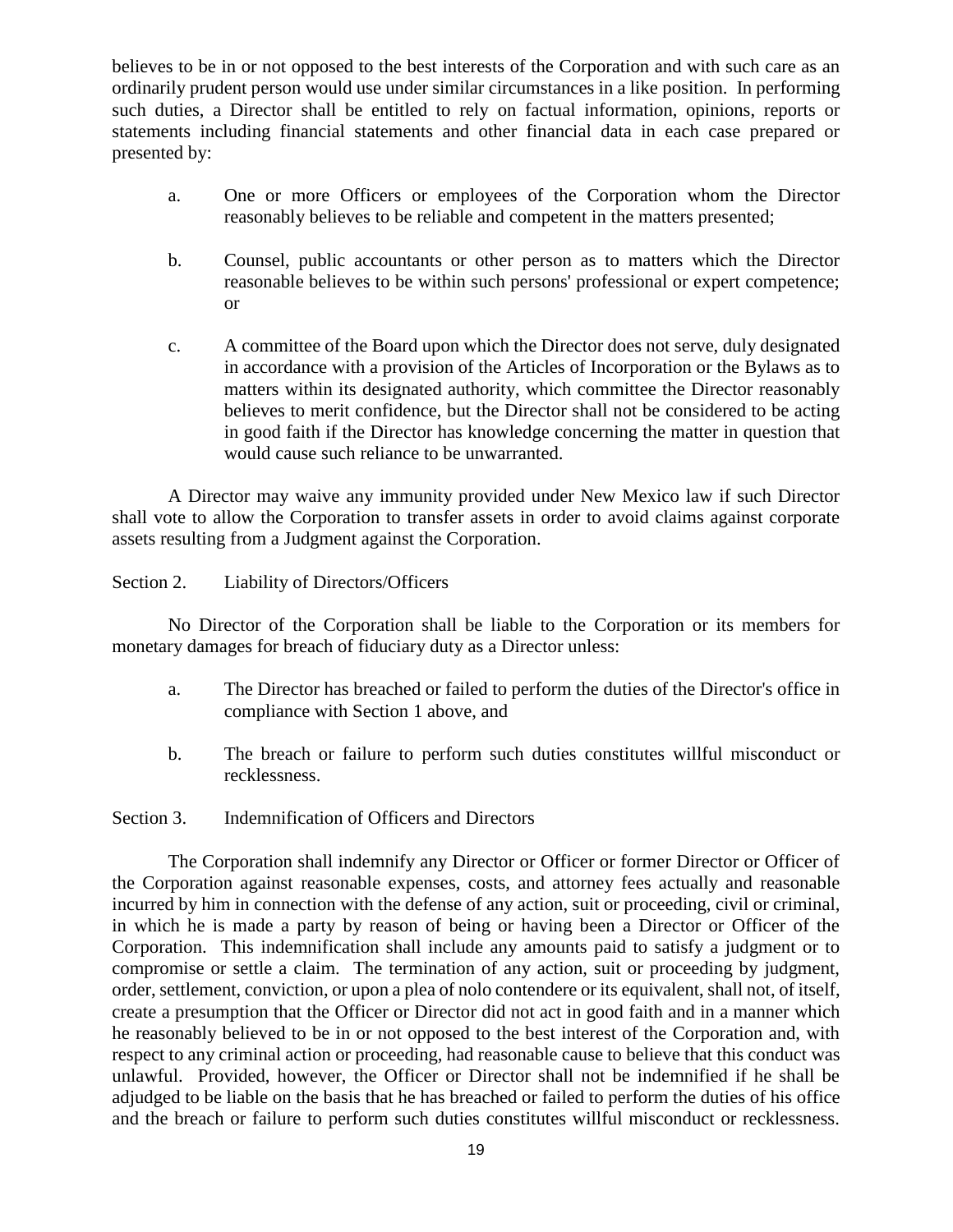believes to be in or not opposed to the best interests of the Corporation and with such care as an ordinarily prudent person would use under similar circumstances in a like position. In performing such duties, a Director shall be entitled to rely on factual information, opinions, reports or statements including financial statements and other financial data in each case prepared or presented by:

a. One or more Officers or employees of the Corporation whom the Director reasonably believes to be reliable and competent in the matters presented;

b. Counsel, public accountants or other person as to matters which the Director reasonable believes to be within such persons' professional or expert competence; or

c. A committee of the Board upon which the Director does not serve, duly designated in accordance with a provision of the Articles of Incorporation or the Bylaws as to matters within its designated authority, which committee the Director reasonably believes to merit confidence, but the Director shall not be considered to be acting in good faith if the Director has knowledge concerning the matter in question that would cause such reliance to be unwarranted.

A Director may waive any immunity provided under New Mexico law if such Director shall vote to allow the Corporation to transfer assets in order to avoid claims against corporate assets resulting from a Judgment against the Corporation.

Section 2. Liability of Directors/Officers

No Director of the Corporation shall be liable to the Corporation or its members for monetary damages for breach of fiduciary duty as a Director unless:

a. The Director has breached or failed to perform the duties of the Director's office in compliance with Section 1 above, and

b. The breach or failure to perform such duties constitutes willful misconduct or recklessness.

Section 3. Indemnification of Officers and Directors

The Corporation shall indemnify any Director or Officer or former Director or Officer of the Corporation against reasonable expenses, costs, and attorney fees actually and reasonable incurred by him in connection with the defense of any action, suit or proceeding, civil or criminal, in which he is made a party by reason of being or having been a Director or Officer of the Corporation. This indemnification shall include any amounts paid to satisfy a judgment or to compromise or settle a claim. The termination of any action, suit or proceeding by judgment, order, settlement, conviction, or upon a plea of nolo contendere or its equivalent, shall not, of itself, create a presumption that the Officer or Director did not act in good faith and in a manner which he reasonably believed to be in or not opposed to the best interest of the Corporation and, with respect to any criminal action or proceeding, had reasonable cause to believe that this conduct was unlawful. Provided, however, the Officer or Director shall not be indemnified if he shall be adjudged to be liable on the basis that he has breached or failed to perform the duties of his office and the breach or failure to perform such duties constitutes willful misconduct or recklessness.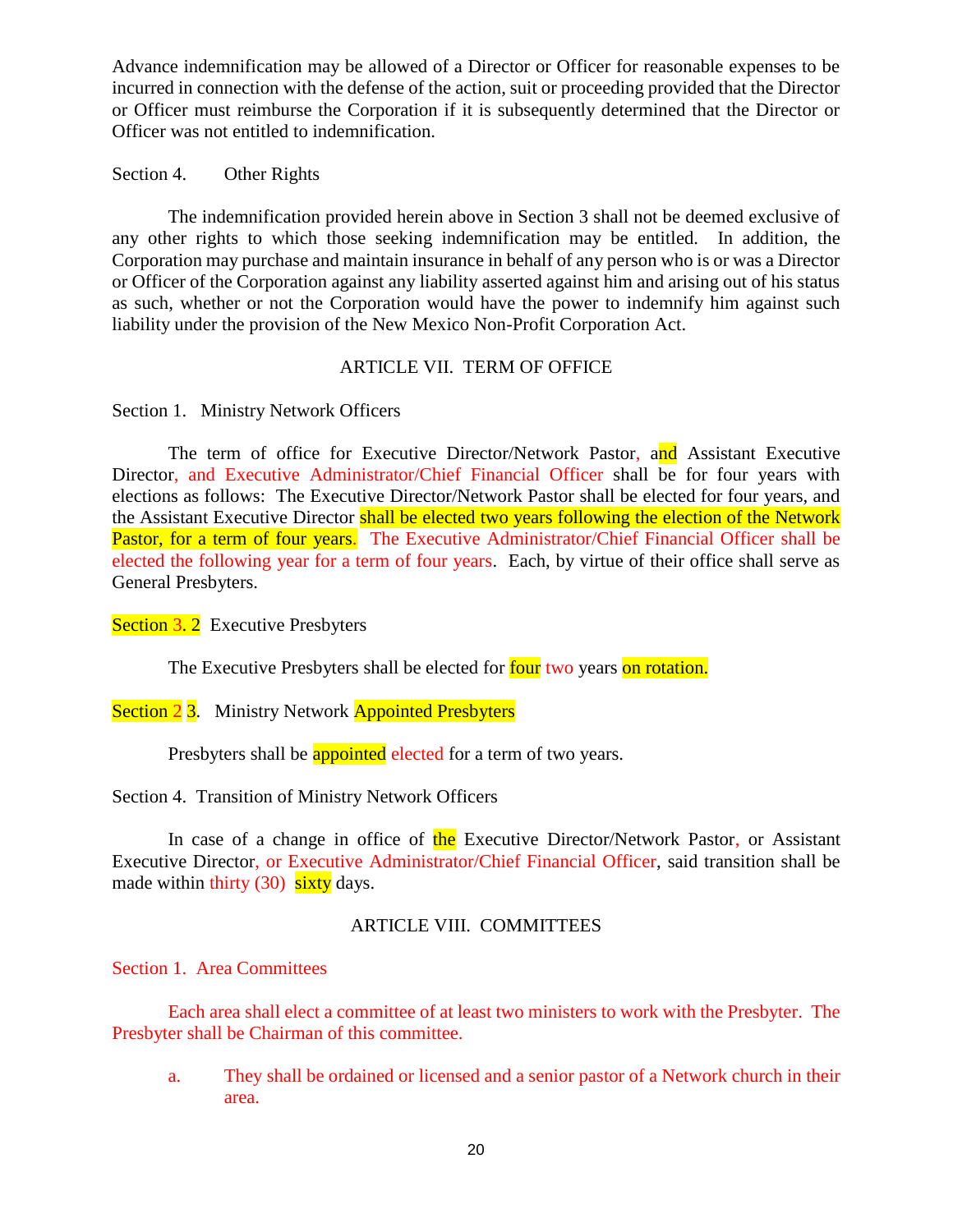Advance indemnification may be allowed of a Director or Officer for reasonable expenses to be incurred in connection with the defense of the action, suit or proceeding provided that the Director or Officer must reimburse the Corporation if it is subsequently determined that the Director or Officer was not entitled to indemnification.

Section 4. Other Rights

The indemnification provided herein above in Section 3 shall not be deemed exclusive of any other rights to which those seeking indemnification may be entitled. In addition, the Corporation may purchase and maintain insurance in behalf of any person who is or was a Director or Officer of the Corporation against any liability asserted against him and arising out of his status as such, whether or not the Corporation would have the power to indemnify him against such liability under the provision of the New Mexico Non-Profit Corporation Act.

## ARTICLE VII. TERM OF OFFICE

Section 1. Ministry Network Officers

The term of office for Executive Director/Network Pastor, and Assistant Executive Director, and Executive Administrator/Chief Financial Officer shall be for four years with elections as follows: The Executive Director/Network Pastor shall be elected for four years, and the Assistant Executive Director shall be elected two years following the election of the Network Pastor, for a term of four years. The Executive Administrator/Chief Financial Officer shall be elected the following year for a term of four years. Each, by virtue of their office shall serve as General Presbyters.

Section 3. 2 Executive Presbyters

The Executive Presbyters shall be elected for four two years on rotation.

Section 2 3. Ministry Network Appointed Presbyters

Presbyters shall be appointed elected for a term of two years.

Section 4. Transition of Ministry Network Officers

In case of a change in office of the Executive Director/Network Pastor, or Assistant Executive Director, or Executive Administrator/Chief Financial Officer, said transition shall be made within thirty (30) sixty days.

## ARTICLE VIII. COMMITTEES

Section 1. Area Committees

Each area shall elect a committee of at least two ministers to work with the Presbyter. The Presbyter shall be Chairman of this committee.

a. They shall be ordained or licensed and a senior pastor of a Network church in their area.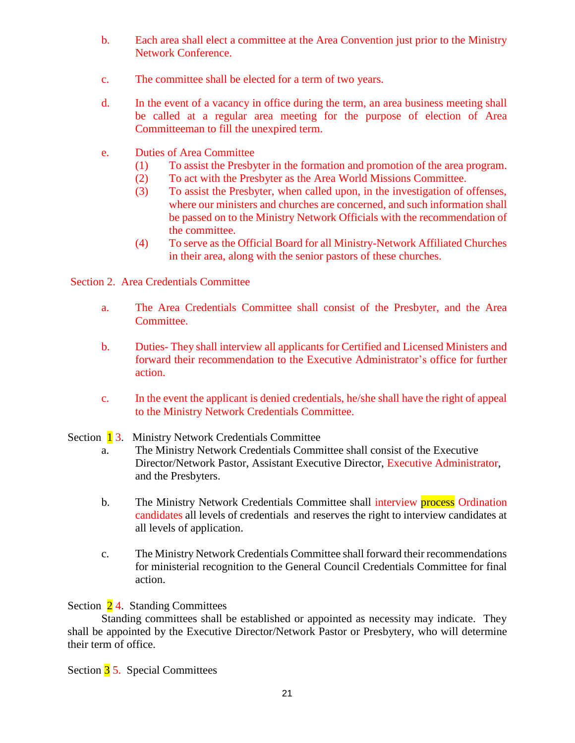b. Each area shall elect a committee at the Area Convention just prior to the Ministry Network Conference.

c. The committee shall be elected for a term of two years.

d. In the event of a vacancy in office during the term, an area business meeting shall be called at a regular area meeting for the purpose of election of Area Committeeman to fill the unexpired term.

e. Duties of Area Committee
   (1) To assist the Presbyter in the formation and promotion of the area program.
   (2) To act with the Presbyter as the Area World Missions Committee.
   (3) To assist the Presbyter, when called upon, in the investigation of offenses, where our ministers and churches are concerned, and such information shall be passed on to the Ministry Network Officials with the recommendation of the committee.
   (4) To serve as the Official Board for all Ministry-Network Affiliated Churches in their area, along with the senior pastors of these churches.

Section 2. Area Credentials Committee

a. The Area Credentials Committee shall consist of the Presbyter, and the Area Committee.

b. Duties- They shall interview all applicants for Certified and Licensed Ministers and forward their recommendation to the Executive Administrator's office for further action.

c. In the event the applicant is denied credentials, he/she shall have the right of appeal to the Ministry Network Credentials Committee.

Section 1 3. Ministry Network Credentials Committee

a. The Ministry Network Credentials Committee shall consist of the Executive Director/Network Pastor, Assistant Executive Director, Executive Administrator, and the Presbyters.

b. The Ministry Network Credentials Committee shall interview process Ordination candidates all levels of credentials and reserves the right to interview candidates at all levels of application.

c. The Ministry Network Credentials Committee shall forward their recommendations for ministerial recognition to the General Council Credentials Committee for final action.

Section 2 4. Standing Committees

Standing committees shall be established or appointed as necessity may indicate. They shall be appointed by the Executive Director/Network Pastor or Presbytery, who will determine their term of office.

Section 3 5. Special Committees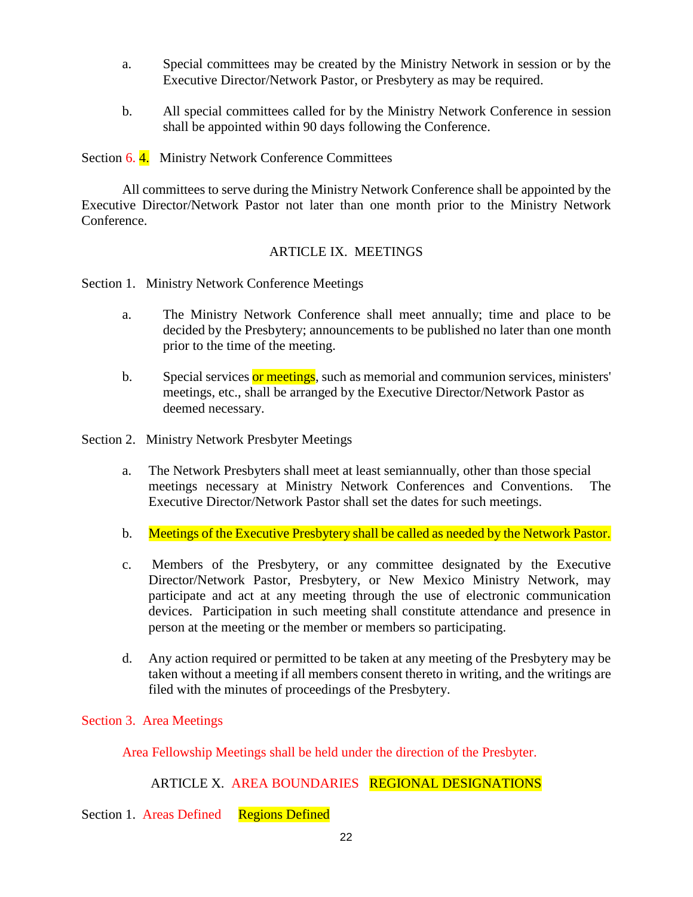a. Special committees may be created by the Ministry Network in session or by the Executive Director/Network Pastor, or Presbytery as may be required.

b. All special committees called for by the Ministry Network Conference in session shall be appointed within 90 days following the Conference.

Section 6. 4. Ministry Network Conference Committees

All committees to serve during the Ministry Network Conference shall be appointed by the Executive Director/Network Pastor not later than one month prior to the Ministry Network Conference.

## ARTICLE IX. MEETINGS

Section 1. Ministry Network Conference Meetings

a. The Ministry Network Conference shall meet annually; time and place to be decided by the Presbytery; announcements to be published no later than one month prior to the time of the meeting.

b. Special services or meetings, such as memorial and communion services, ministers' meetings, etc., shall be arranged by the Executive Director/Network Pastor as deemed necessary.

Section 2. Ministry Network Presbyter Meetings

a. The Network Presbyters shall meet at least semiannually, other than those special meetings necessary at Ministry Network Conferences and Conventions. The Executive Director/Network Pastor shall set the dates for such meetings.

b. Meetings of the Executive Presbytery shall be called as needed by the Network Pastor.

c. Members of the Presbytery, or any committee designated by the Executive Director/Network Pastor, Presbytery, or New Mexico Ministry Network, may participate and act at any meeting through the use of electronic communication devices. Participation in such meeting shall constitute attendance and presence in person at the meeting or the member or members so participating.

d. Any action required or permitted to be taken at any meeting of the Presbytery may be taken without a meeting if all members consent thereto in writing, and the writings are filed with the minutes of proceedings of the Presbytery.

Section 3. Area Meetings

Area Fellowship Meetings shall be held under the direction of the Presbyter.

## ARTICLE X. AREA BOUNDARIES REGIONAL DESIGNATIONS

Section 1. Areas Defined Regions Defined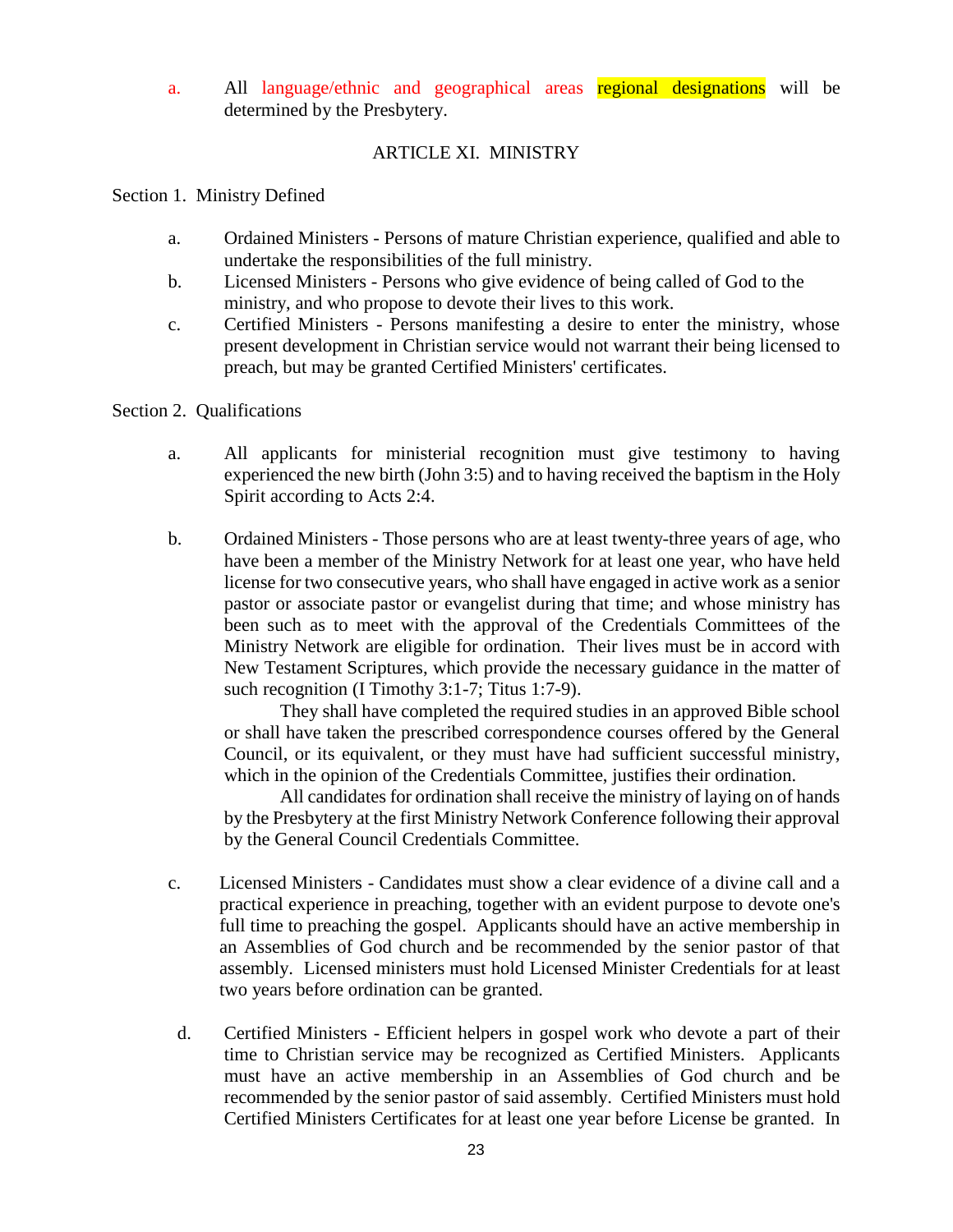a. All language/ethnic and geographical areas regional designations will be determined by the Presbytery.

## ARTICLE XI. MINISTRY

### Section 1. Ministry Defined

a. Ordained Ministers - Persons of mature Christian experience, qualified and able to undertake the responsibilities of the full ministry.

b. Licensed Ministers - Persons who give evidence of being called of God to the ministry, and who propose to devote their lives to this work.

c. Certified Ministers - Persons manifesting a desire to enter the ministry, whose present development in Christian service would not warrant their being licensed to preach, but may be granted Certified Ministers' certificates.

### Section 2. Qualifications

a. All applicants for ministerial recognition must give testimony to having experienced the new birth (John 3:5) and to having received the baptism in the Holy Spirit according to Acts 2:4.

b. Ordained Ministers - Those persons who are at least twenty-three years of age, who have been a member of the Ministry Network for at least one year, who have held license for two consecutive years, who shall have engaged in active work as a senior pastor or associate pastor or evangelist during that time; and whose ministry has been such as to meet with the approval of the Credentials Committees of the Ministry Network are eligible for ordination. Their lives must be in accord with New Testament Scriptures, which provide the necessary guidance in the matter of such recognition (I Timothy 3:1-7; Titus 1:7-9).

   They shall have completed the required studies in an approved Bible school or shall have taken the prescribed correspondence courses offered by the General Council, or its equivalent, or they must have had sufficient successful ministry, which in the opinion of the Credentials Committee, justifies their ordination.

   All candidates for ordination shall receive the ministry of laying on of hands by the Presbytery at the first Ministry Network Conference following their approval by the General Council Credentials Committee.

c. Licensed Ministers - Candidates must show a clear evidence of a divine call and a practical experience in preaching, together with an evident purpose to devote one's full time to preaching the gospel. Applicants should have an active membership in an Assemblies of God church and be recommended by the senior pastor of that assembly. Licensed ministers must hold Licensed Minister Credentials for at least two years before ordination can be granted.

d. Certified Ministers - Efficient helpers in gospel work who devote a part of their time to Christian service may be recognized as Certified Ministers. Applicants must have an active membership in an Assemblies of God church and be recommended by the senior pastor of said assembly. Certified Ministers must hold Certified Ministers Certificates for at least one year before License be granted. In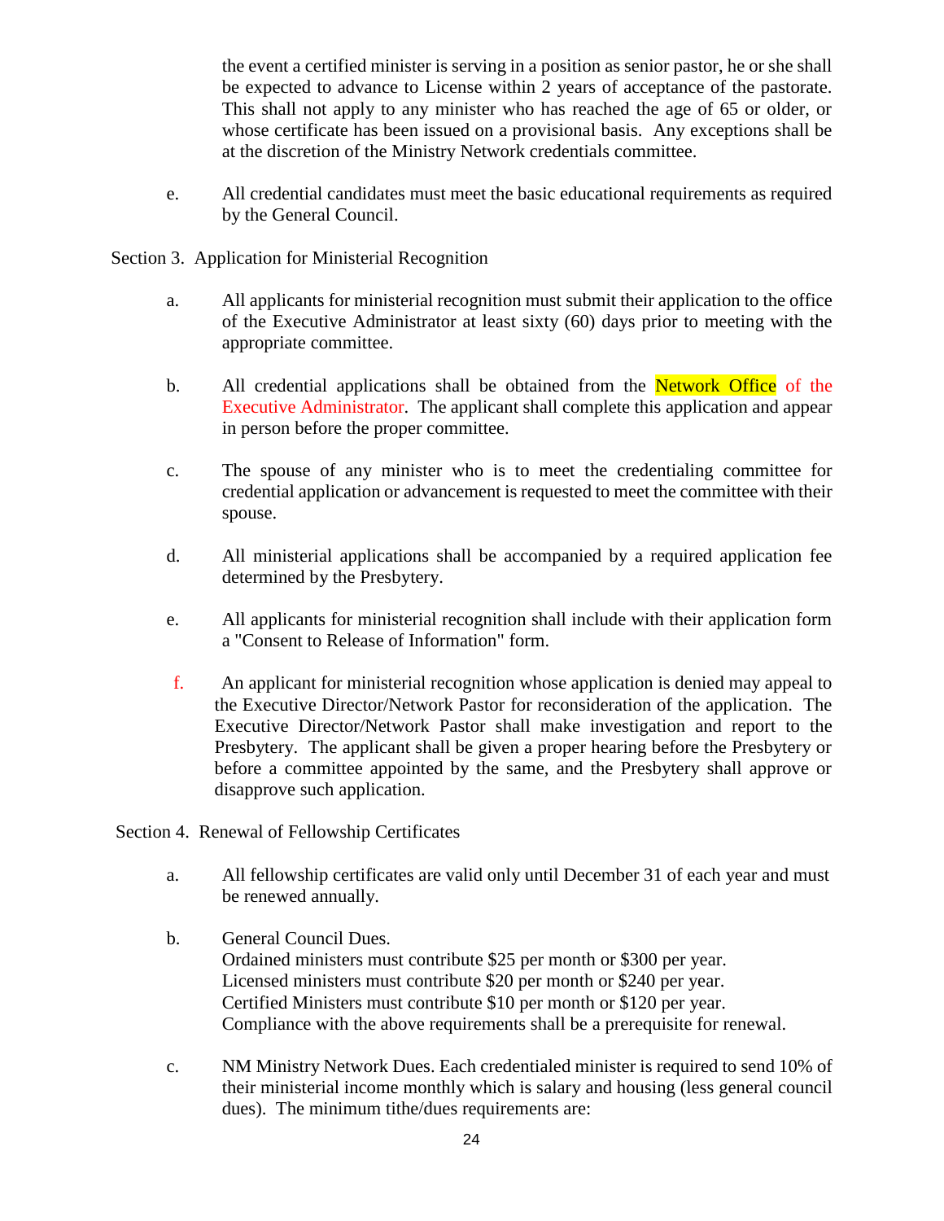the event a certified minister is serving in a position as senior pastor, he or she shall be expected to advance to License within 2 years of acceptance of the pastorate. This shall not apply to any minister who has reached the age of 65 or older, or whose certificate has been issued on a provisional basis. Any exceptions shall be at the discretion of the Ministry Network credentials committee.

e. All credential candidates must meet the basic educational requirements as required by the General Council.

Section 3. Application for Ministerial Recognition

a. All applicants for ministerial recognition must submit their application to the office of the Executive Administrator at least sixty (60) days prior to meeting with the appropriate committee.

b. All credential applications shall be obtained from the Network Office of the Executive Administrator. The applicant shall complete this application and appear in person before the proper committee.

c. The spouse of any minister who is to meet the credentialing committee for credential application or advancement is requested to meet the committee with their spouse.

d. All ministerial applications shall be accompanied by a required application fee determined by the Presbytery.

e. All applicants for ministerial recognition shall include with their application form a "Consent to Release of Information" form.

f. An applicant for ministerial recognition whose application is denied may appeal to the Executive Director/Network Pastor for reconsideration of the application. The Executive Director/Network Pastor shall make investigation and report to the Presbytery. The applicant shall be given a proper hearing before the Presbytery or before a committee appointed by the same, and the Presbytery shall approve or disapprove such application.

Section 4. Renewal of Fellowship Certificates

a. All fellowship certificates are valid only until December 31 of each year and must be renewed annually.

b. General Council Dues.
Ordained ministers must contribute $25 per month or $300 per year.
Licensed ministers must contribute $20 per month or $240 per year.
Certified Ministers must contribute $10 per month or $120 per year.
Compliance with the above requirements shall be a prerequisite for renewal.

c. NM Ministry Network Dues. Each credentialed minister is required to send 10% of their ministerial income monthly which is salary and housing (less general council dues). The minimum tithe/dues requirements are: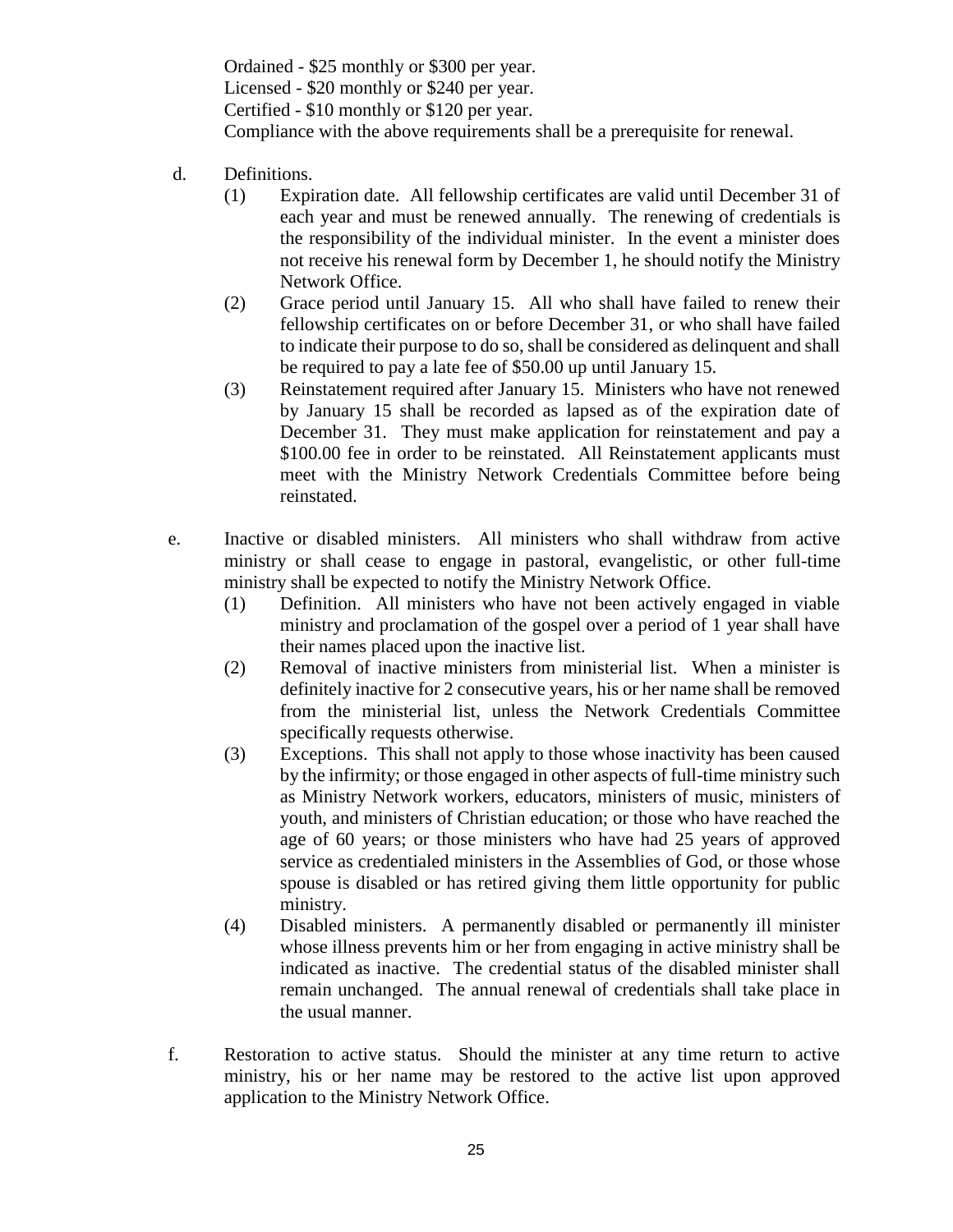Ordained - $25 monthly or $300 per year.
Licensed - $20 monthly or $240 per year.
Certified - $10 monthly or $120 per year.
Compliance with the above requirements shall be a prerequisite for renewal.

d. Definitions.

(1) Expiration date. All fellowship certificates are valid until December 31 of each year and must be renewed annually. The renewing of credentials is the responsibility of the individual minister. In the event a minister does not receive his renewal form by December 1, he should notify the Ministry Network Office.

(2) Grace period until January 15. All who shall have failed to renew their fellowship certificates on or before December 31, or who shall have failed to indicate their purpose to do so, shall be considered as delinquent and shall be required to pay a late fee of $50.00 up until January 15.

(3) Reinstatement required after January 15. Ministers who have not renewed by January 15 shall be recorded as lapsed as of the expiration date of December 31. They must make application for reinstatement and pay a $100.00 fee in order to be reinstated. All Reinstatement applicants must meet with the Ministry Network Credentials Committee before being reinstated.

e. Inactive or disabled ministers. All ministers who shall withdraw from active ministry or shall cease to engage in pastoral, evangelistic, or other full-time ministry shall be expected to notify the Ministry Network Office.

(1) Definition. All ministers who have not been actively engaged in viable ministry and proclamation of the gospel over a period of 1 year shall have their names placed upon the inactive list.

(2) Removal of inactive ministers from ministerial list. When a minister is definitely inactive for 2 consecutive years, his or her name shall be removed from the ministerial list, unless the Network Credentials Committee specifically requests otherwise.

(3) Exceptions. This shall not apply to those whose inactivity has been caused by the infirmity; or those engaged in other aspects of full-time ministry such as Ministry Network workers, educators, ministers of music, ministers of youth, and ministers of Christian education; or those who have reached the age of 60 years; or those ministers who have had 25 years of approved service as credentialed ministers in the Assemblies of God, or those whose spouse is disabled or has retired giving them little opportunity for public ministry.

(4) Disabled ministers. A permanently disabled or permanently ill minister whose illness prevents him or her from engaging in active ministry shall be indicated as inactive. The credential status of the disabled minister shall remain unchanged. The annual renewal of credentials shall take place in the usual manner.

f. Restoration to active status. Should the minister at any time return to active ministry, his or her name may be restored to the active list upon approved application to the Ministry Network Office.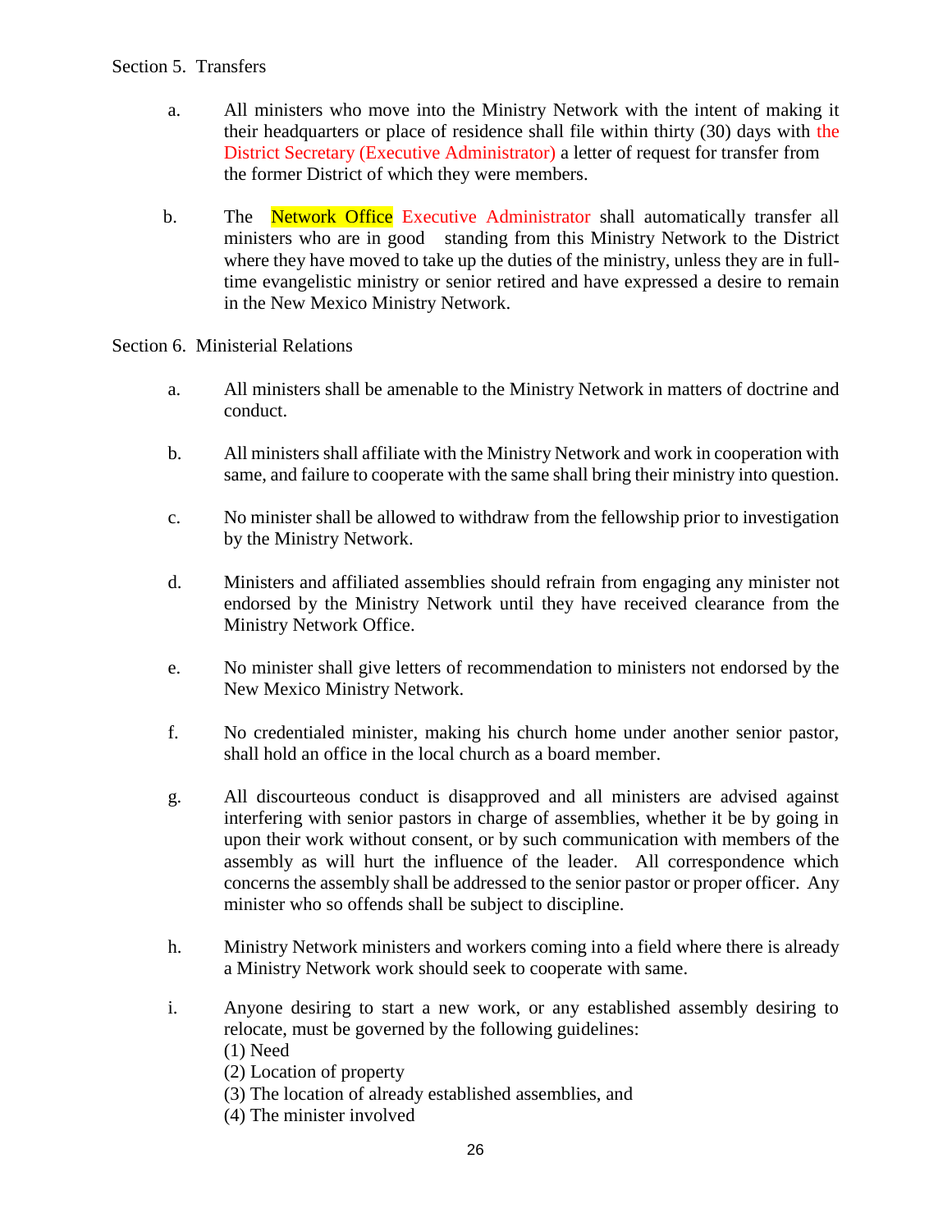Section 5. Transfers

a. All ministers who move into the Ministry Network with the intent of making it their headquarters or place of residence shall file within thirty (30) days with the District Secretary (Executive Administrator) a letter of request for transfer from the former District of which they were members.

b. The Network Office Executive Administrator shall automatically transfer all ministers who are in good standing from this Ministry Network to the District where they have moved to take up the duties of the ministry, unless they are in full-time evangelistic ministry or senior retired and have expressed a desire to remain in the New Mexico Ministry Network.

Section 6. Ministerial Relations

a. All ministers shall be amenable to the Ministry Network in matters of doctrine and conduct.

b. All ministers shall affiliate with the Ministry Network and work in cooperation with same, and failure to cooperate with the same shall bring their ministry into question.

c. No minister shall be allowed to withdraw from the fellowship prior to investigation by the Ministry Network.

d. Ministers and affiliated assemblies should refrain from engaging any minister not endorsed by the Ministry Network until they have received clearance from the Ministry Network Office.

e. No minister shall give letters of recommendation to ministers not endorsed by the New Mexico Ministry Network.

f. No credentialed minister, making his church home under another senior pastor, shall hold an office in the local church as a board member.

g. All discourteous conduct is disapproved and all ministers are advised against interfering with senior pastors in charge of assemblies, whether it be by going in upon their work without consent, or by such communication with members of the assembly as will hurt the influence of the leader. All correspondence which concerns the assembly shall be addressed to the senior pastor or proper officer. Any minister who so offends shall be subject to discipline.

h. Ministry Network ministers and workers coming into a field where there is already a Ministry Network work should seek to cooperate with same.

i. Anyone desiring to start a new work, or any established assembly desiring to relocate, must be governed by the following guidelines:
(1) Need
(2) Location of property
(3) The location of already established assemblies, and
(4) The minister involved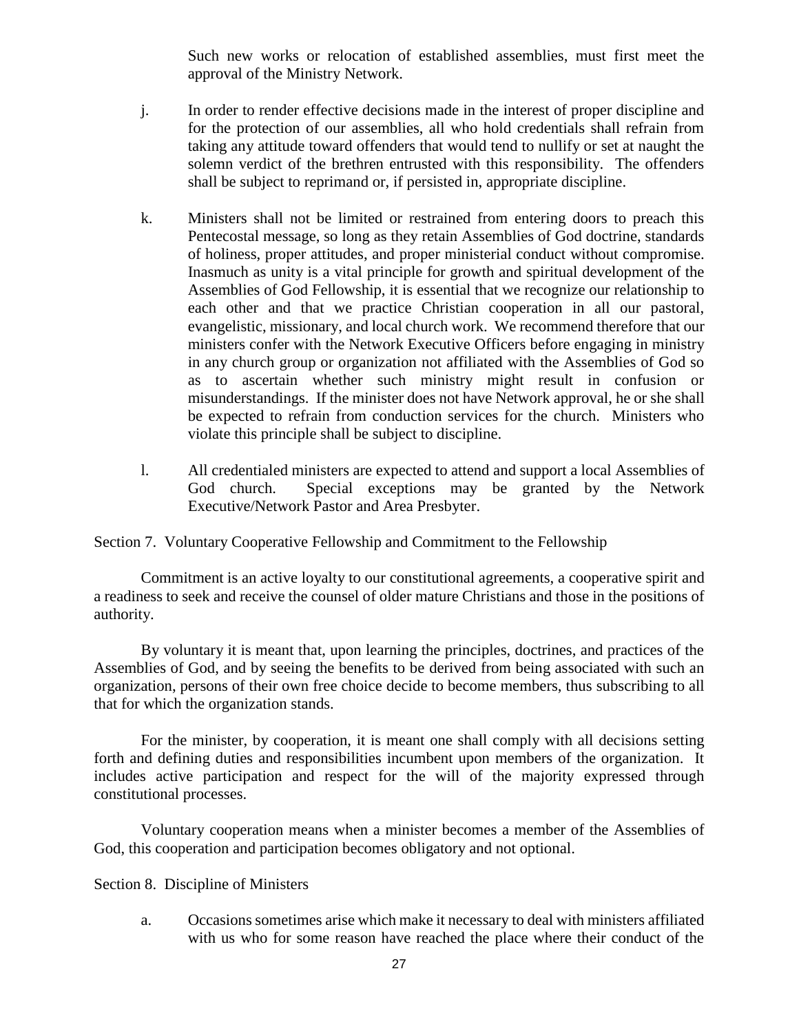Such new works or relocation of established assemblies, must first meet the approval of the Ministry Network.

j. In order to render effective decisions made in the interest of proper discipline and for the protection of our assemblies, all who hold credentials shall refrain from taking any attitude toward offenders that would tend to nullify or set at naught the solemn verdict of the brethren entrusted with this responsibility. The offenders shall be subject to reprimand or, if persisted in, appropriate discipline.

k. Ministers shall not be limited or restrained from entering doors to preach this Pentecostal message, so long as they retain Assemblies of God doctrine, standards of holiness, proper attitudes, and proper ministerial conduct without compromise. Inasmuch as unity is a vital principle for growth and spiritual development of the Assemblies of God Fellowship, it is essential that we recognize our relationship to each other and that we practice Christian cooperation in all our pastoral, evangelistic, missionary, and local church work. We recommend therefore that our ministers confer with the Network Executive Officers before engaging in ministry in any church group or organization not affiliated with the Assemblies of God so as to ascertain whether such ministry might result in confusion or misunderstandings. If the minister does not have Network approval, he or she shall be expected to refrain from conduction services for the church. Ministers who violate this principle shall be subject to discipline.

l. All credentialed ministers are expected to attend and support a local Assemblies of God church. Special exceptions may be granted by the Network Executive/Network Pastor and Area Presbyter.

Section 7. Voluntary Cooperative Fellowship and Commitment to the Fellowship

Commitment is an active loyalty to our constitutional agreements, a cooperative spirit and a readiness to seek and receive the counsel of older mature Christians and those in the positions of authority.

By voluntary it is meant that, upon learning the principles, doctrines, and practices of the Assemblies of God, and by seeing the benefits to be derived from being associated with such an organization, persons of their own free choice decide to become members, thus subscribing to all that for which the organization stands.

For the minister, by cooperation, it is meant one shall comply with all decisions setting forth and defining duties and responsibilities incumbent upon members of the organization. It includes active participation and respect for the will of the majority expressed through constitutional processes.

Voluntary cooperation means when a minister becomes a member of the Assemblies of God, this cooperation and participation becomes obligatory and not optional.

Section 8. Discipline of Ministers

a. Occasions sometimes arise which make it necessary to deal with ministers affiliated with us who for some reason have reached the place where their conduct of the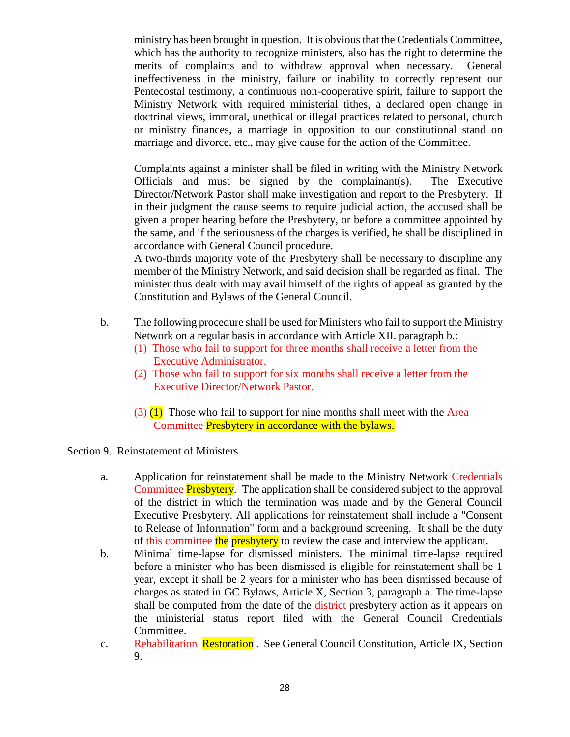ministry has been brought in question. It is obvious that the Credentials Committee, which has the authority to recognize ministers, also has the right to determine the merits of complaints and to withdraw approval when necessary. General ineffectiveness in the ministry, failure or inability to correctly represent our Pentecostal testimony, a continuous non-cooperative spirit, failure to support the Ministry Network with required ministerial tithes, a declared open change in doctrinal views, immoral, unethical or illegal practices related to personal, church or ministry finances, a marriage in opposition to our constitutional stand on marriage and divorce, etc., may give cause for the action of the Committee.

Complaints against a minister shall be filed in writing with the Ministry Network Officials and must be signed by the complainant(s). The Executive Director/Network Pastor shall make investigation and report to the Presbytery. If in their judgment the cause seems to require judicial action, the accused shall be given a proper hearing before the Presbytery, or before a committee appointed by the same, and if the seriousness of the charges is verified, he shall be disciplined in accordance with General Council procedure.

A two-thirds majority vote of the Presbytery shall be necessary to discipline any member of the Ministry Network, and said decision shall be regarded as final. The minister thus dealt with may avail himself of the rights of appeal as granted by the Constitution and Bylaws of the General Council.

b. The following procedure shall be used for Ministers who fail to support the Ministry Network on a regular basis in accordance with Article XII. paragraph b.:
   (1) Those who fail to support for three months shall receive a letter from the Executive Administrator.
   (2) Those who fail to support for six months shall receive a letter from the Executive Director/Network Pastor.

   (3) (1) Those who fail to support for nine months shall meet with the Area Committee Presbytery in accordance with the bylaws.

Section 9. Reinstatement of Ministers

a. Application for reinstatement shall be made to the Ministry Network Credentials Committee Presbytery. The application shall be considered subject to the approval of the district in which the termination was made and by the General Council Executive Presbytery. All applications for reinstatement shall include a "Consent to Release of Information" form and a background screening. It shall be the duty of this committee the presbytery to review the case and interview the applicant.

b. Minimal time-lapse for dismissed ministers. The minimal time-lapse required before a minister who has been dismissed is eligible for reinstatement shall be 1 year, except it shall be 2 years for a minister who has been dismissed because of charges as stated in GC Bylaws, Article X, Section 3, paragraph a. The time-lapse shall be computed from the date of the district presbytery action as it appears on the ministerial status report filed with the General Council Credentials Committee.

c. Rehabilitation Restoration. See General Council Constitution, Article IX, Section 9.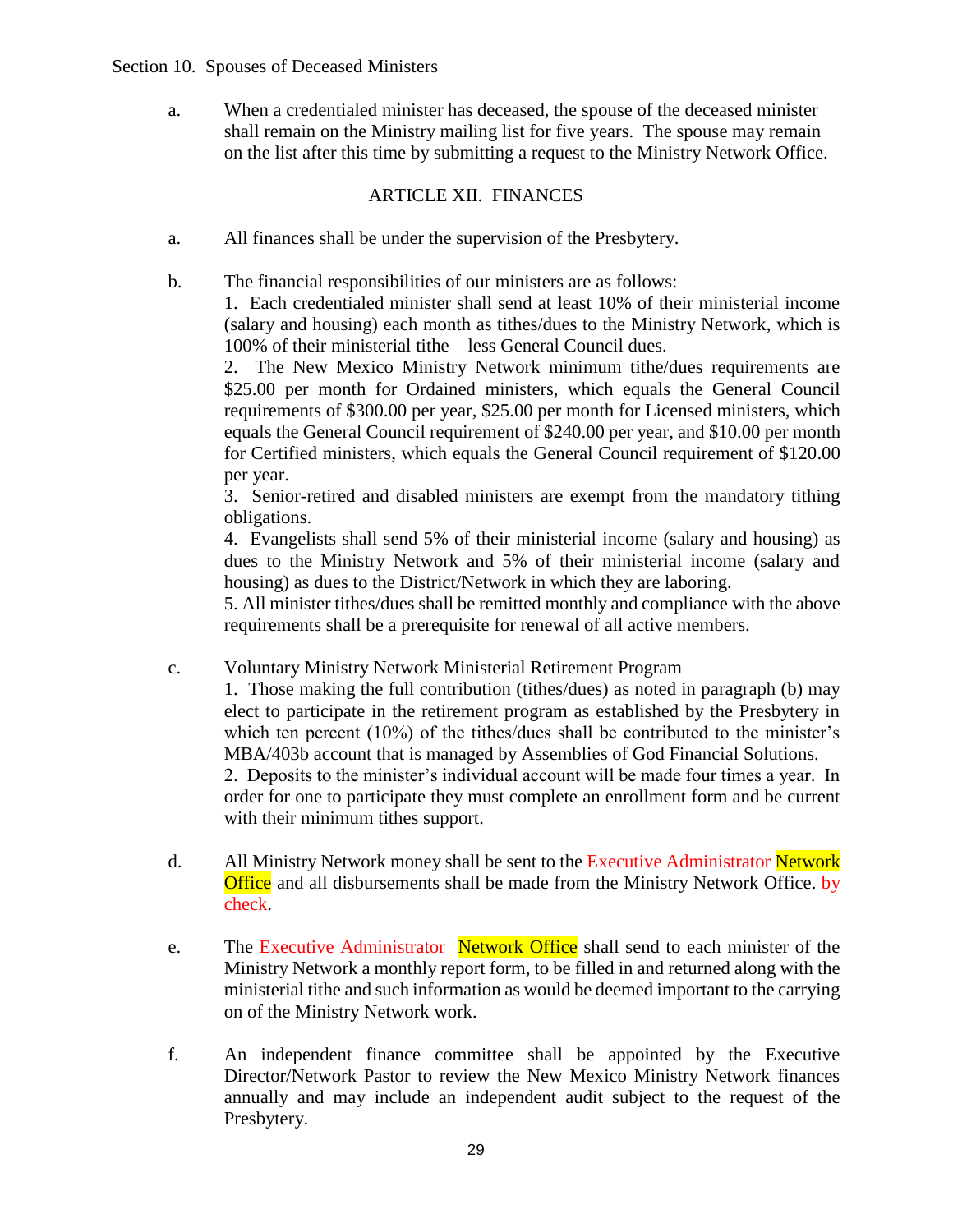Section 10. Spouses of Deceased Ministers

a. When a credentialed minister has deceased, the spouse of the deceased minister shall remain on the Ministry mailing list for five years. The spouse may remain on the list after this time by submitting a request to the Ministry Network Office.

## ARTICLE XII. FINANCES

a. All finances shall be under the supervision of the Presbytery.

b. The financial responsibilities of our ministers are as follows:
   1. Each credentialed minister shall send at least 10% of their ministerial income (salary and housing) each month as tithes/dues to the Ministry Network, which is 100% of their ministerial tithe – less General Council dues.
   2. The New Mexico Ministry Network minimum tithe/dues requirements are $25.00 per month for Ordained ministers, which equals the General Council requirements of $300.00 per year, $25.00 per month for Licensed ministers, which equals the General Council requirement of $240.00 per year, and $10.00 per month for Certified ministers, which equals the General Council requirement of $120.00 per year.
   3. Senior-retired and disabled ministers are exempt from the mandatory tithing obligations.
   4. Evangelists shall send 5% of their ministerial income (salary and housing) as dues to the Ministry Network and 5% of their ministerial income (salary and housing) as dues to the District/Network in which they are laboring.
   5. All minister tithes/dues shall be remitted monthly and compliance with the above requirements shall be a prerequisite for renewal of all active members.

c. Voluntary Ministry Network Ministerial Retirement Program
   1. Those making the full contribution (tithes/dues) as noted in paragraph (b) may elect to participate in the retirement program as established by the Presbytery in which ten percent (10%) of the tithes/dues shall be contributed to the minister's MBA/403b account that is managed by Assemblies of God Financial Solutions.
   2. Deposits to the minister's individual account will be made four times a year. In order for one to participate they must complete an enrollment form and be current with their minimum tithes support.

d. All Ministry Network money shall be sent to the Executive Administrator Network Office and all disbursements shall be made from the Ministry Network Office. by check.

e. The Executive Administrator Network Office shall send to each minister of the Ministry Network a monthly report form, to be filled in and returned along with the ministerial tithe and such information as would be deemed important to the carrying on of the Ministry Network work.

f. An independent finance committee shall be appointed by the Executive Director/Network Pastor to review the New Mexico Ministry Network finances annually and may include an independent audit subject to the request of the Presbytery.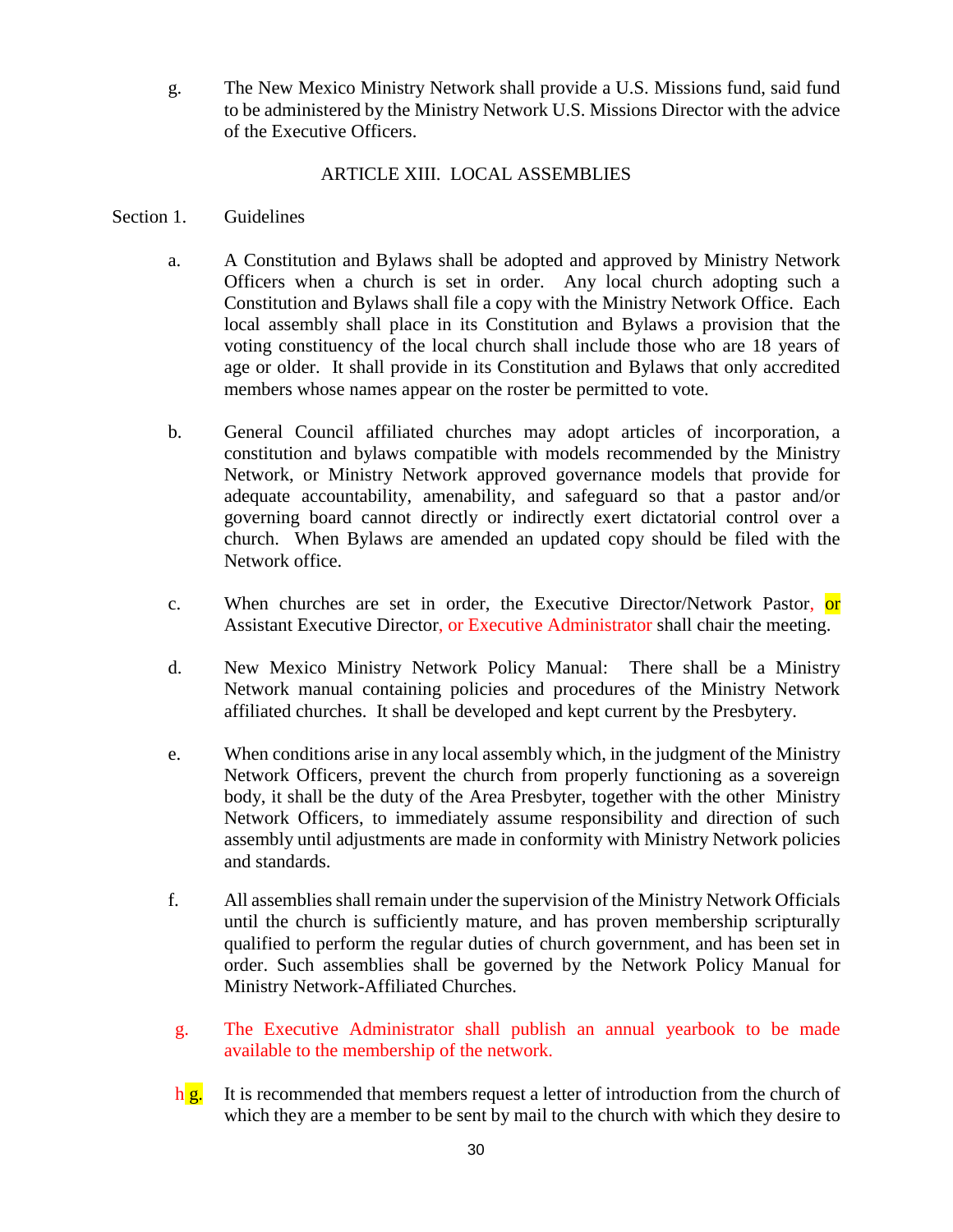g. The New Mexico Ministry Network shall provide a U.S. Missions fund, said fund to be administered by the Ministry Network U.S. Missions Director with the advice of the Executive Officers.

## ARTICLE XIII. LOCAL ASSEMBLIES

Section 1. Guidelines

a. A Constitution and Bylaws shall be adopted and approved by Ministry Network Officers when a church is set in order. Any local church adopting such a Constitution and Bylaws shall file a copy with the Ministry Network Office. Each local assembly shall place in its Constitution and Bylaws a provision that the voting constituency of the local church shall include those who are 18 years of age or older. It shall provide in its Constitution and Bylaws that only accredited members whose names appear on the roster be permitted to vote.

b. General Council affiliated churches may adopt articles of incorporation, a constitution and bylaws compatible with models recommended by the Ministry Network, or Ministry Network approved governance models that provide for adequate accountability, amenability, and safeguard so that a pastor and/or governing board cannot directly or indirectly exert dictatorial control over a church. When Bylaws are amended an updated copy should be filed with the Network office.

c. When churches are set in order, the Executive Director/Network Pastor, or Assistant Executive Director, or Executive Administrator shall chair the meeting.

d. New Mexico Ministry Network Policy Manual: There shall be a Ministry Network manual containing policies and procedures of the Ministry Network affiliated churches. It shall be developed and kept current by the Presbytery.

e. When conditions arise in any local assembly which, in the judgment of the Ministry Network Officers, prevent the church from properly functioning as a sovereign body, it shall be the duty of the Area Presbyter, together with the other Ministry Network Officers, to immediately assume responsibility and direction of such assembly until adjustments are made in conformity with Ministry Network policies and standards.

f. All assemblies shall remain under the supervision of the Ministry Network Officials until the church is sufficiently mature, and has proven membership scripturally qualified to perform the regular duties of church government, and has been set in order. Such assemblies shall be governed by the Network Policy Manual for Ministry Network-Affiliated Churches.

g. The Executive Administrator shall publish an annual yearbook to be made available to the membership of the network.

h g. It is recommended that members request a letter of introduction from the church of which they are a member to be sent by mail to the church with which they desire to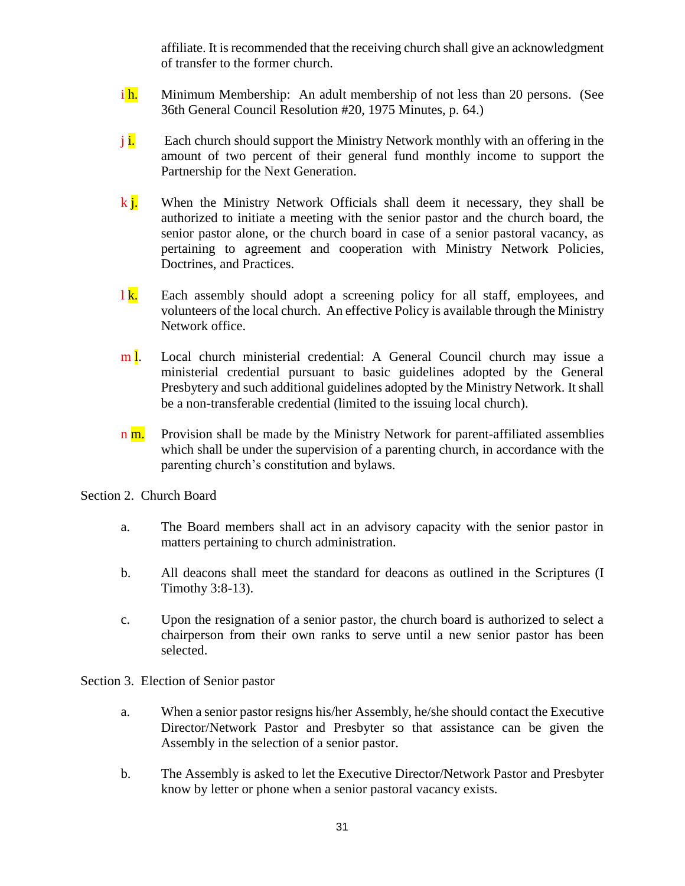affiliate. It is recommended that the receiving church shall give an acknowledgment of transfer to the former church.

i h. Minimum Membership: An adult membership of not less than 20 persons. (See 36th General Council Resolution #20, 1975 Minutes, p. 64.)

j i. Each church should support the Ministry Network monthly with an offering in the amount of two percent of their general fund monthly income to support the Partnership for the Next Generation.

k j. When the Ministry Network Officials shall deem it necessary, they shall be authorized to initiate a meeting with the senior pastor and the church board, the senior pastor alone, or the church board in case of a senior pastoral vacancy, as pertaining to agreement and cooperation with Ministry Network Policies, Doctrines, and Practices.

l k. Each assembly should adopt a screening policy for all staff, employees, and volunteers of the local church. An effective Policy is available through the Ministry Network office.

m l. Local church ministerial credential: A General Council church may issue a ministerial credential pursuant to basic guidelines adopted by the General Presbytery and such additional guidelines adopted by the Ministry Network. It shall be a non-transferable credential (limited to the issuing local church).

n m. Provision shall be made by the Ministry Network for parent-affiliated assemblies which shall be under the supervision of a parenting church, in accordance with the parenting church's constitution and bylaws.

Section 2. Church Board

a. The Board members shall act in an advisory capacity with the senior pastor in matters pertaining to church administration.

b. All deacons shall meet the standard for deacons as outlined in the Scriptures (I Timothy 3:8-13).

c. Upon the resignation of a senior pastor, the church board is authorized to select a chairperson from their own ranks to serve until a new senior pastor has been selected.

Section 3. Election of Senior pastor

a. When a senior pastor resigns his/her Assembly, he/she should contact the Executive Director/Network Pastor and Presbyter so that assistance can be given the Assembly in the selection of a senior pastor.

b. The Assembly is asked to let the Executive Director/Network Pastor and Presbyter know by letter or phone when a senior pastoral vacancy exists.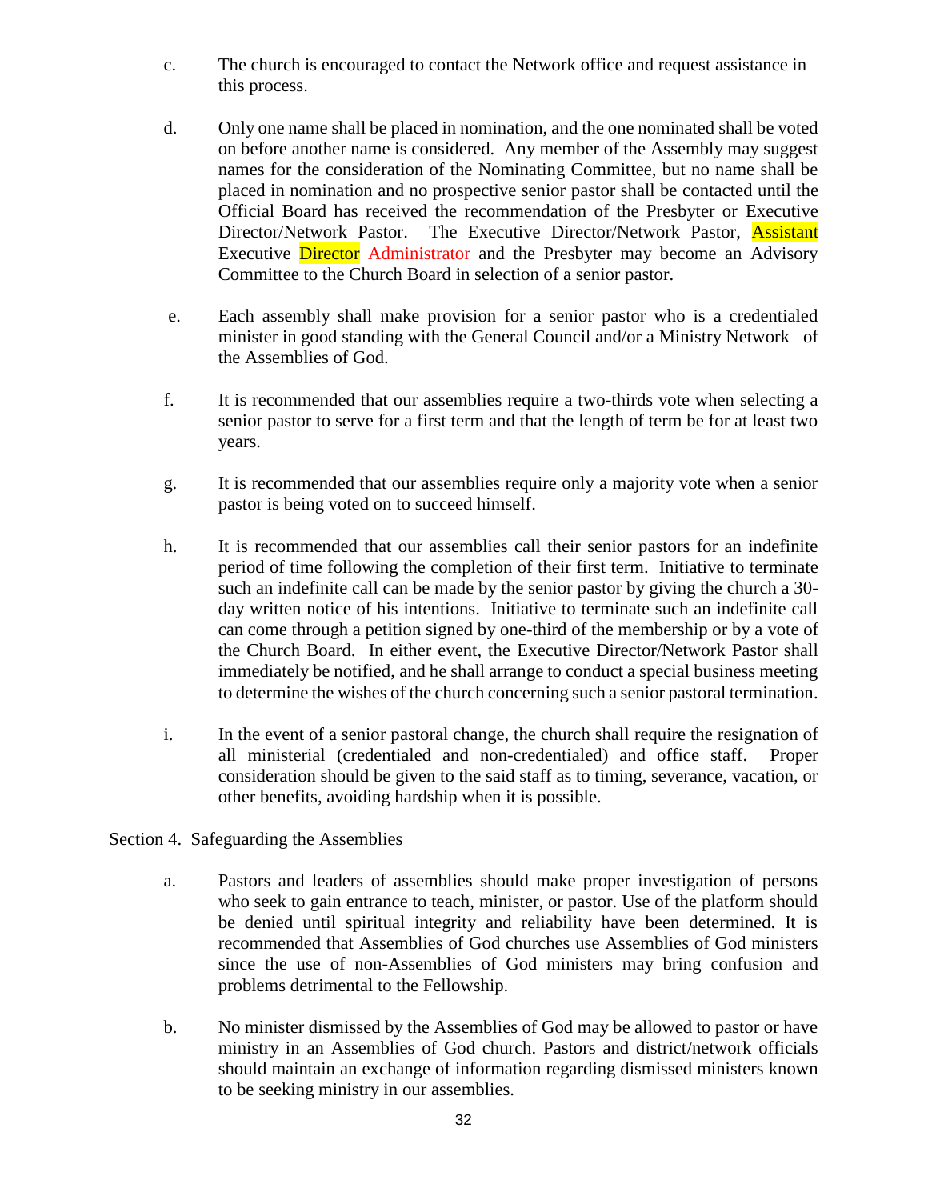c. The church is encouraged to contact the Network office and request assistance in this process.

d. Only one name shall be placed in nomination, and the one nominated shall be voted on before another name is considered. Any member of the Assembly may suggest names for the consideration of the Nominating Committee, but no name shall be placed in nomination and no prospective senior pastor shall be contacted until the Official Board has received the recommendation of the Presbyter or Executive Director/Network Pastor. The Executive Director/Network Pastor, Assistant Executive Director Administrator and the Presbyter may become an Advisory Committee to the Church Board in selection of a senior pastor.

e. Each assembly shall make provision for a senior pastor who is a credentialed minister in good standing with the General Council and/or a Ministry Network of the Assemblies of God.

f. It is recommended that our assemblies require a two-thirds vote when selecting a senior pastor to serve for a first term and that the length of term be for at least two years.

g. It is recommended that our assemblies require only a majority vote when a senior pastor is being voted on to succeed himself.

h. It is recommended that our assemblies call their senior pastors for an indefinite period of time following the completion of their first term. Initiative to terminate such an indefinite call can be made by the senior pastor by giving the church a 30-day written notice of his intentions. Initiative to terminate such an indefinite call can come through a petition signed by one-third of the membership or by a vote of the Church Board. In either event, the Executive Director/Network Pastor shall immediately be notified, and he shall arrange to conduct a special business meeting to determine the wishes of the church concerning such a senior pastoral termination.

i. In the event of a senior pastoral change, the church shall require the resignation of all ministerial (credentialed and non-credentialed) and office staff. Proper consideration should be given to the said staff as to timing, severance, vacation, or other benefits, avoiding hardship when it is possible.

Section 4. Safeguarding the Assemblies

a. Pastors and leaders of assemblies should make proper investigation of persons who seek to gain entrance to teach, minister, or pastor. Use of the platform should be denied until spiritual integrity and reliability have been determined. It is recommended that Assemblies of God churches use Assemblies of God ministers since the use of non-Assemblies of God ministers may bring confusion and problems detrimental to the Fellowship.

b. No minister dismissed by the Assemblies of God may be allowed to pastor or have ministry in an Assemblies of God church. Pastors and district/network officials should maintain an exchange of information regarding dismissed ministers known to be seeking ministry in our assemblies.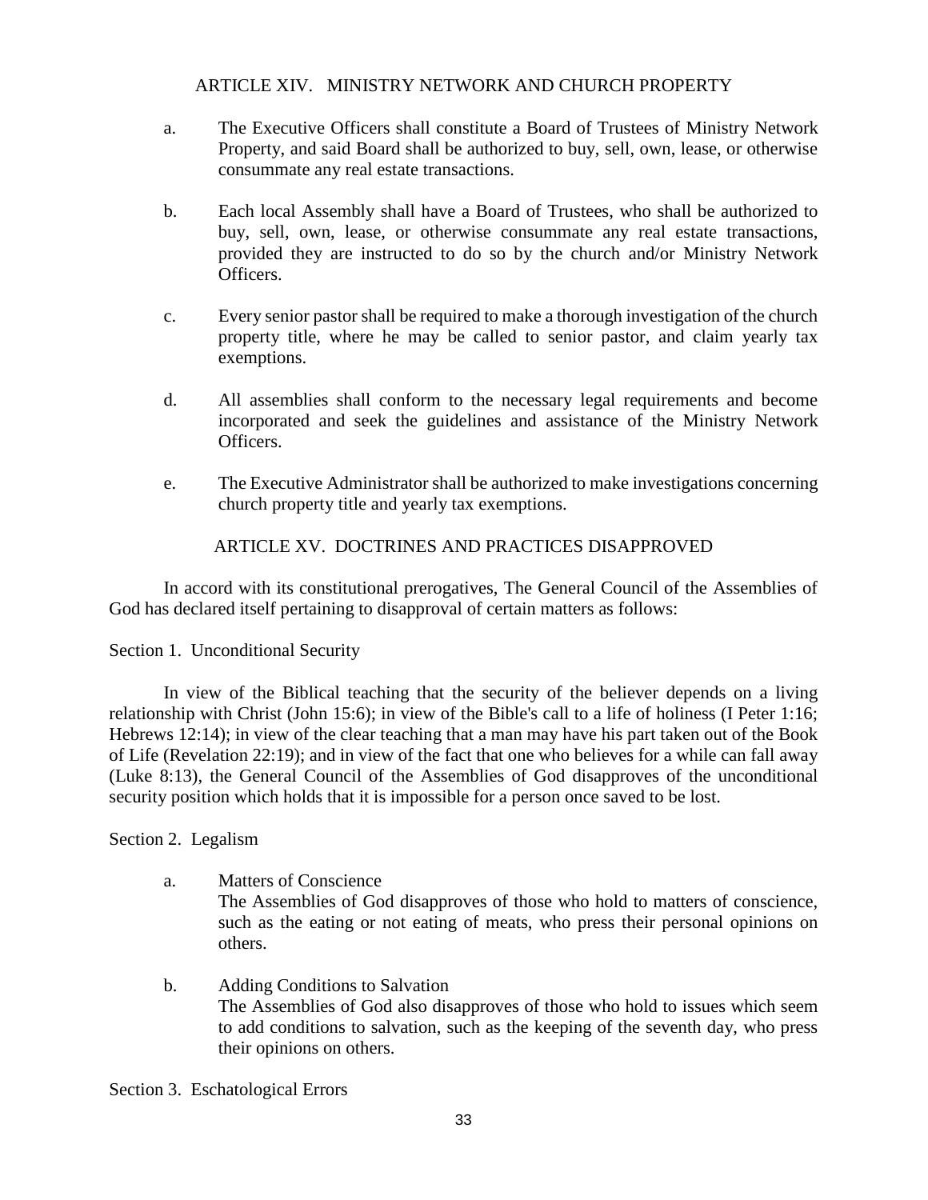## ARTICLE XIV. MINISTRY NETWORK AND CHURCH PROPERTY

a. The Executive Officers shall constitute a Board of Trustees of Ministry Network Property, and said Board shall be authorized to buy, sell, own, lease, or otherwise consummate any real estate transactions.

b. Each local Assembly shall have a Board of Trustees, who shall be authorized to buy, sell, own, lease, or otherwise consummate any real estate transactions, provided they are instructed to do so by the church and/or Ministry Network Officers.

c. Every senior pastor shall be required to make a thorough investigation of the church property title, where he may be called to senior pastor, and claim yearly tax exemptions.

d. All assemblies shall conform to the necessary legal requirements and become incorporated and seek the guidelines and assistance of the Ministry Network Officers.

e. The Executive Administrator shall be authorized to make investigations concerning church property title and yearly tax exemptions.

## ARTICLE XV. DOCTRINES AND PRACTICES DISAPPROVED

In accord with its constitutional prerogatives, The General Council of the Assemblies of God has declared itself pertaining to disapproval of certain matters as follows:

### Section 1. Unconditional Security

In view of the Biblical teaching that the security of the believer depends on a living relationship with Christ (John 15:6); in view of the Bible's call to a life of holiness (I Peter 1:16; Hebrews 12:14); in view of the clear teaching that a man may have his part taken out of the Book of Life (Revelation 22:19); and in view of the fact that one who believes for a while can fall away (Luke 8:13), the General Council of the Assemblies of God disapproves of the unconditional security position which holds that it is impossible for a person once saved to be lost.

### Section 2. Legalism

a. Matters of Conscience
The Assemblies of God disapproves of those who hold to matters of conscience, such as the eating or not eating of meats, who press their personal opinions on others.

b. Adding Conditions to Salvation
The Assemblies of God also disapproves of those who hold to issues which seem to add conditions to salvation, such as the keeping of the seventh day, who press their opinions on others.

### Section 3. Eschatological Errors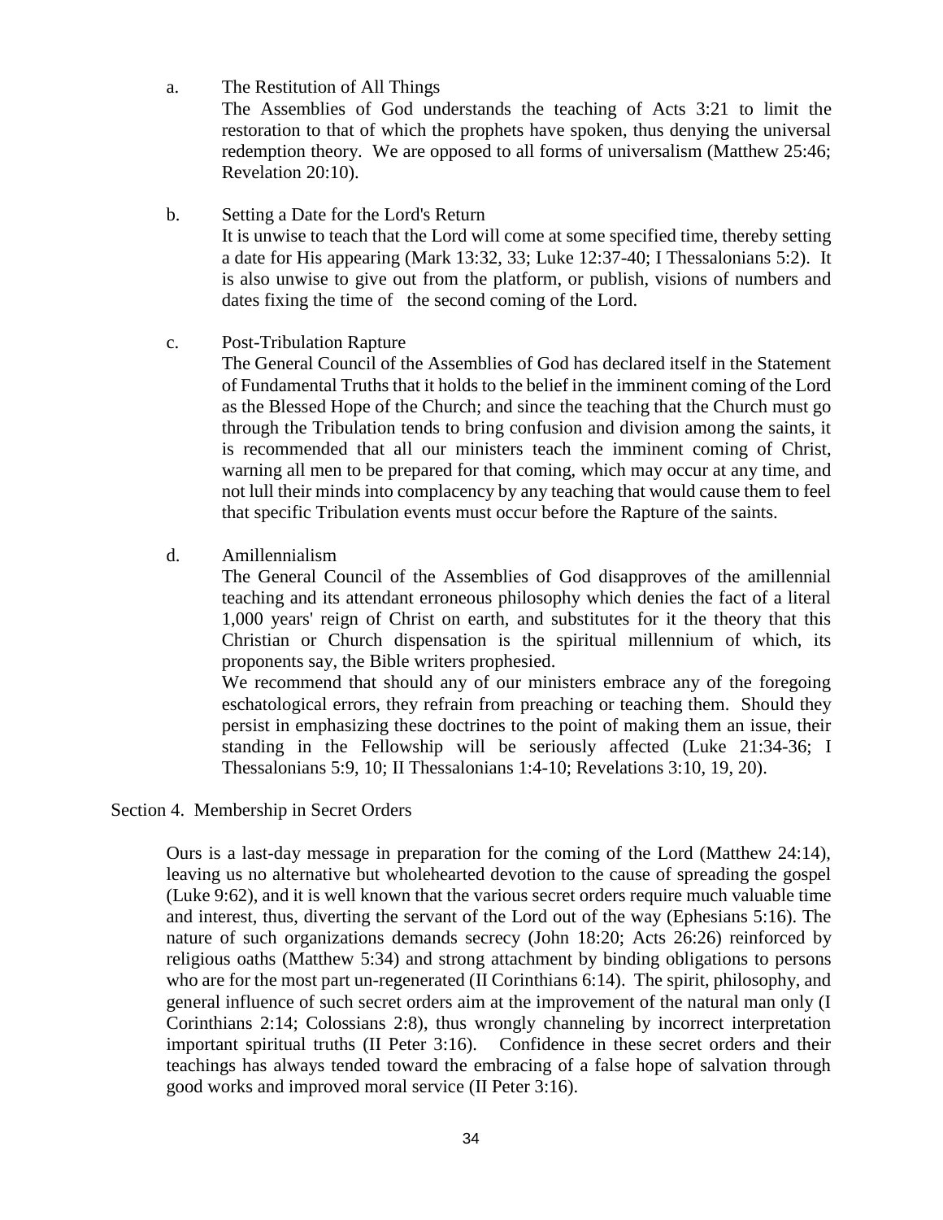a. The Restitution of All Things

The Assemblies of God understands the teaching of Acts 3:21 to limit the restoration to that of which the prophets have spoken, thus denying the universal redemption theory. We are opposed to all forms of universalism (Matthew 25:46; Revelation 20:10).

b. Setting a Date for the Lord's Return

It is unwise to teach that the Lord will come at some specified time, thereby setting a date for His appearing (Mark 13:32, 33; Luke 12:37-40; I Thessalonians 5:2). It is also unwise to give out from the platform, or publish, visions of numbers and dates fixing the time of the second coming of the Lord.

c. Post-Tribulation Rapture

The General Council of the Assemblies of God has declared itself in the Statement of Fundamental Truths that it holds to the belief in the imminent coming of the Lord as the Blessed Hope of the Church; and since the teaching that the Church must go through the Tribulation tends to bring confusion and division among the saints, it is recommended that all our ministers teach the imminent coming of Christ, warning all men to be prepared for that coming, which may occur at any time, and not lull their minds into complacency by any teaching that would cause them to feel that specific Tribulation events must occur before the Rapture of the saints.

d. Amillennialism

The General Council of the Assemblies of God disapproves of the amillennial teaching and its attendant erroneous philosophy which denies the fact of a literal 1,000 years' reign of Christ on earth, and substitutes for it the theory that this Christian or Church dispensation is the spiritual millennium of which, its proponents say, the Bible writers prophesied.

We recommend that should any of our ministers embrace any of the foregoing eschatological errors, they refrain from preaching or teaching them. Should they persist in emphasizing these doctrines to the point of making them an issue, their standing in the Fellowship will be seriously affected (Luke 21:34-36; I Thessalonians 5:9, 10; II Thessalonians 1:4-10; Revelations 3:10, 19, 20).

Section 4. Membership in Secret Orders

Ours is a last-day message in preparation for the coming of the Lord (Matthew 24:14), leaving us no alternative but wholehearted devotion to the cause of spreading the gospel (Luke 9:62), and it is well known that the various secret orders require much valuable time and interest, thus, diverting the servant of the Lord out of the way (Ephesians 5:16). The nature of such organizations demands secrecy (John 18:20; Acts 26:26) reinforced by religious oaths (Matthew 5:34) and strong attachment by binding obligations to persons who are for the most part un-regenerated (II Corinthians 6:14). The spirit, philosophy, and general influence of such secret orders aim at the improvement of the natural man only (I Corinthians 2:14; Colossians 2:8), thus wrongly channeling by incorrect interpretation important spiritual truths (II Peter 3:16). Confidence in these secret orders and their teachings has always tended toward the embracing of a false hope of salvation through good works and improved moral service (II Peter 3:16).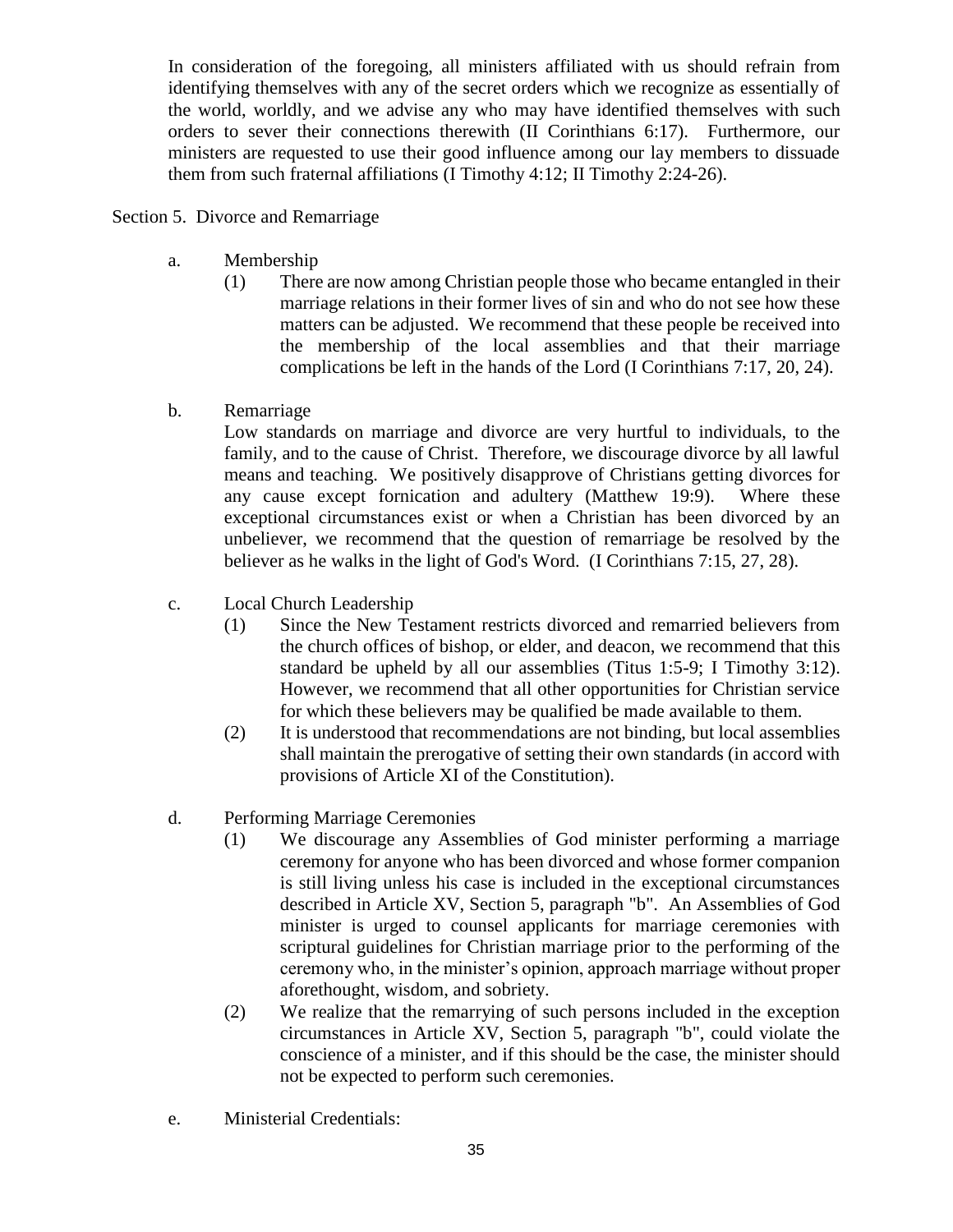In consideration of the foregoing, all ministers affiliated with us should refrain from identifying themselves with any of the secret orders which we recognize as essentially of the world, worldly, and we advise any who may have identified themselves with such orders to sever their connections therewith (II Corinthians 6:17). Furthermore, our ministers are requested to use their good influence among our lay members to dissuade them from such fraternal affiliations (I Timothy 4:12; II Timothy 2:24-26).

Section 5. Divorce and Remarriage

a. Membership

(1) There are now among Christian people those who became entangled in their marriage relations in their former lives of sin and who do not see how these matters can be adjusted. We recommend that these people be received into the membership of the local assemblies and that their marriage complications be left in the hands of the Lord (I Corinthians 7:17, 20, 24).

b. Remarriage

Low standards on marriage and divorce are very hurtful to individuals, to the family, and to the cause of Christ. Therefore, we discourage divorce by all lawful means and teaching. We positively disapprove of Christians getting divorces for any cause except fornication and adultery (Matthew 19:9). Where these exceptional circumstances exist or when a Christian has been divorced by an unbeliever, we recommend that the question of remarriage be resolved by the believer as he walks in the light of God's Word. (I Corinthians 7:15, 27, 28).

c. Local Church Leadership

(1) Since the New Testament restricts divorced and remarried believers from the church offices of bishop, or elder, and deacon, we recommend that this standard be upheld by all our assemblies (Titus 1:5-9; I Timothy 3:12). However, we recommend that all other opportunities for Christian service for which these believers may be qualified be made available to them.

(2) It is understood that recommendations are not binding, but local assemblies shall maintain the prerogative of setting their own standards (in accord with provisions of Article XI of the Constitution).

d. Performing Marriage Ceremonies

(1) We discourage any Assemblies of God minister performing a marriage ceremony for anyone who has been divorced and whose former companion is still living unless his case is included in the exceptional circumstances described in Article XV, Section 5, paragraph "b". An Assemblies of God minister is urged to counsel applicants for marriage ceremonies with scriptural guidelines for Christian marriage prior to the performing of the ceremony who, in the minister's opinion, approach marriage without proper aforethought, wisdom, and sobriety.

(2) We realize that the remarrying of such persons included in the exception circumstances in Article XV, Section 5, paragraph "b", could violate the conscience of a minister, and if this should be the case, the minister should not be expected to perform such ceremonies.

e. Ministerial Credentials: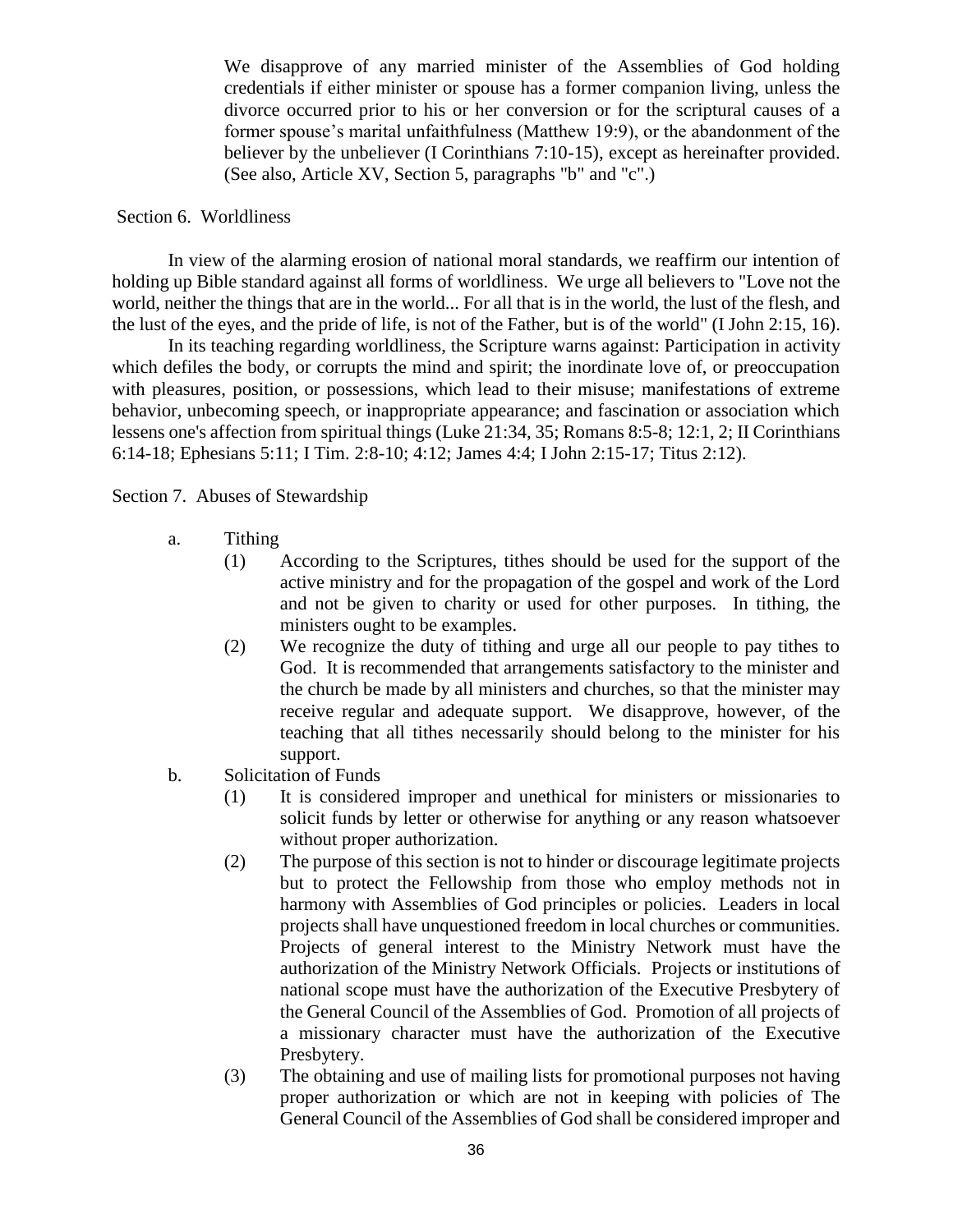We disapprove of any married minister of the Assemblies of God holding credentials if either minister or spouse has a former companion living, unless the divorce occurred prior to his or her conversion or for the scriptural causes of a former spouse's marital unfaithfulness (Matthew 19:9), or the abandonment of the believer by the unbeliever (I Corinthians 7:10-15), except as hereinafter provided. (See also, Article XV, Section 5, paragraphs "b" and "c".)

Section 6. Worldliness

In view of the alarming erosion of national moral standards, we reaffirm our intention of holding up Bible standard against all forms of worldliness. We urge all believers to "Love not the world, neither the things that are in the world... For all that is in the world, the lust of the flesh, and the lust of the eyes, and the pride of life, is not of the Father, but is of the world" (I John 2:15, 16).

In its teaching regarding worldliness, the Scripture warns against: Participation in activity which defiles the body, or corrupts the mind and spirit; the inordinate love of, or preoccupation with pleasures, position, or possessions, which lead to their misuse; manifestations of extreme behavior, unbecoming speech, or inappropriate appearance; and fascination or association which lessens one's affection from spiritual things (Luke 21:34, 35; Romans 8:5-8; 12:1, 2; II Corinthians 6:14-18; Ephesians 5:11; I Tim. 2:8-10; 4:12; James 4:4; I John 2:15-17; Titus 2:12).

Section 7. Abuses of Stewardship

a. Tithing
   (1) According to the Scriptures, tithes should be used for the support of the active ministry and for the propagation of the gospel and work of the Lord and not be given to charity or used for other purposes. In tithing, the ministers ought to be examples.
   (2) We recognize the duty of tithing and urge all our people to pay tithes to God. It is recommended that arrangements satisfactory to the minister and the church be made by all ministers and churches, so that the minister may receive regular and adequate support. We disapprove, however, of the teaching that all tithes necessarily should belong to the minister for his support.

b. Solicitation of Funds
   (1) It is considered improper and unethical for ministers or missionaries to solicit funds by letter or otherwise for anything or any reason whatsoever without proper authorization.
   (2) The purpose of this section is not to hinder or discourage legitimate projects but to protect the Fellowship from those who employ methods not in harmony with Assemblies of God principles or policies. Leaders in local projects shall have unquestioned freedom in local churches or communities. Projects of general interest to the Ministry Network must have the authorization of the Ministry Network Officials. Projects or institutions of national scope must have the authorization of the Executive Presbytery of the General Council of the Assemblies of God. Promotion of all projects of a missionary character must have the authorization of the Executive Presbytery.
   (3) The obtaining and use of mailing lists for promotional purposes not having proper authorization or which are not in keeping with policies of The General Council of the Assemblies of God shall be considered improper and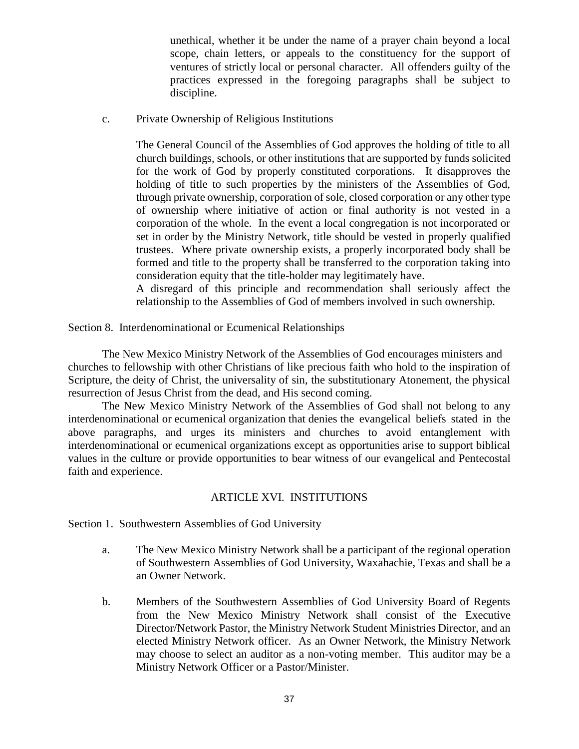unethical, whether it be under the name of a prayer chain beyond a local scope, chain letters, or appeals to the constituency for the support of ventures of strictly local or personal character. All offenders guilty of the practices expressed in the foregoing paragraphs shall be subject to discipline.

c. Private Ownership of Religious Institutions

The General Council of the Assemblies of God approves the holding of title to all church buildings, schools, or other institutions that are supported by funds solicited for the work of God by properly constituted corporations. It disapproves the holding of title to such properties by the ministers of the Assemblies of God, through private ownership, corporation of sole, closed corporation or any other type of ownership where initiative of action or final authority is not vested in a corporation of the whole. In the event a local congregation is not incorporated or set in order by the Ministry Network, title should be vested in properly qualified trustees. Where private ownership exists, a properly incorporated body shall be formed and title to the property shall be transferred to the corporation taking into consideration equity that the title-holder may legitimately have.

A disregard of this principle and recommendation shall seriously affect the relationship to the Assemblies of God of members involved in such ownership.

Section 8. Interdenominational or Ecumenical Relationships

The New Mexico Ministry Network of the Assemblies of God encourages ministers and churches to fellowship with other Christians of like precious faith who hold to the inspiration of Scripture, the deity of Christ, the universality of sin, the substitutionary Atonement, the physical resurrection of Jesus Christ from the dead, and His second coming.

The New Mexico Ministry Network of the Assemblies of God shall not belong to any interdenominational or ecumenical organization that denies the evangelical beliefs stated in the above paragraphs, and urges its ministers and churches to avoid entanglement with interdenominational or ecumenical organizations except as opportunities arise to support biblical values in the culture or provide opportunities to bear witness of our evangelical and Pentecostal faith and experience.

## ARTICLE XVI. INSTITUTIONS

Section 1. Southwestern Assemblies of God University

a. The New Mexico Ministry Network shall be a participant of the regional operation of Southwestern Assemblies of God University, Waxahachie, Texas and shall be a an Owner Network.

b. Members of the Southwestern Assemblies of God University Board of Regents from the New Mexico Ministry Network shall consist of the Executive Director/Network Pastor, the Ministry Network Student Ministries Director, and an elected Ministry Network officer. As an Owner Network, the Ministry Network may choose to select an auditor as a non-voting member. This auditor may be a Ministry Network Officer or a Pastor/Minister.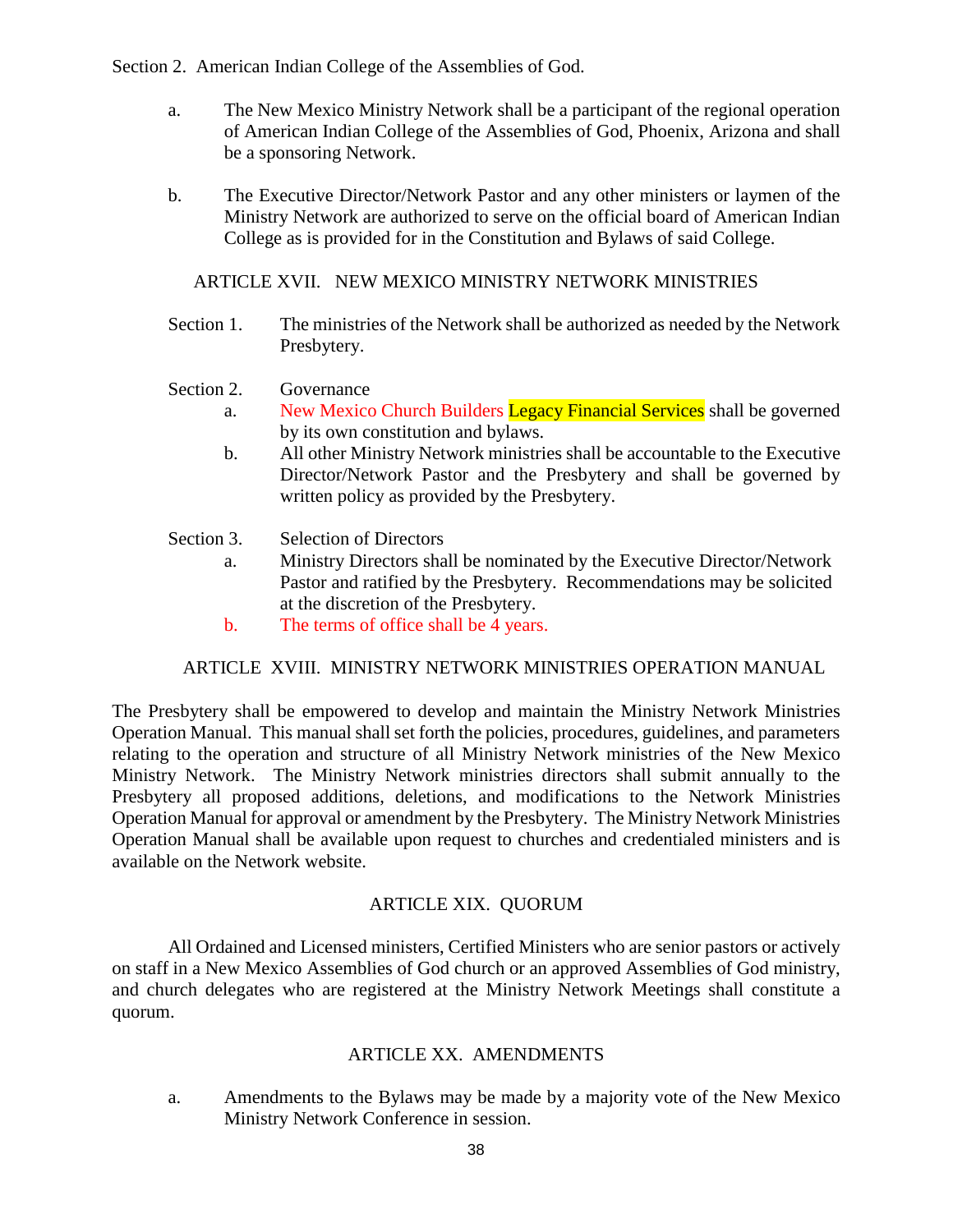Section 2. American Indian College of the Assemblies of God.

a. The New Mexico Ministry Network shall be a participant of the regional operation of American Indian College of the Assemblies of God, Phoenix, Arizona and shall be a sponsoring Network.

b. The Executive Director/Network Pastor and any other ministers or laymen of the Ministry Network are authorized to serve on the official board of American Indian College as is provided for in the Constitution and Bylaws of said College.

## ARTICLE XVII. NEW MEXICO MINISTRY NETWORK MINISTRIES

Section 1. The ministries of the Network shall be authorized as needed by the Network Presbytery.

Section 2. Governance

a. New Mexico Church Builders Legacy Financial Services shall be governed by its own constitution and bylaws.

b. All other Ministry Network ministries shall be accountable to the Executive Director/Network Pastor and the Presbytery and shall be governed by written policy as provided by the Presbytery.

Section 3. Selection of Directors

a. Ministry Directors shall be nominated by the Executive Director/Network Pastor and ratified by the Presbytery. Recommendations may be solicited at the discretion of the Presbytery.

b. The terms of office shall be 4 years.

## ARTICLE XVIII. MINISTRY NETWORK MINISTRIES OPERATION MANUAL

The Presbytery shall be empowered to develop and maintain the Ministry Network Ministries Operation Manual. This manual shall set forth the policies, procedures, guidelines, and parameters relating to the operation and structure of all Ministry Network ministries of the New Mexico Ministry Network. The Ministry Network ministries directors shall submit annually to the Presbytery all proposed additions, deletions, and modifications to the Network Ministries Operation Manual for approval or amendment by the Presbytery. The Ministry Network Ministries Operation Manual shall be available upon request to churches and credentialed ministers and is available on the Network website.

## ARTICLE XIX. QUORUM

All Ordained and Licensed ministers, Certified Ministers who are senior pastors or actively on staff in a New Mexico Assemblies of God church or an approved Assemblies of God ministry, and church delegates who are registered at the Ministry Network Meetings shall constitute a quorum.

## ARTICLE XX. AMENDMENTS

a. Amendments to the Bylaws may be made by a majority vote of the New Mexico Ministry Network Conference in session.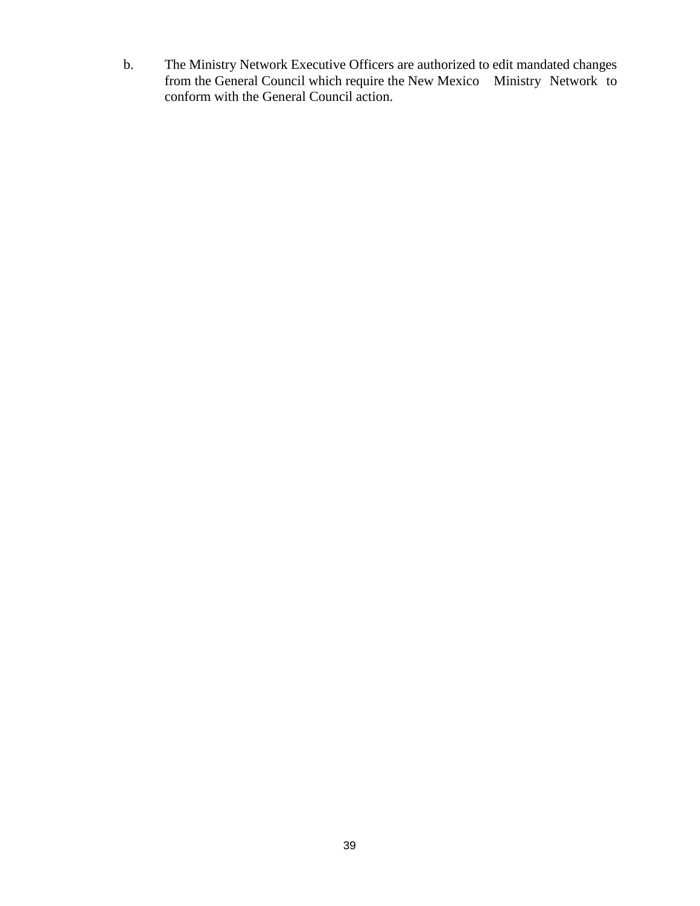b. The Ministry Network Executive Officers are authorized to edit mandated changes from the General Council which require the New Mexico Ministry Network to conform with the General Council action.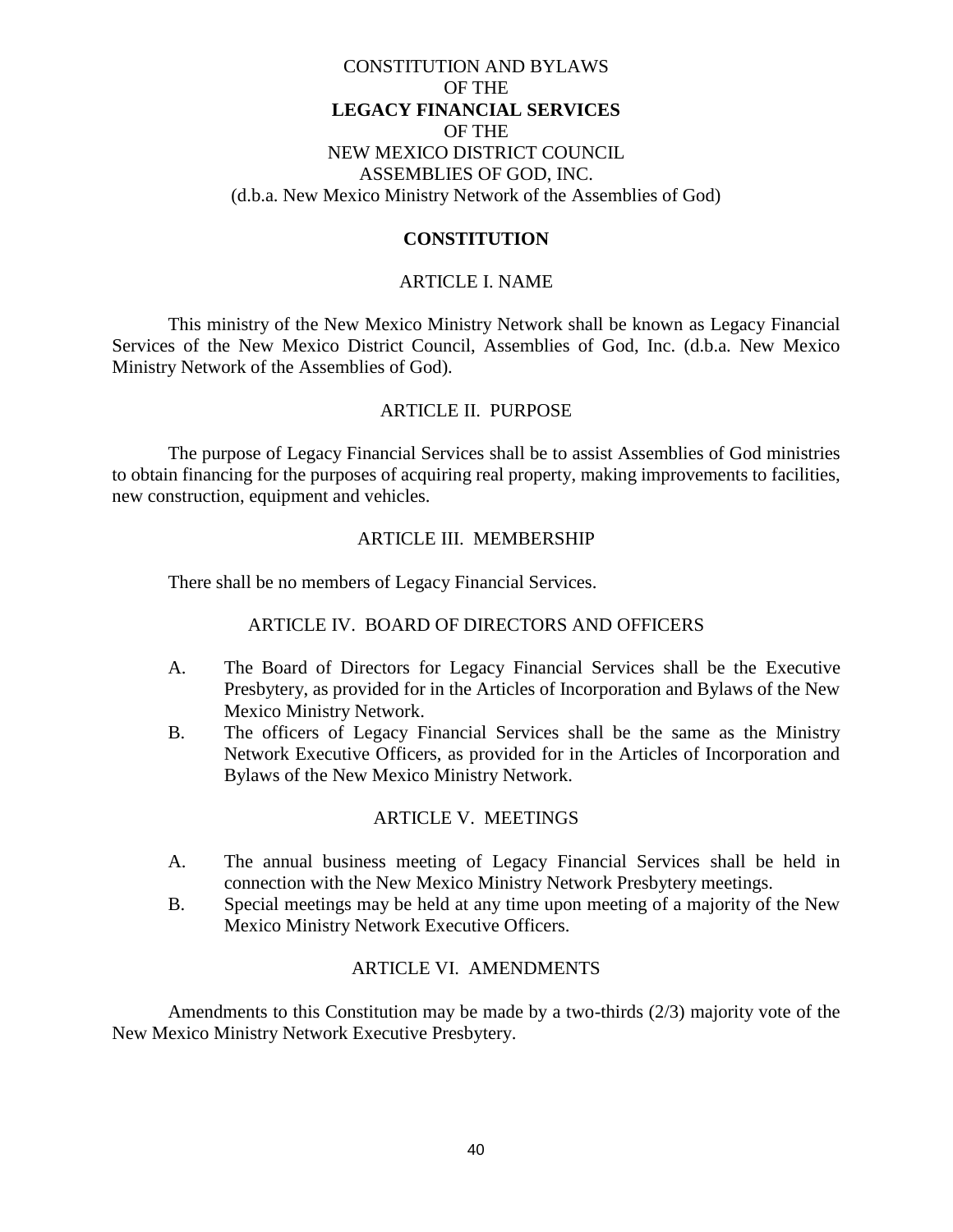CONSTITUTION AND BYLAWS
OF THE
**LEGACY FINANCIAL SERVICES**
OF THE
NEW MEXICO DISTRICT COUNCIL
ASSEMBLIES OF GOD, INC.
(d.b.a. New Mexico Ministry Network of the Assemblies of God)

## CONSTITUTION

### ARTICLE I. NAME

This ministry of the New Mexico Ministry Network shall be known as Legacy Financial Services of the New Mexico District Council, Assemblies of God, Inc. (d.b.a. New Mexico Ministry Network of the Assemblies of God).

### ARTICLE II. PURPOSE

The purpose of Legacy Financial Services shall be to assist Assemblies of God ministries to obtain financing for the purposes of acquiring real property, making improvements to facilities, new construction, equipment and vehicles.

### ARTICLE III. MEMBERSHIP

There shall be no members of Legacy Financial Services.

### ARTICLE IV. BOARD OF DIRECTORS AND OFFICERS

A. The Board of Directors for Legacy Financial Services shall be the Executive Presbytery, as provided for in the Articles of Incorporation and Bylaws of the New Mexico Ministry Network.

B. The officers of Legacy Financial Services shall be the same as the Ministry Network Executive Officers, as provided for in the Articles of Incorporation and Bylaws of the New Mexico Ministry Network.

### ARTICLE V. MEETINGS

A. The annual business meeting of Legacy Financial Services shall be held in connection with the New Mexico Ministry Network Presbytery meetings.

B. Special meetings may be held at any time upon meeting of a majority of the New Mexico Ministry Network Executive Officers.

### ARTICLE VI. AMENDMENTS

Amendments to this Constitution may be made by a two-thirds (2/3) majority vote of the New Mexico Ministry Network Executive Presbytery.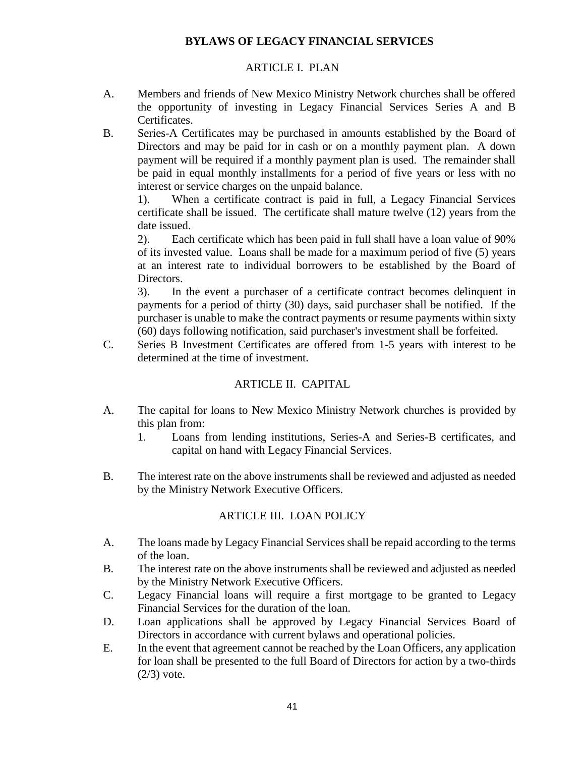# BYLAWS OF LEGACY FINANCIAL SERVICES

## ARTICLE I. PLAN

A. Members and friends of New Mexico Ministry Network churches shall be offered the opportunity of investing in Legacy Financial Services Series A and B Certificates.

B. Series-A Certificates may be purchased in amounts established by the Board of Directors and may be paid for in cash or on a monthly payment plan. A down payment will be required if a monthly payment plan is used. The remainder shall be paid in equal monthly installments for a period of five years or less with no interest or service charges on the unpaid balance.

1). When a certificate contract is paid in full, a Legacy Financial Services certificate shall be issued. The certificate shall mature twelve (12) years from the date issued.

2). Each certificate which has been paid in full shall have a loan value of 90% of its invested value. Loans shall be made for a maximum period of five (5) years at an interest rate to individual borrowers to be established by the Board of Directors.

3). In the event a purchaser of a certificate contract becomes delinquent in payments for a period of thirty (30) days, said purchaser shall be notified. If the purchaser is unable to make the contract payments or resume payments within sixty (60) days following notification, said purchaser's investment shall be forfeited.

C. Series B Investment Certificates are offered from 1-5 years with interest to be determined at the time of investment.

## ARTICLE II. CAPITAL

A. The capital for loans to New Mexico Ministry Network churches is provided by this plan from:

1. Loans from lending institutions, Series-A and Series-B certificates, and capital on hand with Legacy Financial Services.

B. The interest rate on the above instruments shall be reviewed and adjusted as needed by the Ministry Network Executive Officers.

## ARTICLE III. LOAN POLICY

A. The loans made by Legacy Financial Services shall be repaid according to the terms of the loan.

B. The interest rate on the above instruments shall be reviewed and adjusted as needed by the Ministry Network Executive Officers.

C. Legacy Financial loans will require a first mortgage to be granted to Legacy Financial Services for the duration of the loan.

D. Loan applications shall be approved by Legacy Financial Services Board of Directors in accordance with current bylaws and operational policies.

E. In the event that agreement cannot be reached by the Loan Officers, any application for loan shall be presented to the full Board of Directors for action by a two-thirds (2/3) vote.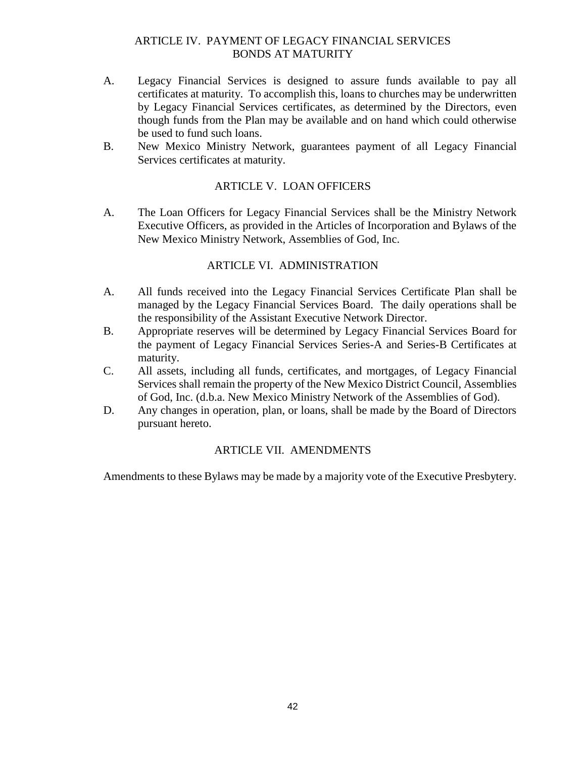## ARTICLE IV. PAYMENT OF LEGACY FINANCIAL SERVICES BONDS AT MATURITY

A. Legacy Financial Services is designed to assure funds available to pay all certificates at maturity. To accomplish this, loans to churches may be underwritten by Legacy Financial Services certificates, as determined by the Directors, even though funds from the Plan may be available and on hand which could otherwise be used to fund such loans.

B. New Mexico Ministry Network, guarantees payment of all Legacy Financial Services certificates at maturity.

## ARTICLE V. LOAN OFFICERS

A. The Loan Officers for Legacy Financial Services shall be the Ministry Network Executive Officers, as provided in the Articles of Incorporation and Bylaws of the New Mexico Ministry Network, Assemblies of God, Inc.

## ARTICLE VI. ADMINISTRATION

A. All funds received into the Legacy Financial Services Certificate Plan shall be managed by the Legacy Financial Services Board. The daily operations shall be the responsibility of the Assistant Executive Network Director.

B. Appropriate reserves will be determined by Legacy Financial Services Board for the payment of Legacy Financial Services Series-A and Series-B Certificates at maturity.

C. All assets, including all funds, certificates, and mortgages, of Legacy Financial Services shall remain the property of the New Mexico District Council, Assemblies of God, Inc. (d.b.a. New Mexico Ministry Network of the Assemblies of God).

D. Any changes in operation, plan, or loans, shall be made by the Board of Directors pursuant hereto.

## ARTICLE VII. AMENDMENTS

Amendments to these Bylaws may be made by a majority vote of the Executive Presbytery.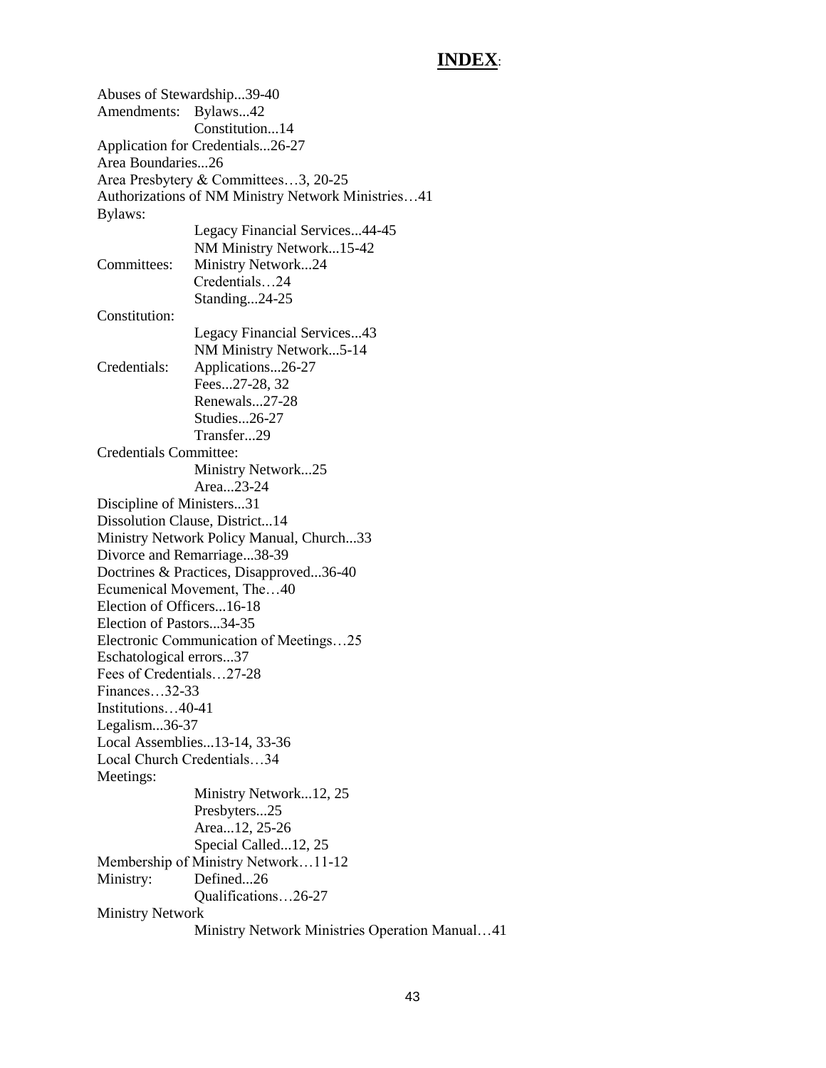# **INDEX**:

Abuses of Stewardship...39-40
Amendments: Bylaws...42
  Constitution...14
Application for Credentials...26-27
Area Boundaries...26
Area Presbytery & Committees…3, 20-25
Authorizations of NM Ministry Network Ministries…41
Bylaws:
  Legacy Financial Services...44-45
  NM Ministry Network...15-42
Committees: Ministry Network...24
  Credentials…24
  Standing...24-25
Constitution:
  Legacy Financial Services...43
  NM Ministry Network...5-14
Credentials: Applications...26-27
  Fees...27-28, 32
  Renewals...27-28
  Studies...26-27
  Transfer...29
Credentials Committee:
  Ministry Network...25
  Area...23-24
Discipline of Ministers...31
Dissolution Clause, District...14
Ministry Network Policy Manual, Church...33
Divorce and Remarriage...38-39
Doctrines & Practices, Disapproved...36-40
Ecumenical Movement, The…40
Election of Officers...16-18
Election of Pastors...34-35
Electronic Communication of Meetings…25
Eschatological errors...37
Fees of Credentials…27-28
Finances…32-33
Institutions…40-41
Legalism...36-37
Local Assemblies...13-14, 33-36
Local Church Credentials…34
Meetings:
  Ministry Network...12, 25
  Presbyters...25
  Area...12, 25-26
  Special Called...12, 25
Membership of Ministry Network…11-12
Ministry: Defined...26
  Qualifications…26-27
Ministry Network
  Ministry Network Ministries Operation Manual…41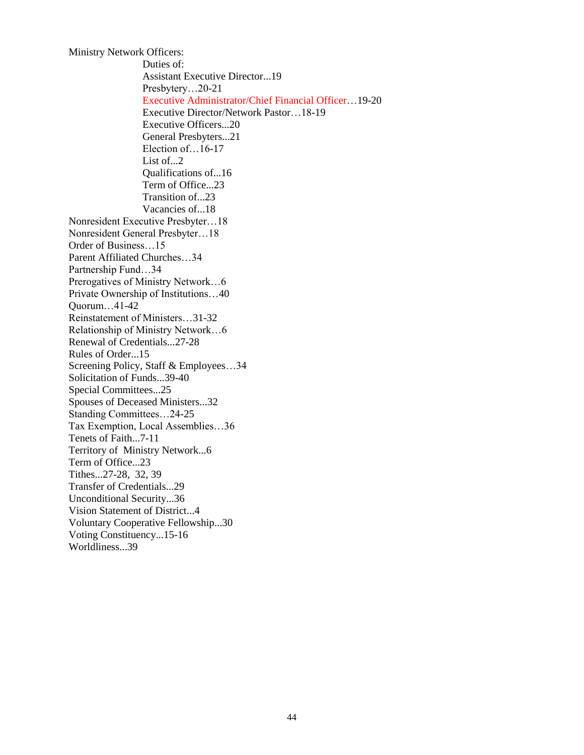Ministry Network Officers:

- Duties of:
- Assistant Executive Director...19
- Presbytery…20-21
- Executive Administrator/Chief Financial Officer…19-20
- Executive Director/Network Pastor…18-19
- Executive Officers...20
- General Presbyters...21
- Election of…16-17
- List of...2
- Qualifications of...16
- Term of Office...23
- Transition of...23
- Vacancies of...18

Nonresident Executive Presbyter…18
Nonresident General Presbyter…18
Order of Business…15
Parent Affiliated Churches…34
Partnership Fund…34
Prerogatives of Ministry Network…6
Private Ownership of Institutions…40
Quorum…41-42
Reinstatement of Ministers…31-32
Relationship of Ministry Network…6
Renewal of Credentials...27-28
Rules of Order...15
Screening Policy, Staff & Employees…34
Solicitation of Funds...39-40
Special Committees...25
Spouses of Deceased Ministers...32
Standing Committees…24-25
Tax Exemption, Local Assemblies…36
Tenets of Faith...7-11
Territory of Ministry Network...6
Term of Office...23
Tithes...27-28, 32, 39
Transfer of Credentials...29
Unconditional Security...36
Vision Statement of District...4
Voluntary Cooperative Fellowship...30
Voting Constituency...15-16
Worldliness...39